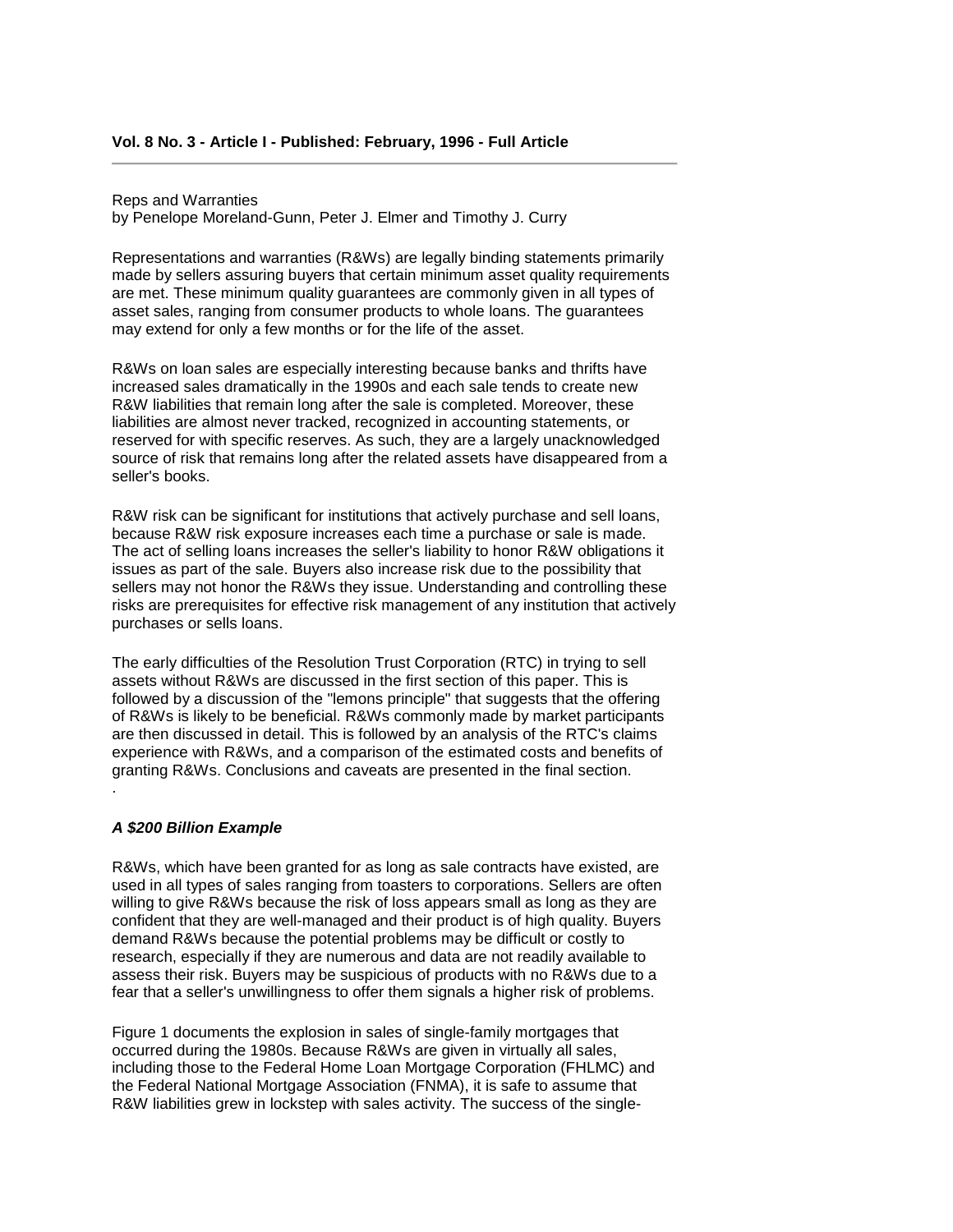**Vol. 8 No. 3 - Article I - Published: February, 1996 - Full Article**

---

Reps and Warranties
by Penelope Moreland-Gunn, Peter J. Elmer and Timothy J. Curry

Representations and warranties (R&Ws) are legally binding statements primarily made by sellers assuring buyers that certain minimum asset quality requirements are met. These minimum quality guarantees are commonly given in all types of asset sales, ranging from consumer products to whole loans. The guarantees may extend for only a few months or for the life of the asset.

R&Ws on loan sales are especially interesting because banks and thrifts have increased sales dramatically in the 1990s and each sale tends to create new R&W liabilities that remain long after the sale is completed. Moreover, these liabilities are almost never tracked, recognized in accounting statements, or reserved for with specific reserves. As such, they are a largely unacknowledged source of risk that remains long after the related assets have disappeared from a seller's books.

R&W risk can be significant for institutions that actively purchase and sell loans, because R&W risk exposure increases each time a purchase or sale is made. The act of selling loans increases the seller's liability to honor R&W obligations it issues as part of the sale. Buyers also increase risk due to the possibility that sellers may not honor the R&Ws they issue. Understanding and controlling these risks are prerequisites for effective risk management of any institution that actively purchases or sells loans.

The early difficulties of the Resolution Trust Corporation (RTC) in trying to sell assets without R&Ws are discussed in the first section of this paper. This is followed by a discussion of the "lemons principle" that suggests that the offering of R&Ws is likely to be beneficial. R&Ws commonly made by market participants are then discussed in detail. This is followed by an analysis of the RTC's claims experience with R&Ws, and a comparison of the estimated costs and benefits of granting R&Ws. Conclusions and caveats are presented in the final section.
.

***A $200 Billion Example***

R&Ws, which have been granted for as long as sale contracts have existed, are used in all types of sales ranging from toasters to corporations. Sellers are often willing to give R&Ws because the risk of loss appears small as long as they are confident that they are well-managed and their product is of high quality. Buyers demand R&Ws because the potential problems may be difficult or costly to research, especially if they are numerous and data are not readily available to assess their risk. Buyers may be suspicious of products with no R&Ws due to a fear that a seller's unwillingness to offer them signals a higher risk of problems.

Figure 1 documents the explosion in sales of single-family mortgages that occurred during the 1980s. Because R&Ws are given in virtually all sales, including those to the Federal Home Loan Mortgage Corporation (FHLMC) and the Federal National Mortgage Association (FNMA), it is safe to assume that R&W liabilities grew in lockstep with sales activity. The success of the single-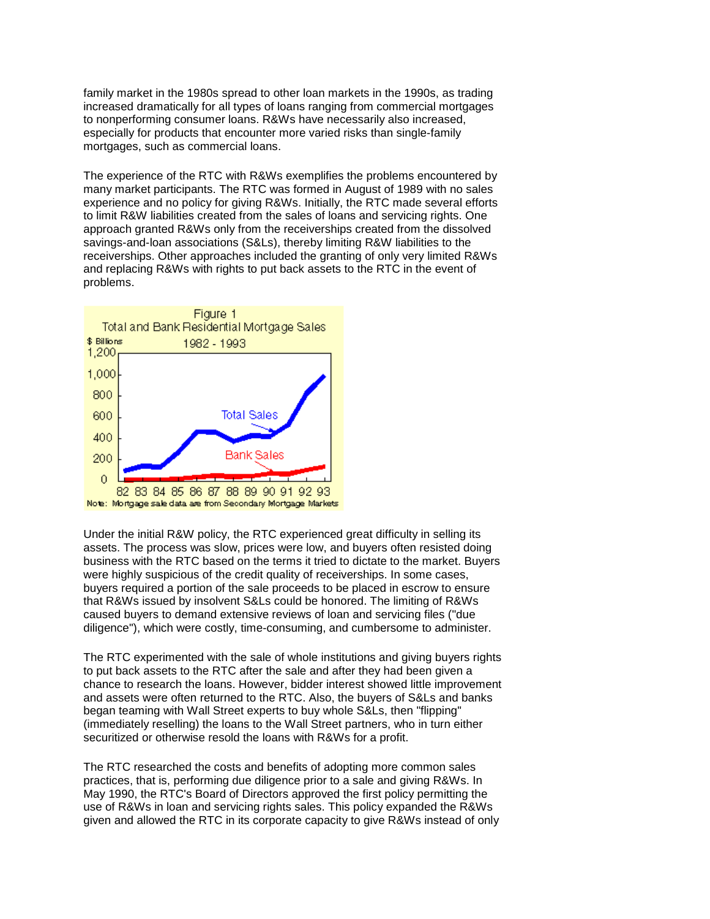family market in the 1980s spread to other loan markets in the 1990s, as trading increased dramatically for all types of loans ranging from commercial mortgages to nonperforming consumer loans. R&Ws have necessarily also increased, especially for products that encounter more varied risks than single-family mortgages, such as commercial loans.

The experience of the RTC with R&Ws exemplifies the problems encountered by many market participants. The RTC was formed in August of 1989 with no sales experience and no policy for giving R&Ws. Initially, the RTC made several efforts to limit R&W liabilities created from the sales of loans and servicing rights. One approach granted R&Ws only from the receiverships created from the dissolved savings-and-loan associations (S&Ls), thereby limiting R&W liabilities to the receiverships. Other approaches included the granting of only very limited R&Ws and replacing R&Ws with rights to put back assets to the RTC in the event of problems.

Figure 1
Total and Bank Residential Mortgage Sales
1982 - 1993

Note: Mortgage sale data are from Secondary Mortgage Markets

Under the initial R&W policy, the RTC experienced great difficulty in selling its assets. The process was slow, prices were low, and buyers often resisted doing business with the RTC based on the terms it tried to dictate to the market. Buyers were highly suspicious of the credit quality of receiverships. In some cases, buyers required a portion of the sale proceeds to be placed in escrow to ensure that R&Ws issued by insolvent S&Ls could be honored. The limiting of R&Ws caused buyers to demand extensive reviews of loan and servicing files ("due diligence"), which were costly, time-consuming, and cumbersome to administer.

The RTC experimented with the sale of whole institutions and giving buyers rights to put back assets to the RTC after the sale and after they had been given a chance to research the loans. However, bidder interest showed little improvement and assets were often returned to the RTC. Also, the buyers of S&Ls and banks began teaming with Wall Street experts to buy whole S&Ls, then "flipping" (immediately reselling) the loans to the Wall Street partners, who in turn either securitized or otherwise resold the loans with R&Ws for a profit.

The RTC researched the costs and benefits of adopting more common sales practices, that is, performing due diligence prior to a sale and giving R&Ws. In May 1990, the RTC's Board of Directors approved the first policy permitting the use of R&Ws in loan and servicing rights sales. This policy expanded the R&Ws given and allowed the RTC in its corporate capacity to give R&Ws instead of only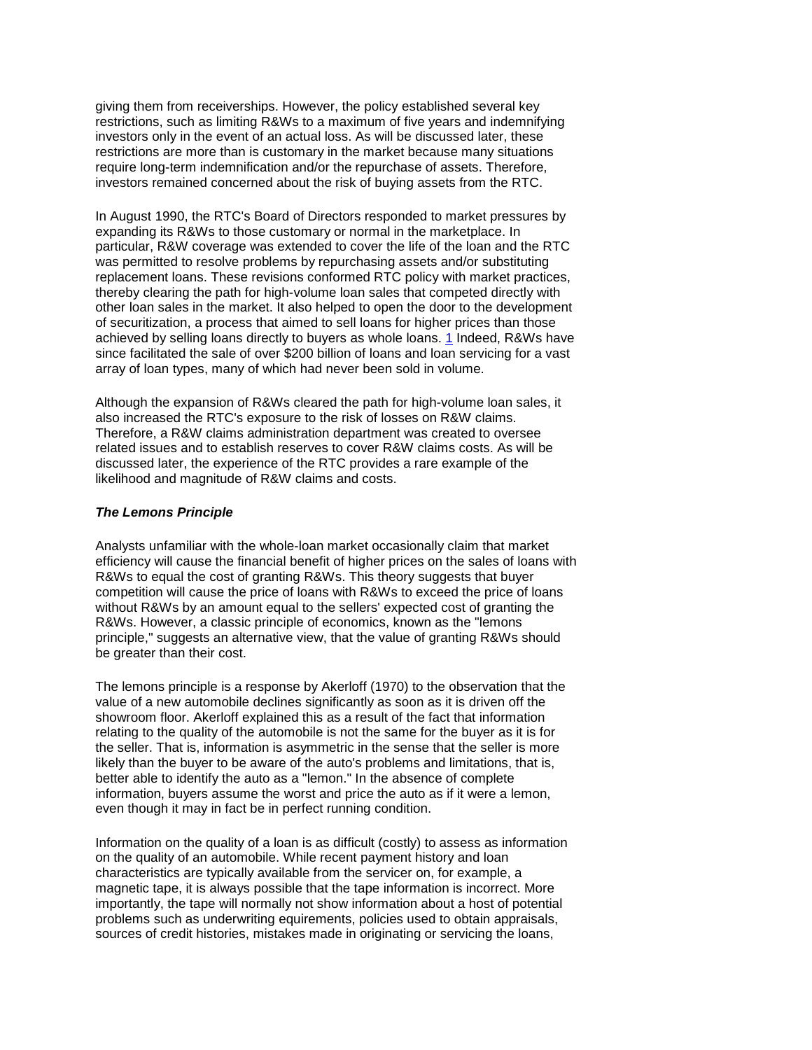giving them from receiverships. However, the policy established several key restrictions, such as limiting R&Ws to a maximum of five years and indemnifying investors only in the event of an actual loss. As will be discussed later, these restrictions are more than is customary in the market because many situations require long-term indemnification and/or the repurchase of assets. Therefore, investors remained concerned about the risk of buying assets from the RTC.

In August 1990, the RTC's Board of Directors responded to market pressures by expanding its R&Ws to those customary or normal in the marketplace. In particular, R&W coverage was extended to cover the life of the loan and the RTC was permitted to resolve problems by repurchasing assets and/or substituting replacement loans. These revisions conformed RTC policy with market practices, thereby clearing the path for high-volume loan sales that competed directly with other loan sales in the market. It also helped to open the door to the development of securitization, a process that aimed to sell loans for higher prices than those achieved by selling loans directly to buyers as whole loans. [1] Indeed, R&Ws have since facilitated the sale of over $200 billion of loans and loan servicing for a vast array of loan types, many of which had never been sold in volume.

Although the expansion of R&Ws cleared the path for high-volume loan sales, it also increased the RTC's exposure to the risk of losses on R&W claims. Therefore, a R&W claims administration department was created to oversee related issues and to establish reserves to cover R&W claims costs. As will be discussed later, the experience of the RTC provides a rare example of the likelihood and magnitude of R&W claims and costs.

### *The Lemons Principle*

Analysts unfamiliar with the whole-loan market occasionally claim that market efficiency will cause the financial benefit of higher prices on the sales of loans with R&Ws to equal the cost of granting R&Ws. This theory suggests that buyer competition will cause the price of loans with R&Ws to exceed the price of loans without R&Ws by an amount equal to the sellers' expected cost of granting the R&Ws. However, a classic principle of economics, known as the "lemons principle," suggests an alternative view, that the value of granting R&Ws should be greater than their cost.

The lemons principle is a response by Akerloff (1970) to the observation that the value of a new automobile declines significantly as soon as it is driven off the showroom floor. Akerloff explained this as a result of the fact that information relating to the quality of the automobile is not the same for the buyer as it is for the seller. That is, information is asymmetric in the sense that the seller is more likely than the buyer to be aware of the auto's problems and limitations, that is, better able to identify the auto as a "lemon." In the absence of complete information, buyers assume the worst and price the auto as if it were a lemon, even though it may in fact be in perfect running condition.

Information on the quality of a loan is as difficult (costly) to assess as information on the quality of an automobile. While recent payment history and loan characteristics are typically available from the servicer on, for example, a magnetic tape, it is always possible that the tape information is incorrect. More importantly, the tape will normally not show information about a host of potential problems such as underwriting equirements, policies used to obtain appraisals, sources of credit histories, mistakes made in originating or servicing the loans,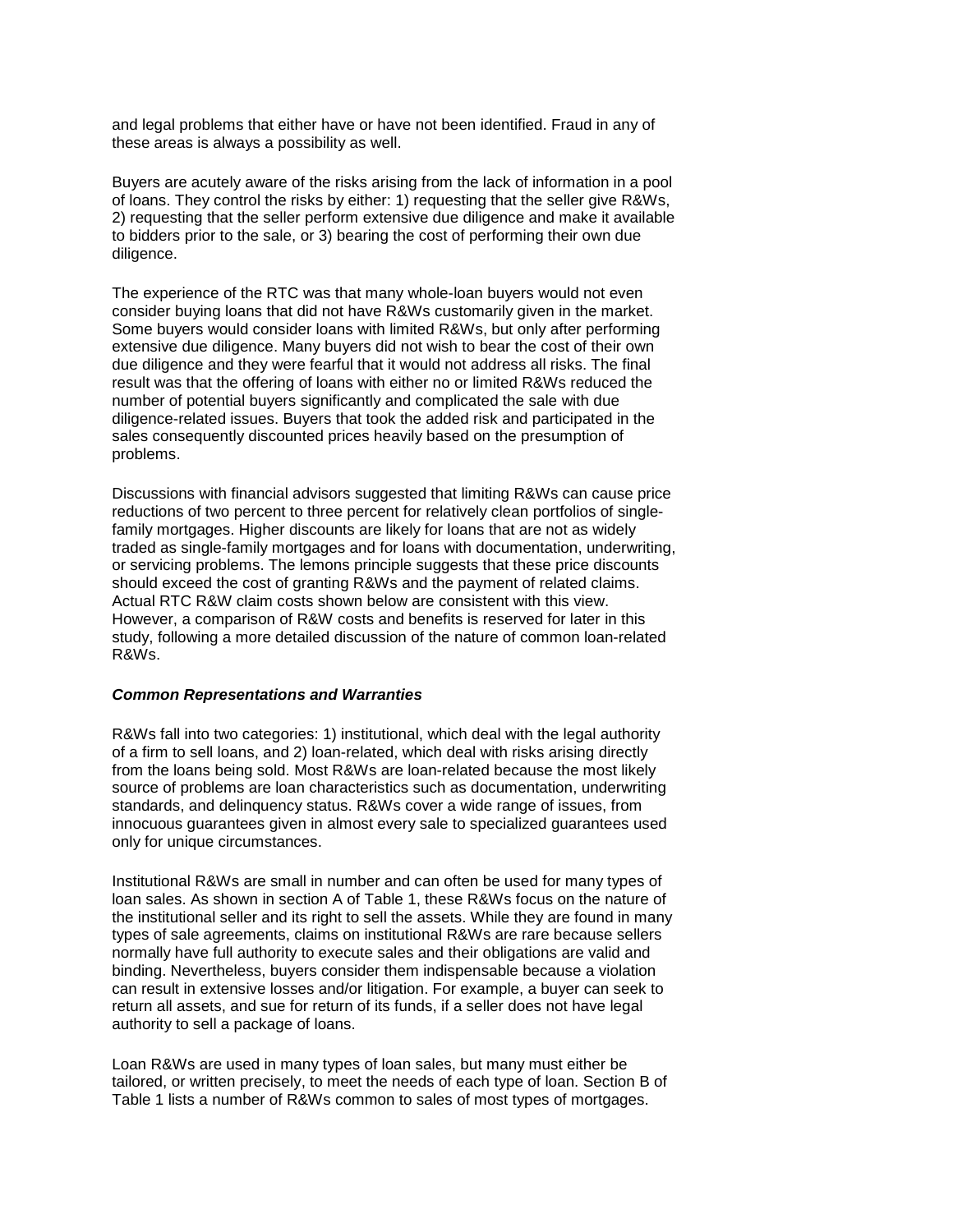and legal problems that either have or have not been identified. Fraud in any of these areas is always a possibility as well.

Buyers are acutely aware of the risks arising from the lack of information in a pool of loans. They control the risks by either: 1) requesting that the seller give R&Ws, 2) requesting that the seller perform extensive due diligence and make it available to bidders prior to the sale, or 3) bearing the cost of performing their own due diligence.

The experience of the RTC was that many whole-loan buyers would not even consider buying loans that did not have R&Ws customarily given in the market. Some buyers would consider loans with limited R&Ws, but only after performing extensive due diligence. Many buyers did not wish to bear the cost of their own due diligence and they were fearful that it would not address all risks. The final result was that the offering of loans with either no or limited R&Ws reduced the number of potential buyers significantly and complicated the sale with due diligence-related issues. Buyers that took the added risk and participated in the sales consequently discounted prices heavily based on the presumption of problems.

Discussions with financial advisors suggested that limiting R&Ws can cause price reductions of two percent to three percent for relatively clean portfolios of single-family mortgages. Higher discounts are likely for loans that are not as widely traded as single-family mortgages and for loans with documentation, underwriting, or servicing problems. The lemons principle suggests that these price discounts should exceed the cost of granting R&Ws and the payment of related claims. Actual RTC R&W claim costs shown below are consistent with this view. However, a comparison of R&W costs and benefits is reserved for later in this study, following a more detailed discussion of the nature of common loan-related R&Ws.

***Common Representations and Warranties***

R&Ws fall into two categories: 1) institutional, which deal with the legal authority of a firm to sell loans, and 2) loan-related, which deal with risks arising directly from the loans being sold. Most R&Ws are loan-related because the most likely source of problems are loan characteristics such as documentation, underwriting standards, and delinquency status. R&Ws cover a wide range of issues, from innocuous guarantees given in almost every sale to specialized guarantees used only for unique circumstances.

Institutional R&Ws are small in number and can often be used for many types of loan sales. As shown in section A of Table 1, these R&Ws focus on the nature of the institutional seller and its right to sell the assets. While they are found in many types of sale agreements, claims on institutional R&Ws are rare because sellers normally have full authority to execute sales and their obligations are valid and binding. Nevertheless, buyers consider them indispensable because a violation can result in extensive losses and/or litigation. For example, a buyer can seek to return all assets, and sue for return of its funds, if a seller does not have legal authority to sell a package of loans.

Loan R&Ws are used in many types of loan sales, but many must either be tailored, or written precisely, to meet the needs of each type of loan. Section B of Table 1 lists a number of R&Ws common to sales of most types of mortgages.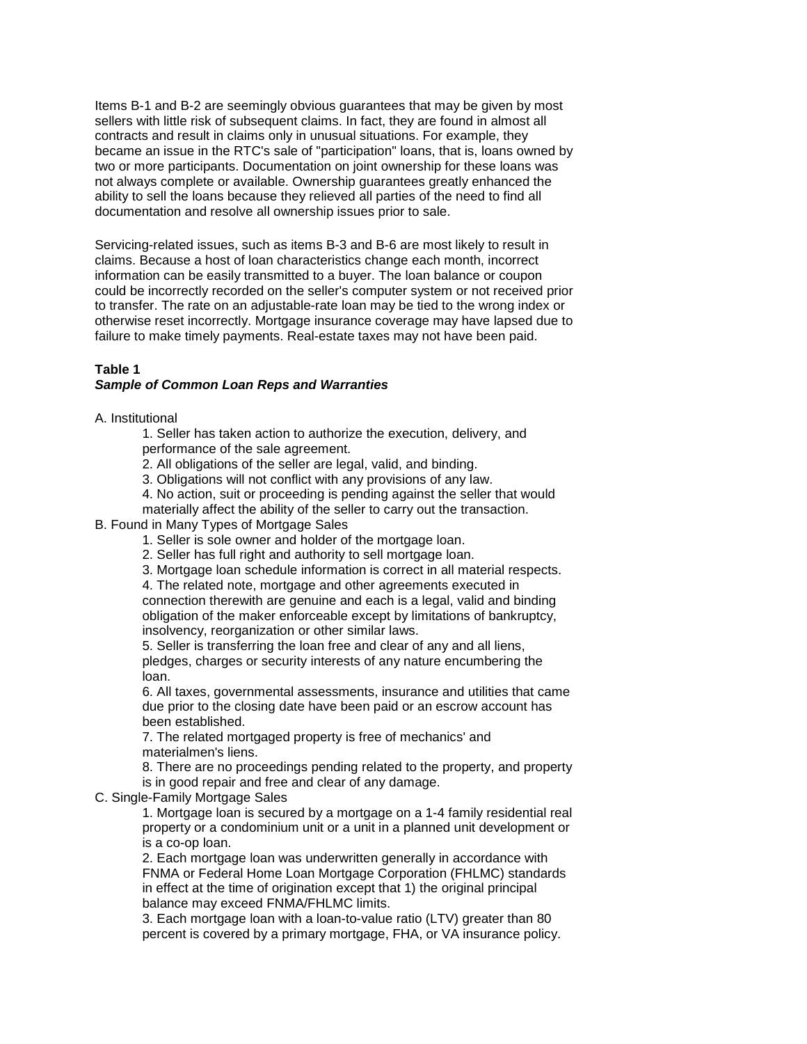Items B-1 and B-2 are seemingly obvious guarantees that may be given by most sellers with little risk of subsequent claims. In fact, they are found in almost all contracts and result in claims only in unusual situations. For example, they became an issue in the RTC's sale of "participation" loans, that is, loans owned by two or more participants. Documentation on joint ownership for these loans was not always complete or available. Ownership guarantees greatly enhanced the ability to sell the loans because they relieved all parties of the need to find all documentation and resolve all ownership issues prior to sale.

Servicing-related issues, such as items B-3 and B-6 are most likely to result in claims. Because a host of loan characteristics change each month, incorrect information can be easily transmitted to a buyer. The loan balance or coupon could be incorrectly recorded on the seller's computer system or not received prior to transfer. The rate on an adjustable-rate loan may be tied to the wrong index or otherwise reset incorrectly. Mortgage insurance coverage may have lapsed due to failure to make timely payments. Real-estate taxes may not have been paid.

**Table 1**
***Sample of Common Loan Reps and Warranties***

A. Institutional

1. Seller has taken action to authorize the execution, delivery, and performance of the sale agreement.
2. All obligations of the seller are legal, valid, and binding.
3. Obligations will not conflict with any provisions of any law.
4. No action, suit or proceeding is pending against the seller that would materially affect the ability of the seller to carry out the transaction.

B. Found in Many Types of Mortgage Sales

1. Seller is sole owner and holder of the mortgage loan.
2. Seller has full right and authority to sell mortgage loan.
3. Mortgage loan schedule information is correct in all material respects.
4. The related note, mortgage and other agreements executed in connection therewith are genuine and each is a legal, valid and binding obligation of the maker enforceable except by limitations of bankruptcy, insolvency, reorganization or other similar laws.
5. Seller is transferring the loan free and clear of any and all liens, pledges, charges or security interests of any nature encumbering the loan.
6. All taxes, governmental assessments, insurance and utilities that came due prior to the closing date have been paid or an escrow account has been established.
7. The related mortgaged property is free of mechanics' and materialmen's liens.
8. There are no proceedings pending related to the property, and property is in good repair and free and clear of any damage.

C. Single-Family Mortgage Sales

1. Mortgage loan is secured by a mortgage on a 1-4 family residential real property or a condominium unit or a unit in a planned unit development or is a co-op loan.
2. Each mortgage loan was underwritten generally in accordance with FNMA or Federal Home Loan Mortgage Corporation (FHLMC) standards in effect at the time of origination except that 1) the original principal balance may exceed FNMA/FHLMC limits.
3. Each mortgage loan with a loan-to-value ratio (LTV) greater than 80 percent is covered by a primary mortgage, FHA, or VA insurance policy.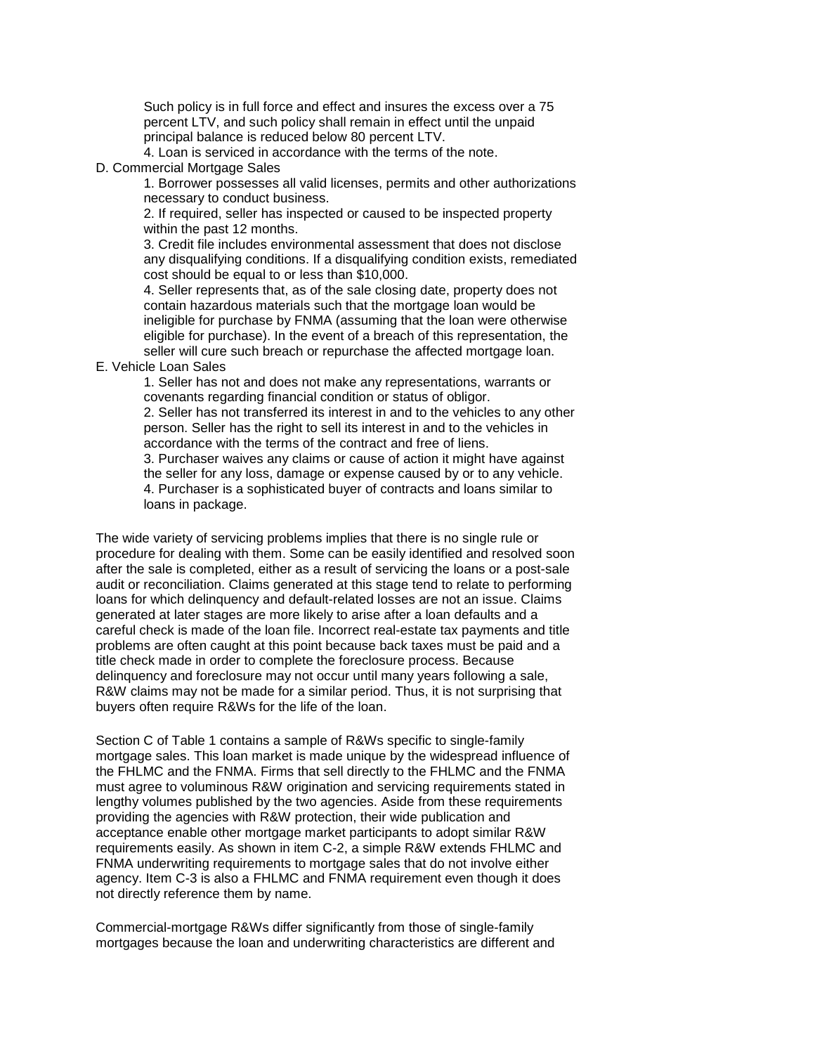Such policy is in full force and effect and insures the excess over a 75 percent LTV, and such policy shall remain in effect until the unpaid principal balance is reduced below 80 percent LTV.

4. Loan is serviced in accordance with the terms of the note.

D. Commercial Mortgage Sales

1. Borrower possesses all valid licenses, permits and other authorizations necessary to conduct business.

2. If required, seller has inspected or caused to be inspected property within the past 12 months.

3. Credit file includes environmental assessment that does not disclose any disqualifying conditions. If a disqualifying condition exists, remediated cost should be equal to or less than $10,000.

4. Seller represents that, as of the sale closing date, property does not contain hazardous materials such that the mortgage loan would be ineligible for purchase by FNMA (assuming that the loan were otherwise eligible for purchase). In the event of a breach of this representation, the seller will cure such breach or repurchase the affected mortgage loan.

E. Vehicle Loan Sales

1. Seller has not and does not make any representations, warrants or covenants regarding financial condition or status of obligor.

2. Seller has not transferred its interest in and to the vehicles to any other person. Seller has the right to sell its interest in and to the vehicles in accordance with the terms of the contract and free of liens.

3. Purchaser waives any claims or cause of action it might have against the seller for any loss, damage or expense caused by or to any vehicle.

4. Purchaser is a sophisticated buyer of contracts and loans similar to loans in package.

The wide variety of servicing problems implies that there is no single rule or procedure for dealing with them. Some can be easily identified and resolved soon after the sale is completed, either as a result of servicing the loans or a post-sale audit or reconciliation. Claims generated at this stage tend to relate to performing loans for which delinquency and default-related losses are not an issue. Claims generated at later stages are more likely to arise after a loan defaults and a careful check is made of the loan file. Incorrect real-estate tax payments and title problems are often caught at this point because back taxes must be paid and a title check made in order to complete the foreclosure process. Because delinquency and foreclosure may not occur until many years following a sale, R&W claims may not be made for a similar period. Thus, it is not surprising that buyers often require R&Ws for the life of the loan.

Section C of Table 1 contains a sample of R&Ws specific to single-family mortgage sales. This loan market is made unique by the widespread influence of the FHLMC and the FNMA. Firms that sell directly to the FHLMC and the FNMA must agree to voluminous R&W origination and servicing requirements stated in lengthy volumes published by the two agencies. Aside from these requirements providing the agencies with R&W protection, their wide publication and acceptance enable other mortgage market participants to adopt similar R&W requirements easily. As shown in item C-2, a simple R&W extends FHLMC and FNMA underwriting requirements to mortgage sales that do not involve either agency. Item C-3 is also a FHLMC and FNMA requirement even though it does not directly reference them by name.

Commercial-mortgage R&Ws differ significantly from those of single-family mortgages because the loan and underwriting characteristics are different and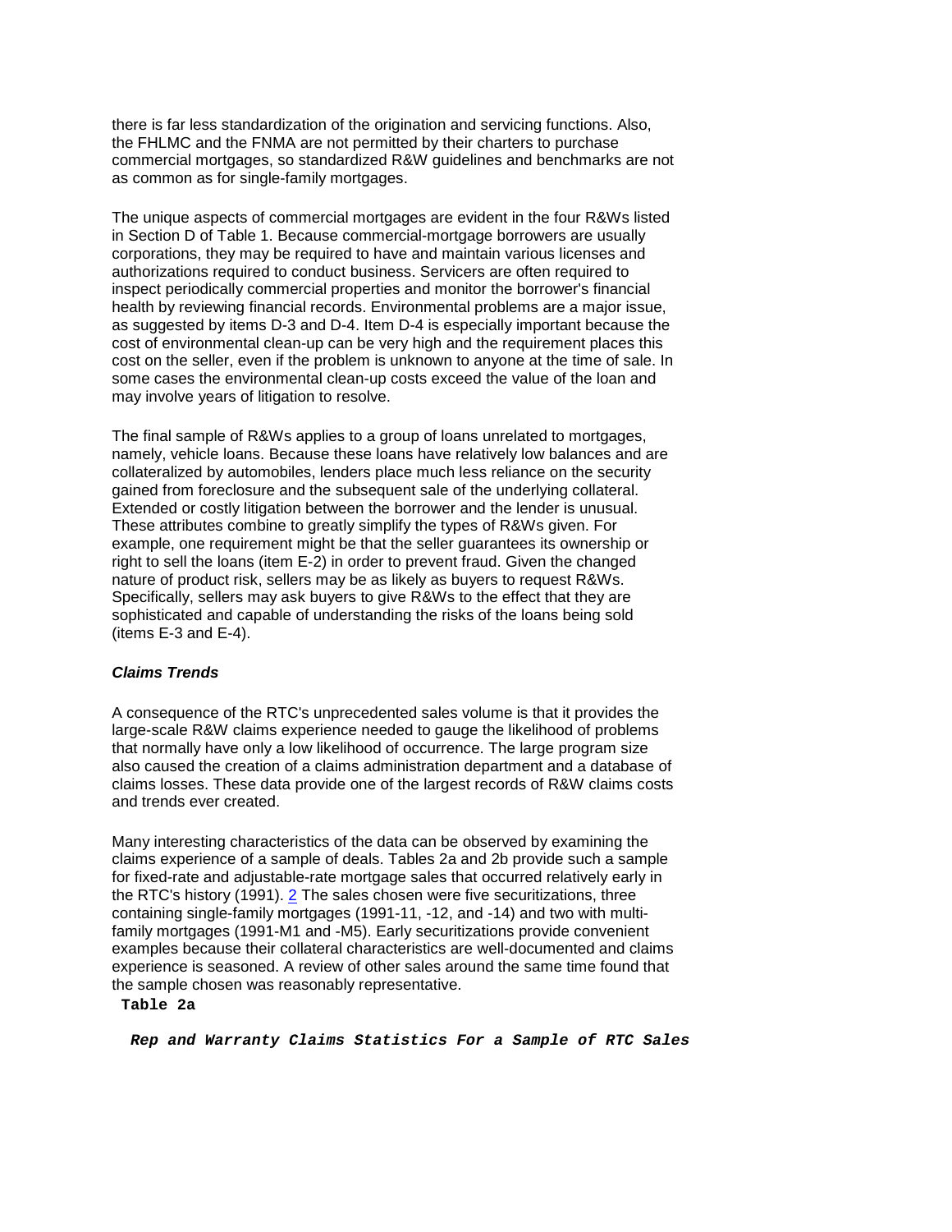there is far less standardization of the origination and servicing functions. Also, the FHLMC and the FNMA are not permitted by their charters to purchase commercial mortgages, so standardized R&W guidelines and benchmarks are not as common as for single-family mortgages.

The unique aspects of commercial mortgages are evident in the four R&Ws listed in Section D of Table 1. Because commercial-mortgage borrowers are usually corporations, they may be required to have and maintain various licenses and authorizations required to conduct business. Servicers are often required to inspect periodically commercial properties and monitor the borrower's financial health by reviewing financial records. Environmental problems are a major issue, as suggested by items D-3 and D-4. Item D-4 is especially important because the cost of environmental clean-up can be very high and the requirement places this cost on the seller, even if the problem is unknown to anyone at the time of sale. In some cases the environmental clean-up costs exceed the value of the loan and may involve years of litigation to resolve.

The final sample of R&Ws applies to a group of loans unrelated to mortgages, namely, vehicle loans. Because these loans have relatively low balances and are collateralized by automobiles, lenders place much less reliance on the security gained from foreclosure and the subsequent sale of the underlying collateral. Extended or costly litigation between the borrower and the lender is unusual. These attributes combine to greatly simplify the types of R&Ws given. For example, one requirement might be that the seller guarantees its ownership or right to sell the loans (item E-2) in order to prevent fraud. Given the changed nature of product risk, sellers may be as likely as buyers to request R&Ws. Specifically, sellers may ask buyers to give R&Ws to the effect that they are sophisticated and capable of understanding the risks of the loans being sold (items E-3 and E-4).

### *Claims Trends*

A consequence of the RTC's unprecedented sales volume is that it provides the large-scale R&W claims experience needed to gauge the likelihood of problems that normally have only a low likelihood of occurrence. The large program size also caused the creation of a claims administration department and a database of claims losses. These data provide one of the largest records of R&W claims costs and trends ever created.

Many interesting characteristics of the data can be observed by examining the claims experience of a sample of deals. Tables 2a and 2b provide such a sample for fixed-rate and adjustable-rate mortgage sales that occurred relatively early in the RTC's history (1991). [2] The sales chosen were five securitizations, three containing single-family mortgages (1991-11, -12, and -14) and two with multi-family mortgages (1991-M1 and -M5). Early securitizations provide convenient examples because their collateral characteristics are well-documented and claims experience is seasoned. A review of other sales around the same time found that the sample chosen was reasonably representative.

**Table 2a**

***Rep and Warranty Claims Statistics For a Sample of RTC Sales***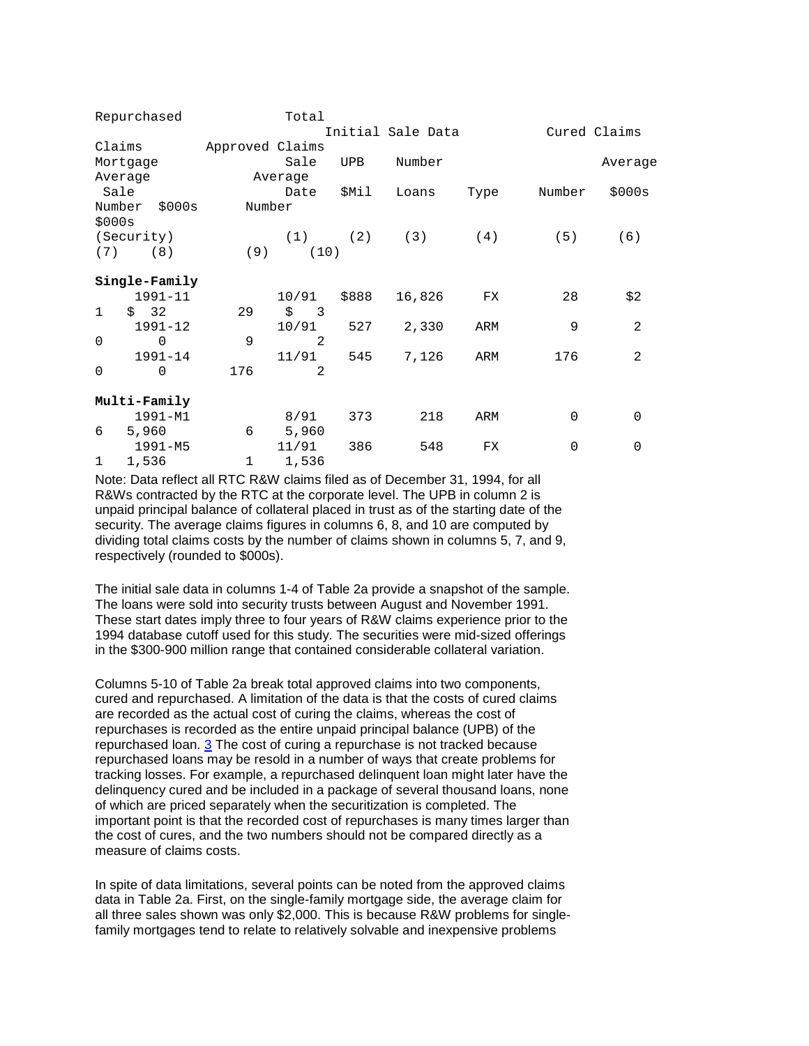| Mortgage Sale (Security) | Initial Sale Data | | | | Cured Claims | | Repurchased Claims | | Total Approved Claims | |
|---|---|---|---|---|---|---|---|---|---|---|
| | Sale Date | UPB $Mil | Number Loans | Type | Number | Average $000s | Number | Average $000s | Number | Average $000s |
| | (1) | (2) | (3) | (4) | (5) | (6) | (7) | (8) | (9) | (10) |
| **Single-Family** | | | | | | | | | | |
| 1991-11 | 10/91 | $888 | 16,826 | FX | 28 | $2 | 1 | $ 32 | 29 | $ 3 |
| 1991-12 | 10/91 | 527 | 2,330 | ARM | 9 | 2 | 0 | 0 | 9 | 2 |
| 1991-14 | 11/91 | 545 | 7,126 | ARM | 176 | 2 | 0 | 0 | 176 | 2 |
| **Multi-Family** | | | | | | | | | | |
| 1991-M1 | 8/91 | 373 | 218 | ARM | 0 | 0 | 6 | 5,960 | 6 | 5,960 |
| 1991-M5 | 11/91 | 386 | 548 | FX | 0 | 0 | 1 | 1,536 | 1 | 1,536 |

Note: Data reflect all RTC R&W claims filed as of December 31, 1994, for all R&Ws contracted by the RTC at the corporate level. The UPB in column 2 is unpaid principal balance of collateral placed in trust as of the starting date of the security. The average claims figures in columns 6, 8, and 10 are computed by dividing total claims costs by the number of claims shown in columns 5, 7, and 9, respectively (rounded to $000s).

The initial sale data in columns 1-4 of Table 2a provide a snapshot of the sample. The loans were sold into security trusts between August and November 1991. These start dates imply three to four years of R&W claims experience prior to the 1994 database cutoff used for this study. The securities were mid-sized offerings in the $300-900 million range that contained considerable collateral variation.

Columns 5-10 of Table 2a break total approved claims into two components, cured and repurchased. A limitation of the data is that the costs of cured claims are recorded as the actual cost of curing the claims, whereas the cost of repurchases is recorded as the entire unpaid principal balance (UPB) of the repurchased loan. [3] The cost of curing a repurchase is not tracked because repurchased loans may be resold in a number of ways that create problems for tracking losses. For example, a repurchased delinquent loan might later have the delinquency cured and be included in a package of several thousand loans, none of which are priced separately when the securitization is completed. The important point is that the recorded cost of repurchases is many times larger than the cost of cures, and the two numbers should not be compared directly as a measure of claims costs.

In spite of data limitations, several points can be noted from the approved claims data in Table 2a. First, on the single-family mortgage side, the average claim for all three sales shown was only $2,000. This is because R&W problems for single-family mortgages tend to relate to relatively solvable and inexpensive problems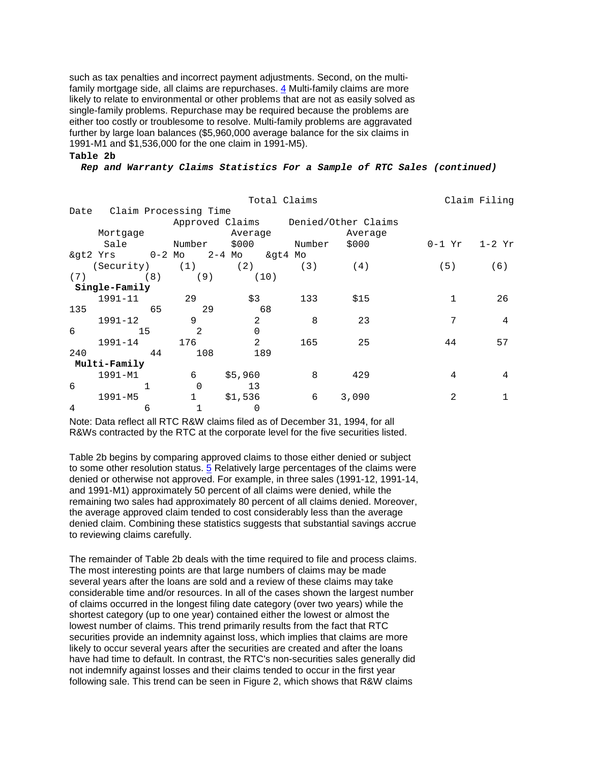such as tax penalties and incorrect payment adjustments. Second, on the multi-family mortgage side, all claims are repurchases. 4 Multi-family claims are more likely to relate to environmental or other problems that are not as easily solved as single-family problems. Repurchase may be required because the problems are either too costly or troublesome to resolve. Multi-family problems are aggravated further by large loan balances ($5,960,000 average balance for the six claims in 1991-M1 and $1,536,000 for the one claim in 1991-M5).

**Table 2b**

***Rep and Warranty Claims Statistics For a Sample of RTC Sales (continued)***

| | Total Claims | | | | Claim Filing Date | | | Claim Processing Time | | |
|---|---|---|---|---|---|---|---|---|---|---|
| | Approved Claims | | Denied/Other Claims | | | | | | | |
| Mortgage Sale (Security) | Number (1) | Average $000 (2) | Number (3) | Average $000 (4) | 0-1 Yr (5) | 1-2 Yr (6) | >2 Yrs (7) | 0-2 Mo (8) | 2-4 Mo (9) | >4 Mo (10) |
| **Single-Family** | | | | | | | | | | |
| 1991-11 | 29 | $3 | 133 | $15 | 1 | 26 | 135 | 65 | 29 | 68 |
| 1991-12 | 9 | 2 | 8 | 23 | 7 | 4 | 6 | 15 | 2 | 0 |
| 1991-14 | 176 | 2 | 165 | 25 | 44 | 57 | 240 | 44 | 108 | 189 |
| **Multi-Family** | | | | | | | | | | |
| 1991-M1 | 6 | $5,960 | 8 | 429 | 4 | 4 | 6 | 1 | 0 | 13 |
| 1991-M5 | 1 | $1,536 | 6 | 3,090 | 2 | 1 | 4 | 6 | 1 | 0 |

Note: Data reflect all RTC R&W claims filed as of December 31, 1994, for all R&Ws contracted by the RTC at the corporate level for the five securities listed.

Table 2b begins by comparing approved claims to those either denied or subject to some other resolution status. 5 Relatively large percentages of the claims were denied or otherwise not approved. For example, in three sales (1991-12, 1991-14, and 1991-M1) approximately 50 percent of all claims were denied, while the remaining two sales had approximately 80 percent of all claims denied. Moreover, the average approved claim tended to cost considerably less than the average denied claim. Combining these statistics suggests that substantial savings accrue to reviewing claims carefully.

The remainder of Table 2b deals with the time required to file and process claims. The most interesting points are that large numbers of claims may be made several years after the loans are sold and a review of these claims may take considerable time and/or resources. In all of the cases shown the largest number of claims occurred in the longest filing date category (over two years) while the shortest category (up to one year) contained either the lowest or almost the lowest number of claims. This trend primarily results from the fact that RTC securities provide an indemnity against loss, which implies that claims are more likely to occur several years after the securities are created and after the loans have had time to default. In contrast, the RTC's non-securities sales generally did not indemnify against losses and their claims tended to occur in the first year following sale. This trend can be seen in Figure 2, which shows that R&W claims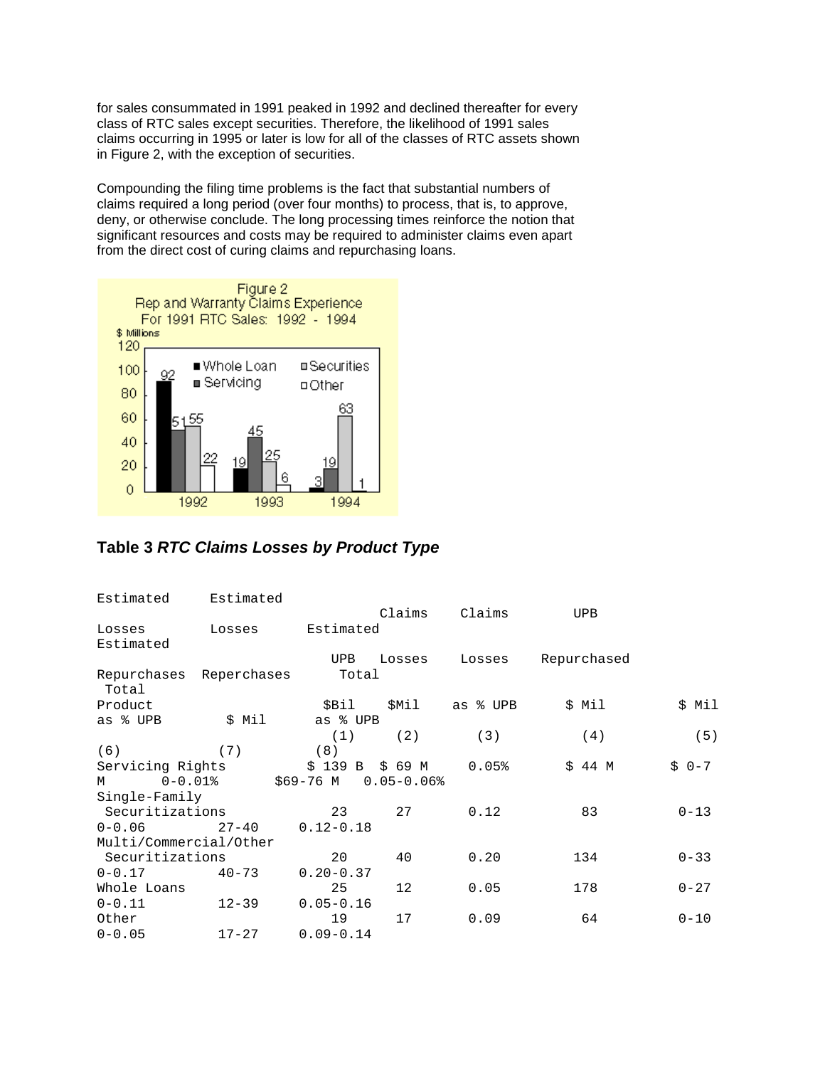for sales consummated in 1991 peaked in 1992 and declined thereafter for every class of RTC sales except securities. Therefore, the likelihood of 1991 sales claims occurring in 1995 or later is low for all of the classes of RTC assets shown in Figure 2, with the exception of securities.

Compounding the filing time problems is the fact that substantial numbers of claims required a long period (over four months) to process, that is, to approve, deny, or otherwise conclude. The long processing times reinforce the notion that significant resources and costs may be required to administer claims even apart from the direct cost of curing claims and repurchasing loans.

Figure 2
Rep and Warranty Claims Experience
For 1991 RTC Sales: 1992 - 1994

| $ Millions | Whole Loan | Servicing | Securities | Other |
|---|---|---|---|---|
| 1992 | 92 | 51 | 55 | 22 |
| 1993 | 19 | 45 | 25 | 6 |
| 1994 | 3 | 19 | 63 | 1 |

## Table 3 *RTC Claims Losses by Product Type*

| Product | UPB $Bil (1) | Claims Losses $Mil (2) | Claims Losses as % UPB (3) | UPB Repurchased $ Mil (4) | Estimated Losses Repurchases $ Mil (5) | Estimated Losses Reperchases as % UPB (6) | Estimated Total $ Mil (7) | Total as % UPB (8) |
|---|---|---|---|---|---|---|---|---|
| Servicing Rights | $ 139 B | $ 69 M | 0.05% | $ 44 M | $ 0-7 M | 0-0.01% | $69-76 M | 0.05-0.06% |
| Single-Family Securitizations | 23 | 27 | 0.12 | 83 | 0-13 | 0-0.06 | 27-40 | 0.12-0.18 |
| Multi/Commercial/Other Securitizations | 20 | 40 | 0.20 | 134 | 0-33 | 0-0.17 | 40-73 | 0.20-0.37 |
| Whole Loans | 25 | 12 | 0.05 | 178 | 0-27 | 0-0.11 | 12-39 | 0.05-0.16 |
| Other | 19 | 17 | 0.09 | 64 | 0-10 | 0-0.05 | 17-27 | 0.09-0.14 |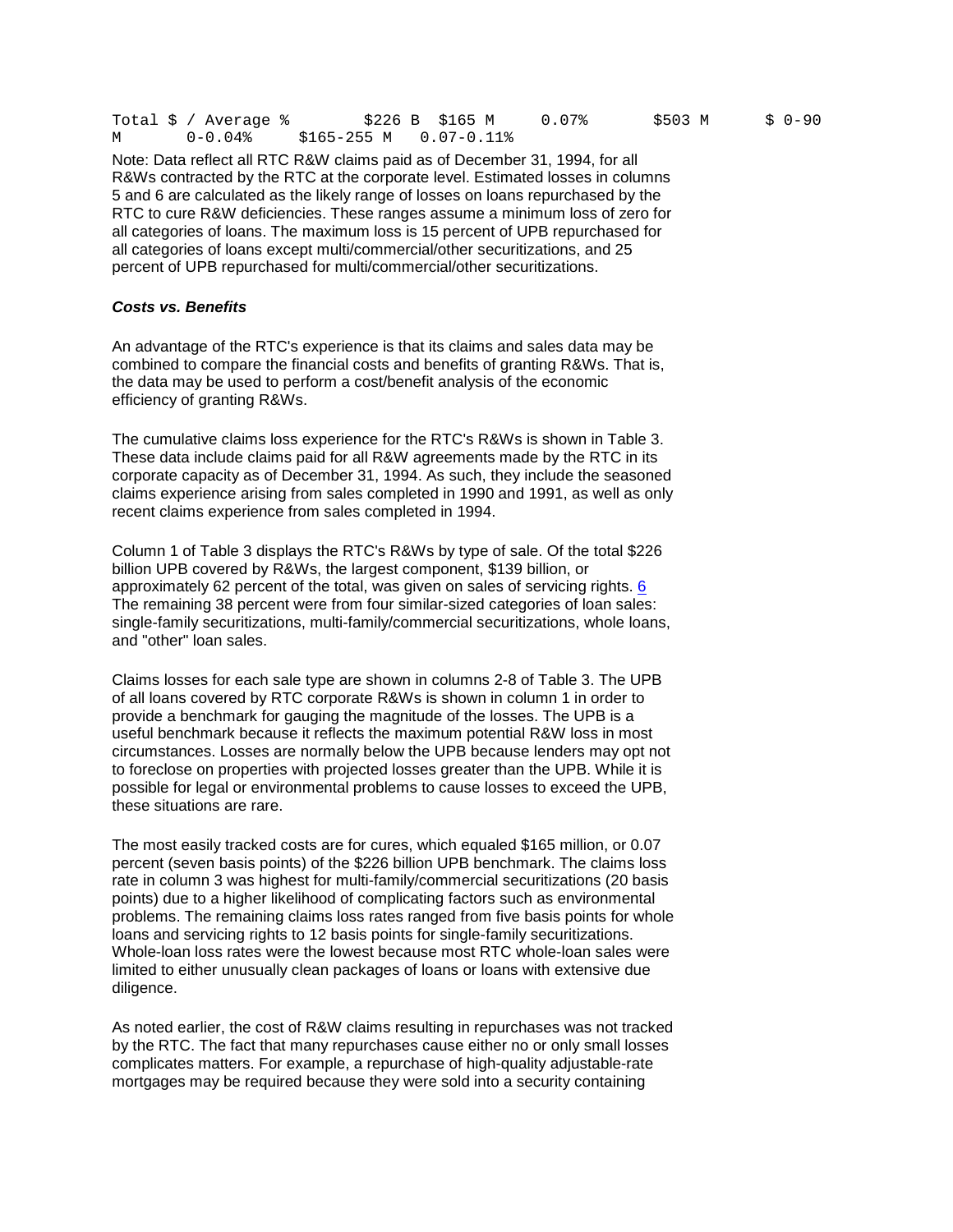| Total $ / Average % | $226 B | $165 M | 0.07% | $503 M | $ 0-90 M | 0-0.04% | $165-255 M | 0.07-0.11% |
|---|---|---|---|---|---|---|---|---|

Note: Data reflect all RTC R&W claims paid as of December 31, 1994, for all R&Ws contracted by the RTC at the corporate level. Estimated losses in columns 5 and 6 are calculated as the likely range of losses on loans repurchased by the RTC to cure R&W deficiencies. These ranges assume a minimum loss of zero for all categories of loans. The maximum loss is 15 percent of UPB repurchased for all categories of loans except multi/commercial/other securitizations, and 25 percent of UPB repurchased for multi/commercial/other securitizations.

### ***Costs vs. Benefits***

An advantage of the RTC's experience is that its claims and sales data may be combined to compare the financial costs and benefits of granting R&Ws. That is, the data may be used to perform a cost/benefit analysis of the economic efficiency of granting R&Ws.

The cumulative claims loss experience for the RTC's R&Ws is shown in Table 3. These data include claims paid for all R&W agreements made by the RTC in its corporate capacity as of December 31, 1994. As such, they include the seasoned claims experience arising from sales completed in 1990 and 1991, as well as only recent claims experience from sales completed in 1994.

Column 1 of Table 3 displays the RTC's R&Ws by type of sale. Of the total $226 billion UPB covered by R&Ws, the largest component, $139 billion, or approximately 62 percent of the total, was given on sales of servicing rights. 6 The remaining 38 percent were from four similar-sized categories of loan sales: single-family securitizations, multi-family/commercial securitizations, whole loans, and "other" loan sales.

Claims losses for each sale type are shown in columns 2-8 of Table 3. The UPB of all loans covered by RTC corporate R&Ws is shown in column 1 in order to provide a benchmark for gauging the magnitude of the losses. The UPB is a useful benchmark because it reflects the maximum potential R&W loss in most circumstances. Losses are normally below the UPB because lenders may opt not to foreclose on properties with projected losses greater than the UPB. While it is possible for legal or environmental problems to cause losses to exceed the UPB, these situations are rare.

The most easily tracked costs are for cures, which equaled $165 million, or 0.07 percent (seven basis points) of the $226 billion UPB benchmark. The claims loss rate in column 3 was highest for multi-family/commercial securitizations (20 basis points) due to a higher likelihood of complicating factors such as environmental problems. The remaining claims loss rates ranged from five basis points for whole loans and servicing rights to 12 basis points for single-family securitizations. Whole-loan loss rates were the lowest because most RTC whole-loan sales were limited to either unusually clean packages of loans or loans with extensive due diligence.

As noted earlier, the cost of R&W claims resulting in repurchases was not tracked by the RTC. The fact that many repurchases cause either no or only small losses complicates matters. For example, a repurchase of high-quality adjustable-rate mortgages may be required because they were sold into a security containing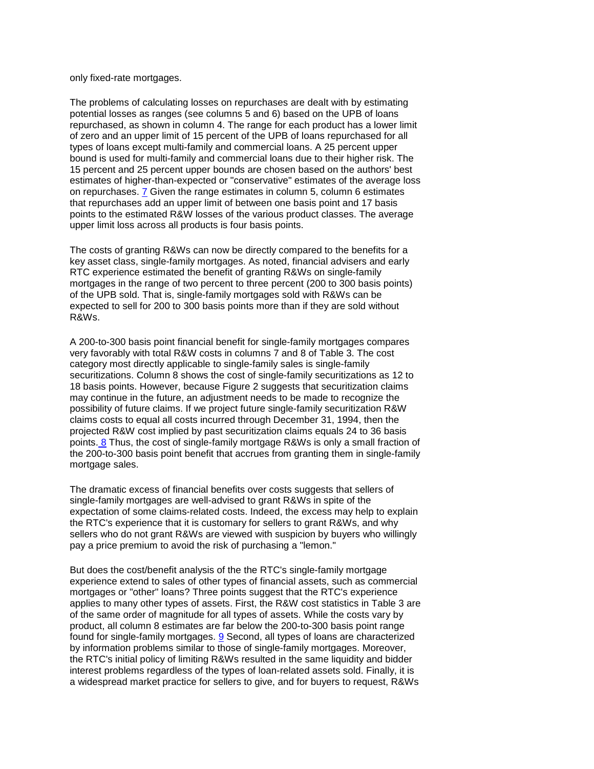only fixed-rate mortgages.

The problems of calculating losses on repurchases are dealt with by estimating potential losses as ranges (see columns 5 and 6) based on the UPB of loans repurchased, as shown in column 4. The range for each product has a lower limit of zero and an upper limit of 15 percent of the UPB of loans repurchased for all types of loans except multi-family and commercial loans. A 25 percent upper bound is used for multi-family and commercial loans due to their higher risk. The 15 percent and 25 percent upper bounds are chosen based on the authors' best estimates of higher-than-expected or "conservative" estimates of the average loss on repurchases. [7] Given the range estimates in column 5, column 6 estimates that repurchases add an upper limit of between one basis point and 17 basis points to the estimated R&W losses of the various product classes. The average upper limit loss across all products is four basis points.

The costs of granting R&Ws can now be directly compared to the benefits for a key asset class, single-family mortgages. As noted, financial advisers and early RTC experience estimated the benefit of granting R&Ws on single-family mortgages in the range of two percent to three percent (200 to 300 basis points) of the UPB sold. That is, single-family mortgages sold with R&Ws can be expected to sell for 200 to 300 basis points more than if they are sold without R&Ws.

A 200-to-300 basis point financial benefit for single-family mortgages compares very favorably with total R&W costs in columns 7 and 8 of Table 3. The cost category most directly applicable to single-family sales is single-family securitizations. Column 8 shows the cost of single-family securitizations as 12 to 18 basis points. However, because Figure 2 suggests that securitization claims may continue in the future, an adjustment needs to be made to recognize the possibility of future claims. If we project future single-family securitization R&W claims costs to equal all costs incurred through December 31, 1994, then the projected R&W cost implied by past securitization claims equals 24 to 36 basis points. [8] Thus, the cost of single-family mortgage R&Ws is only a small fraction of the 200-to-300 basis point benefit that accrues from granting them in single-family mortgage sales.

The dramatic excess of financial benefits over costs suggests that sellers of single-family mortgages are well-advised to grant R&Ws in spite of the expectation of some claims-related costs. Indeed, the excess may help to explain the RTC's experience that it is customary for sellers to grant R&Ws, and why sellers who do not grant R&Ws are viewed with suspicion by buyers who willingly pay a price premium to avoid the risk of purchasing a "lemon."

But does the cost/benefit analysis of the the RTC's single-family mortgage experience extend to sales of other types of financial assets, such as commercial mortgages or "other" loans? Three points suggest that the RTC's experience applies to many other types of assets. First, the R&W cost statistics in Table 3 are of the same order of magnitude for all types of assets. While the costs vary by product, all column 8 estimates are far below the 200-to-300 basis point range found for single-family mortgages. [9] Second, all types of loans are characterized by information problems similar to those of single-family mortgages. Moreover, the RTC's initial policy of limiting R&Ws resulted in the same liquidity and bidder interest problems regardless of the types of loan-related assets sold. Finally, it is a widespread market practice for sellers to give, and for buyers to request, R&Ws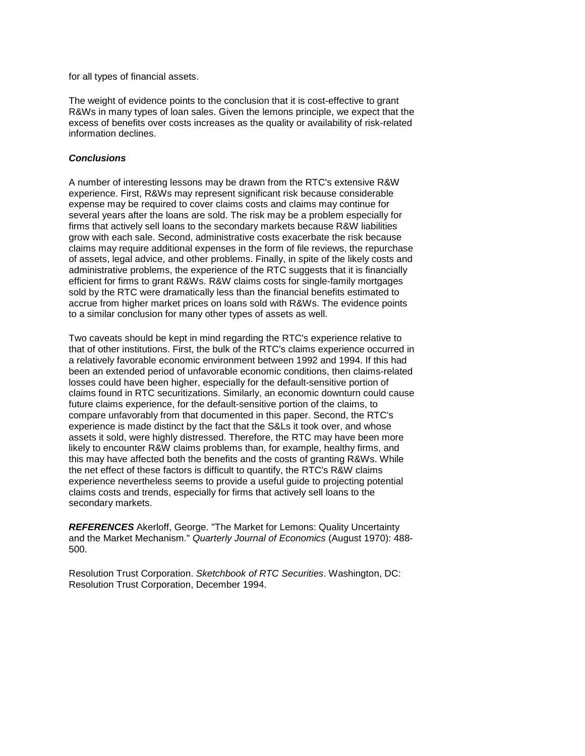for all types of financial assets.

The weight of evidence points to the conclusion that it is cost-effective to grant R&Ws in many types of loan sales. Given the lemons principle, we expect that the excess of benefits over costs increases as the quality or availability of risk-related information declines.

### ***Conclusions***

A number of interesting lessons may be drawn from the RTC's extensive R&W experience. First, R&Ws may represent significant risk because considerable expense may be required to cover claims costs and claims may continue for several years after the loans are sold. The risk may be a problem especially for firms that actively sell loans to the secondary markets because R&W liabilities grow with each sale. Second, administrative costs exacerbate the risk because claims may require additional expenses in the form of file reviews, the repurchase of assets, legal advice, and other problems. Finally, in spite of the likely costs and administrative problems, the experience of the RTC suggests that it is financially efficient for firms to grant R&Ws. R&W claims costs for single-family mortgages sold by the RTC were dramatically less than the financial benefits estimated to accrue from higher market prices on loans sold with R&Ws. The evidence points to a similar conclusion for many other types of assets as well.

Two caveats should be kept in mind regarding the RTC's experience relative to that of other institutions. First, the bulk of the RTC's claims experience occurred in a relatively favorable economic environment between 1992 and 1994. If this had been an extended period of unfavorable economic conditions, then claims-related losses could have been higher, especially for the default-sensitive portion of claims found in RTC securitizations. Similarly, an economic downturn could cause future claims experience, for the default-sensitive portion of the claims, to compare unfavorably from that documented in this paper. Second, the RTC's experience is made distinct by the fact that the S&Ls it took over, and whose assets it sold, were highly distressed. Therefore, the RTC may have been more likely to encounter R&W claims problems than, for example, healthy firms, and this may have affected both the benefits and the costs of granting R&Ws. While the net effect of these factors is difficult to quantify, the RTC's R&W claims experience nevertheless seems to provide a useful guide to projecting potential claims costs and trends, especially for firms that actively sell loans to the secondary markets.

***REFERENCES*** Akerloff, George. "The Market for Lemons: Quality Uncertainty and the Market Mechanism." *Quarterly Journal of Economics* (August 1970): 488-500.

Resolution Trust Corporation. *Sketchbook of RTC Securities*. Washington, DC: Resolution Trust Corporation, December 1994.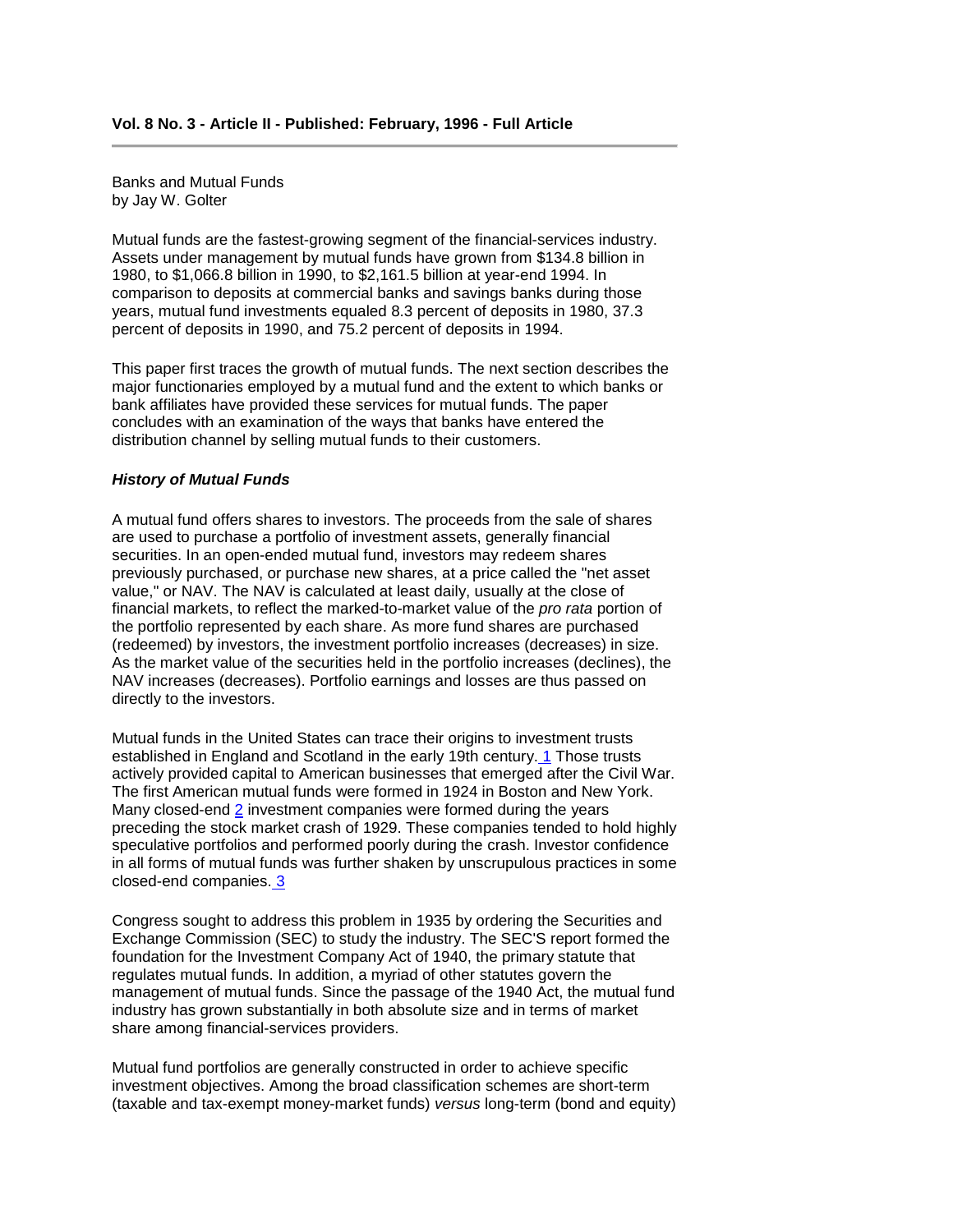**Vol. 8 No. 3 - Article II - Published: February, 1996 - Full Article**

---

Banks and Mutual Funds
by Jay W. Golter

Mutual funds are the fastest-growing segment of the financial-services industry. Assets under management by mutual funds have grown from $134.8 billion in 1980, to $1,066.8 billion in 1990, to $2,161.5 billion at year-end 1994. In comparison to deposits at commercial banks and savings banks during those years, mutual fund investments equaled 8.3 percent of deposits in 1980, 37.3 percent of deposits in 1990, and 75.2 percent of deposits in 1994.

This paper first traces the growth of mutual funds. The next section describes the major functionaries employed by a mutual fund and the extent to which banks or bank affiliates have provided these services for mutual funds. The paper concludes with an examination of the ways that banks have entered the distribution channel by selling mutual funds to their customers.

***History of Mutual Funds***

A mutual fund offers shares to investors. The proceeds from the sale of shares are used to purchase a portfolio of investment assets, generally financial securities. In an open-ended mutual fund, investors may redeem shares previously purchased, or purchase new shares, at a price called the "net asset value," or NAV. The NAV is calculated at least daily, usually at the close of financial markets, to reflect the marked-to-market value of the *pro rata* portion of the portfolio represented by each share. As more fund shares are purchased (redeemed) by investors, the investment portfolio increases (decreases) in size. As the market value of the securities held in the portfolio increases (declines), the NAV increases (decreases). Portfolio earnings and losses are thus passed on directly to the investors.

Mutual funds in the United States can trace their origins to investment trusts established in England and Scotland in the early 19th century. [1] Those trusts actively provided capital to American businesses that emerged after the Civil War. The first American mutual funds were formed in 1924 in Boston and New York. Many closed-end [2] investment companies were formed during the years preceding the stock market crash of 1929. These companies tended to hold highly speculative portfolios and performed poorly during the crash. Investor confidence in all forms of mutual funds was further shaken by unscrupulous practices in some closed-end companies. [3]

Congress sought to address this problem in 1935 by ordering the Securities and Exchange Commission (SEC) to study the industry. The SEC'S report formed the foundation for the Investment Company Act of 1940, the primary statute that regulates mutual funds. In addition, a myriad of other statutes govern the management of mutual funds. Since the passage of the 1940 Act, the mutual fund industry has grown substantially in both absolute size and in terms of market share among financial-services providers.

Mutual fund portfolios are generally constructed in order to achieve specific investment objectives. Among the broad classification schemes are short-term (taxable and tax-exempt money-market funds) *versus* long-term (bond and equity)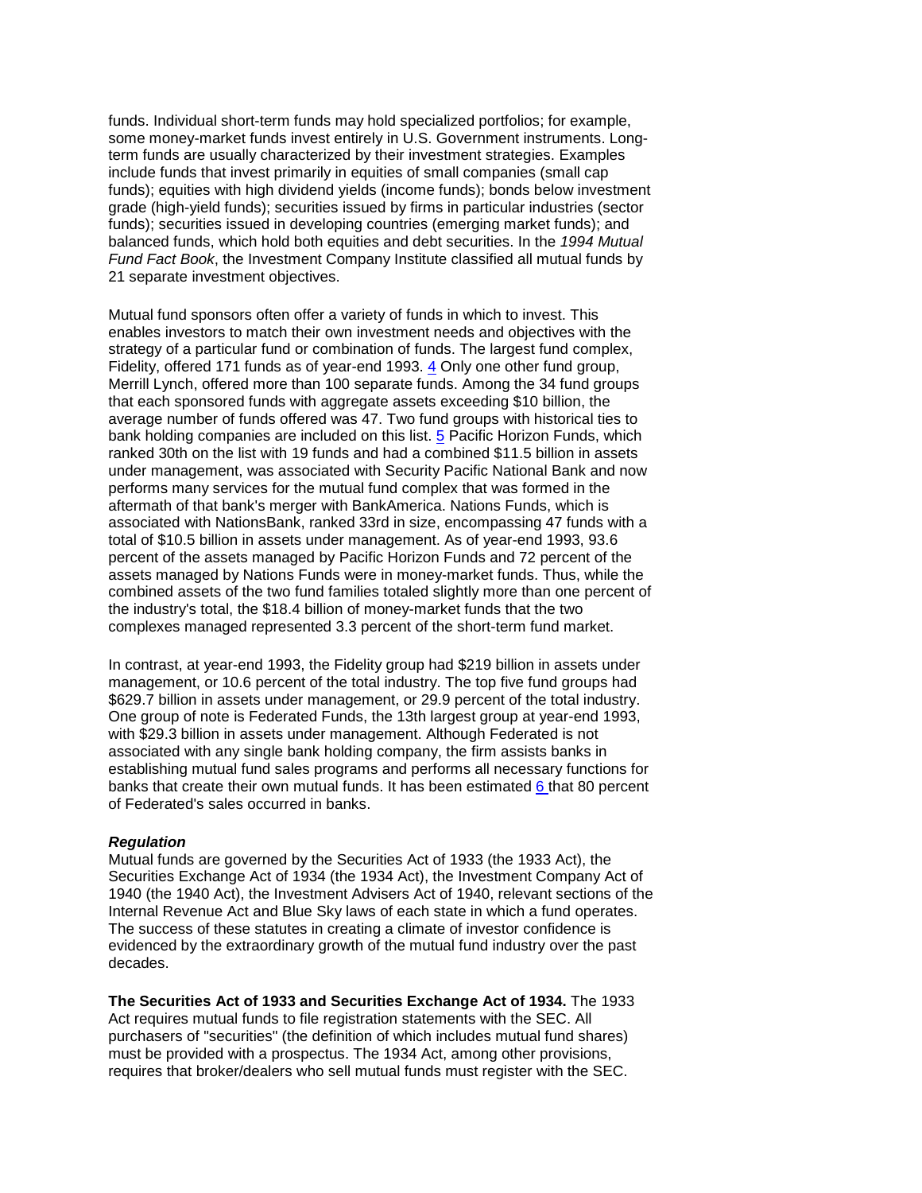funds. Individual short-term funds may hold specialized portfolios; for example, some money-market funds invest entirely in U.S. Government instruments. Long-term funds are usually characterized by their investment strategies. Examples include funds that invest primarily in equities of small companies (small cap funds); equities with high dividend yields (income funds); bonds below investment grade (high-yield funds); securities issued by firms in particular industries (sector funds); securities issued in developing countries (emerging market funds); and balanced funds, which hold both equities and debt securities. In the *1994 Mutual Fund Fact Book*, the Investment Company Institute classified all mutual funds by 21 separate investment objectives.

Mutual fund sponsors often offer a variety of funds in which to invest. This enables investors to match their own investment needs and objectives with the strategy of a particular fund or combination of funds. The largest fund complex, Fidelity, offered 171 funds as of year-end 1993. [4] Only one other fund group, Merrill Lynch, offered more than 100 separate funds. Among the 34 fund groups that each sponsored funds with aggregate assets exceeding $10 billion, the average number of funds offered was 47. Two fund groups with historical ties to bank holding companies are included on this list. [5] Pacific Horizon Funds, which ranked 30th on the list with 19 funds and had a combined $11.5 billion in assets under management, was associated with Security Pacific National Bank and now performs many services for the mutual fund complex that was formed in the aftermath of that bank's merger with BankAmerica. Nations Funds, which is associated with NationsBank, ranked 33rd in size, encompassing 47 funds with a total of $10.5 billion in assets under management. As of year-end 1993, 93.6 percent of the assets managed by Pacific Horizon Funds and 72 percent of the assets managed by Nations Funds were in money-market funds. Thus, while the combined assets of the two fund families totaled slightly more than one percent of the industry's total, the $18.4 billion of money-market funds that the two complexes managed represented 3.3 percent of the short-term fund market.

In contrast, at year-end 1993, the Fidelity group had $219 billion in assets under management, or 10.6 percent of the total industry. The top five fund groups had $629.7 billion in assets under management, or 29.9 percent of the total industry. One group of note is Federated Funds, the 13th largest group at year-end 1993, with $29.3 billion in assets under management. Although Federated is not associated with any single bank holding company, the firm assists banks in establishing mutual fund sales programs and performs all necessary functions for banks that create their own mutual funds. It has been estimated [6] that 80 percent of Federated's sales occurred in banks.

***Regulation***

Mutual funds are governed by the Securities Act of 1933 (the 1933 Act), the Securities Exchange Act of 1934 (the 1934 Act), the Investment Company Act of 1940 (the 1940 Act), the Investment Advisers Act of 1940, relevant sections of the Internal Revenue Act and Blue Sky laws of each state in which a fund operates. The success of these statutes in creating a climate of investor confidence is evidenced by the extraordinary growth of the mutual fund industry over the past decades.

**The Securities Act of 1933 and Securities Exchange Act of 1934.** The 1933 Act requires mutual funds to file registration statements with the SEC. All purchasers of "securities" (the definition of which includes mutual fund shares) must be provided with a prospectus. The 1934 Act, among other provisions, requires that broker/dealers who sell mutual funds must register with the SEC.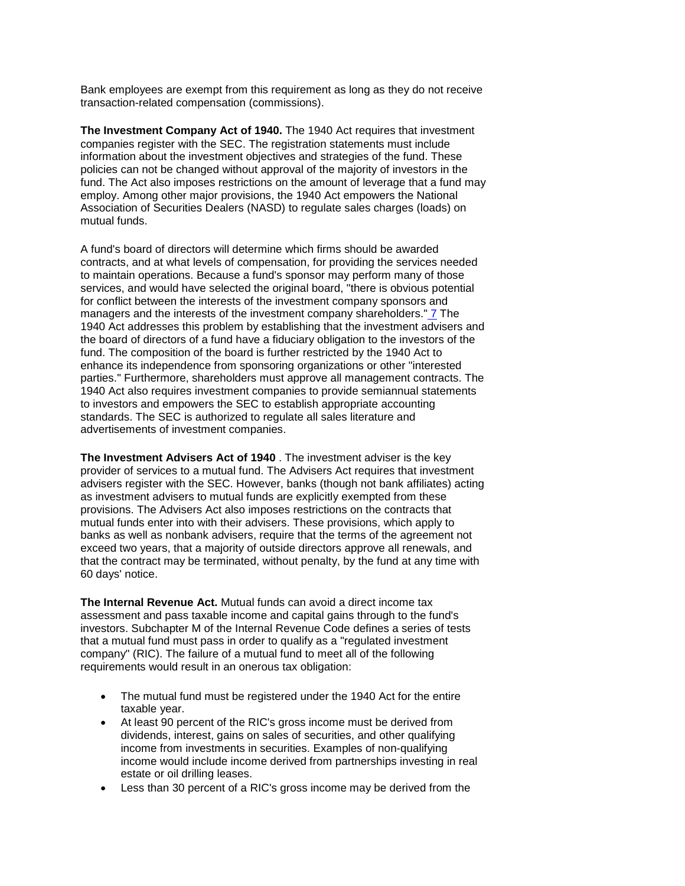Bank employees are exempt from this requirement as long as they do not receive transaction-related compensation (commissions).

**The Investment Company Act of 1940.** The 1940 Act requires that investment companies register with the SEC. The registration statements must include information about the investment objectives and strategies of the fund. These policies can not be changed without approval of the majority of investors in the fund. The Act also imposes restrictions on the amount of leverage that a fund may employ. Among other major provisions, the 1940 Act empowers the National Association of Securities Dealers (NASD) to regulate sales charges (loads) on mutual funds.

A fund's board of directors will determine which firms should be awarded contracts, and at what levels of compensation, for providing the services needed to maintain operations. Because a fund's sponsor may perform many of those services, and would have selected the original board, "there is obvious potential for conflict between the interests of the investment company sponsors and managers and the interests of the investment company shareholders." [7] The 1940 Act addresses this problem by establishing that the investment advisers and the board of directors of a fund have a fiduciary obligation to the investors of the fund. The composition of the board is further restricted by the 1940 Act to enhance its independence from sponsoring organizations or other "interested parties." Furthermore, shareholders must approve all management contracts. The 1940 Act also requires investment companies to provide semiannual statements to investors and empowers the SEC to establish appropriate accounting standards. The SEC is authorized to regulate all sales literature and advertisements of investment companies.

**The Investment Advisers Act of 1940** . The investment adviser is the key provider of services to a mutual fund. The Advisers Act requires that investment advisers register with the SEC. However, banks (though not bank affiliates) acting as investment advisers to mutual funds are explicitly exempted from these provisions. The Advisers Act also imposes restrictions on the contracts that mutual funds enter into with their advisers. These provisions, which apply to banks as well as nonbank advisers, require that the terms of the agreement not exceed two years, that a majority of outside directors approve all renewals, and that the contract may be terminated, without penalty, by the fund at any time with 60 days' notice.

**The Internal Revenue Act.** Mutual funds can avoid a direct income tax assessment and pass taxable income and capital gains through to the fund's investors. Subchapter M of the Internal Revenue Code defines a series of tests that a mutual fund must pass in order to qualify as a "regulated investment company" (RIC). The failure of a mutual fund to meet all of the following requirements would result in an onerous tax obligation:

- The mutual fund must be registered under the 1940 Act for the entire taxable year.
- At least 90 percent of the RIC's gross income must be derived from dividends, interest, gains on sales of securities, and other qualifying income from investments in securities. Examples of non-qualifying income would include income derived from partnerships investing in real estate or oil drilling leases.
- Less than 30 percent of a RIC's gross income may be derived from the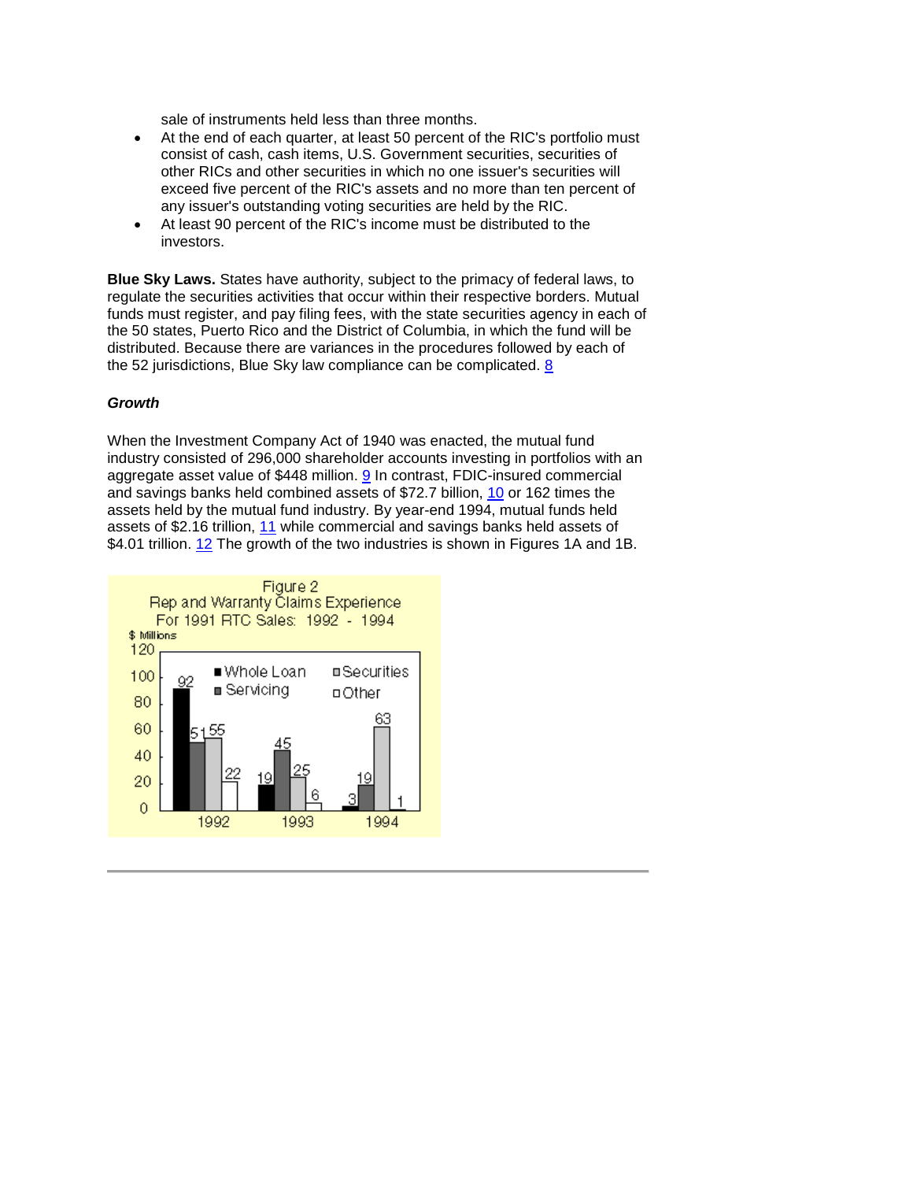sale of instruments held less than three months.
- At the end of each quarter, at least 50 percent of the RIC's portfolio must consist of cash, cash items, U.S. Government securities, securities of other RICs and other securities in which no one issuer's securities will exceed five percent of the RIC's assets and no more than ten percent of any issuer's outstanding voting securities are held by the RIC.
- At least 90 percent of the RIC's income must be distributed to the investors.

**Blue Sky Laws.** States have authority, subject to the primacy of federal laws, to regulate the securities activities that occur within their respective borders. Mutual funds must register, and pay filing fees, with the state securities agency in each of the 50 states, Puerto Rico and the District of Columbia, in which the fund will be distributed. Because there are variances in the procedures followed by each of the 52 jurisdictions, Blue Sky law compliance can be complicated. [8]

***Growth***

When the Investment Company Act of 1940 was enacted, the mutual fund industry consisted of 296,000 shareholder accounts investing in portfolios with an aggregate asset value of $448 million. [9] In contrast, FDIC-insured commercial and savings banks held combined assets of $72.7 billion, [10] or 162 times the assets held by the mutual fund industry. By year-end 1994, mutual funds held assets of $2.16 trillion, [11] while commercial and savings banks held assets of $4.01 trillion. [12] The growth of the two industries is shown in Figures 1A and 1B.

Figure 2
Rep and Warranty Claims Experience
For 1991 RTC Sales: 1992 - 1994

| $ Millions | Whole Loan | Servicing | Securities | Other |
|---|---|---|---|---|
| 1992 | 92 | 51 | 55 | 22 |
| 1993 | 19 | 45 | 25 | 6 |
| 1994 | 3 | 19 | 63 | 1 |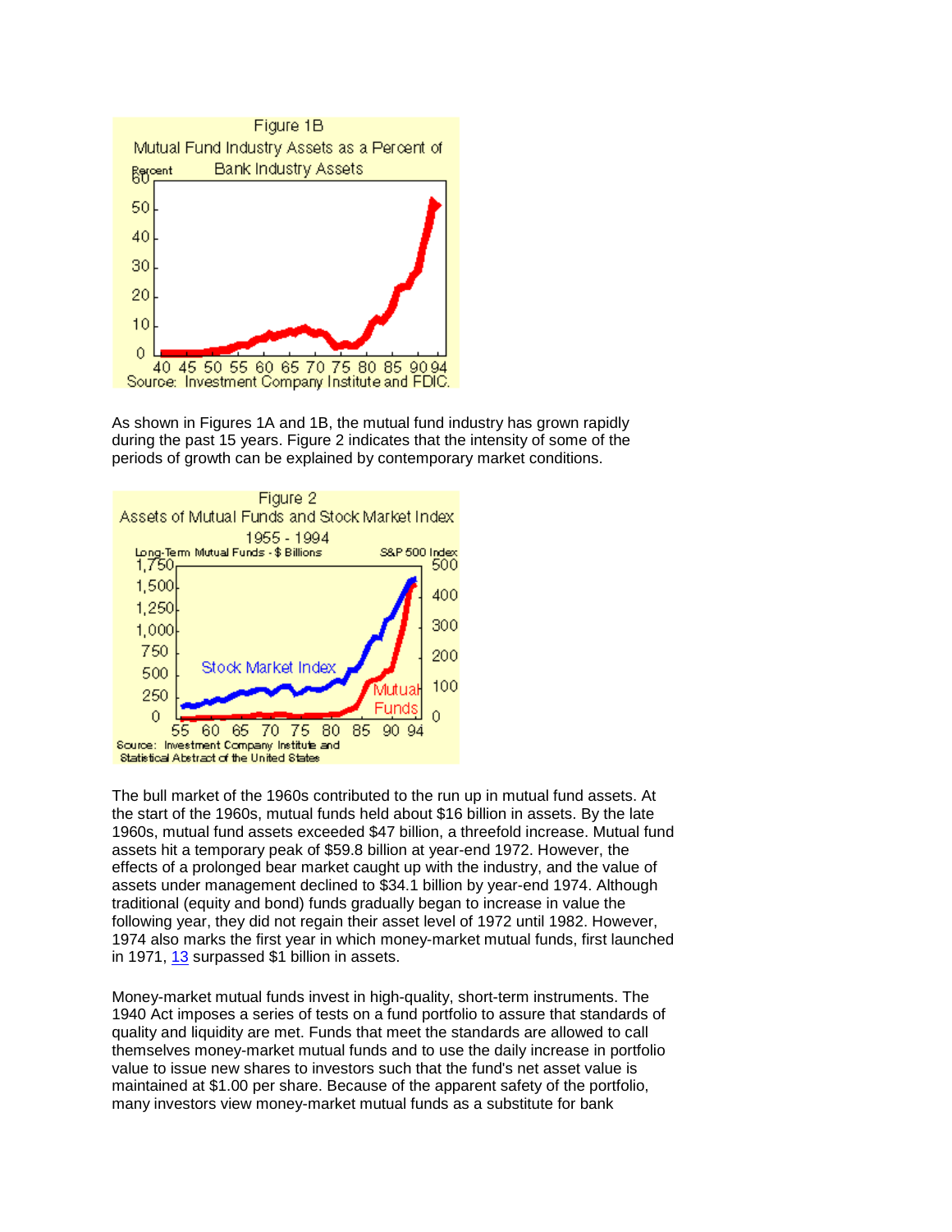Figure 1B

Mutual Fund Industry Assets as a Percent of Bank Industry Assets

Source: Investment Company Institute and FDIC.

As shown in Figures 1A and 1B, the mutual fund industry has grown rapidly during the past 15 years. Figure 2 indicates that the intensity of some of the periods of growth can be explained by contemporary market conditions.

Figure 2

Assets of Mutual Funds and Stock Market Index 1955 - 1994

Source: Investment Company Institute and Statistical Abstract of the United States

The bull market of the 1960s contributed to the run up in mutual fund assets. At the start of the 1960s, mutual funds held about $16 billion in assets. By the late 1960s, mutual fund assets exceeded $47 billion, a threefold increase. Mutual fund assets hit a temporary peak of $59.8 billion at year-end 1972. However, the effects of a prolonged bear market caught up with the industry, and the value of assets under management declined to $34.1 billion by year-end 1974. Although traditional (equity and bond) funds gradually began to increase in value the following year, they did not regain their asset level of 1972 until 1982. However, 1974 also marks the first year in which money-market mutual funds, first launched in 1971, [13] surpassed $1 billion in assets.

Money-market mutual funds invest in high-quality, short-term instruments. The 1940 Act imposes a series of tests on a fund portfolio to assure that standards of quality and liquidity are met. Funds that meet the standards are allowed to call themselves money-market mutual funds and to use the daily increase in portfolio value to issue new shares to investors such that the fund's net asset value is maintained at $1.00 per share. Because of the apparent safety of the portfolio, many investors view money-market mutual funds as a substitute for bank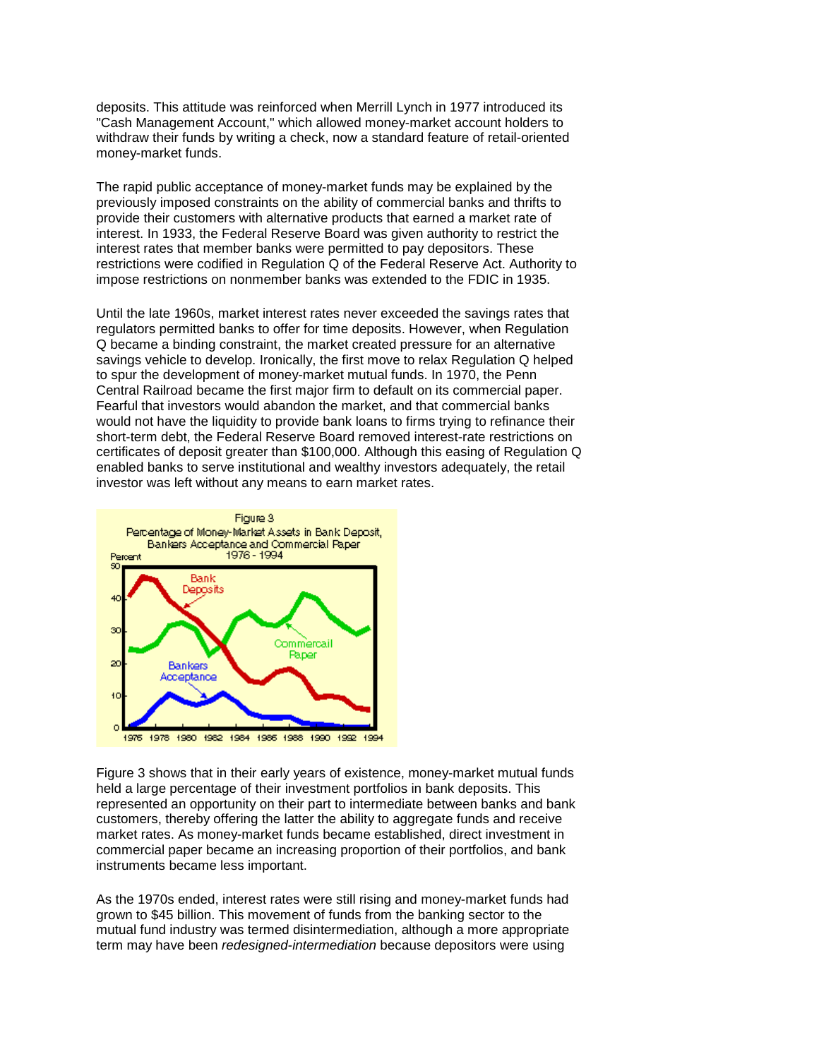deposits. This attitude was reinforced when Merrill Lynch in 1977 introduced its "Cash Management Account," which allowed money-market account holders to withdraw their funds by writing a check, now a standard feature of retail-oriented money-market funds.

The rapid public acceptance of money-market funds may be explained by the previously imposed constraints on the ability of commercial banks and thrifts to provide their customers with alternative products that earned a market rate of interest. In 1933, the Federal Reserve Board was given authority to restrict the interest rates that member banks were permitted to pay depositors. These restrictions were codified in Regulation Q of the Federal Reserve Act. Authority to impose restrictions on nonmember banks was extended to the FDIC in 1935.

Until the late 1960s, market interest rates never exceeded the savings rates that regulators permitted banks to offer for time deposits. However, when Regulation Q became a binding constraint, the market created pressure for an alternative savings vehicle to develop. Ironically, the first move to relax Regulation Q helped to spur the development of money-market mutual funds. In 1970, the Penn Central Railroad became the first major firm to default on its commercial paper. Fearful that investors would abandon the market, and that commercial banks would not have the liquidity to provide bank loans to firms trying to refinance their short-term debt, the Federal Reserve Board removed interest-rate restrictions on certificates of deposit greater than $100,000. Although this easing of Regulation Q enabled banks to serve institutional and wealthy investors adequately, the retail investor was left without any means to earn market rates.

Figure 3
Percentage of Money-Market Assets in Bank Deposit, Bankers Acceptance and Commercial Paper
1976 - 1994

Figure 3 shows that in their early years of existence, money-market mutual funds held a large percentage of their investment portfolios in bank deposits. This represented an opportunity on their part to intermediate between banks and bank customers, thereby offering the latter the ability to aggregate funds and receive market rates. As money-market funds became established, direct investment in commercial paper became an increasing proportion of their portfolios, and bank instruments became less important.

As the 1970s ended, interest rates were still rising and money-market funds had grown to $45 billion. This movement of funds from the banking sector to the mutual fund industry was termed disintermediation, although a more appropriate term may have been *redesigned-intermediation* because depositors were using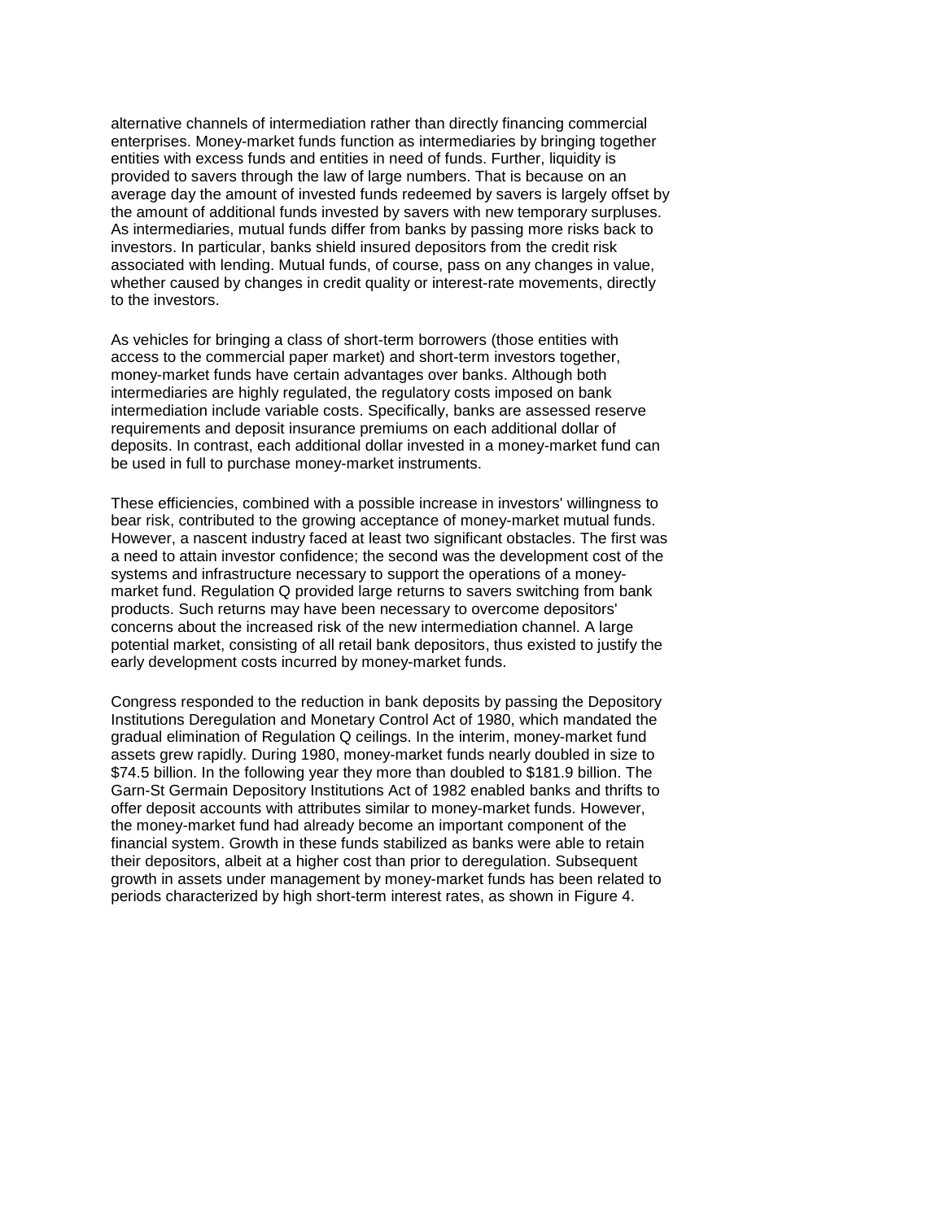alternative channels of intermediation rather than directly financing commercial enterprises. Money-market funds function as intermediaries by bringing together entities with excess funds and entities in need of funds. Further, liquidity is provided to savers through the law of large numbers. That is because on an average day the amount of invested funds redeemed by savers is largely offset by the amount of additional funds invested by savers with new temporary surpluses. As intermediaries, mutual funds differ from banks by passing more risks back to investors. In particular, banks shield insured depositors from the credit risk associated with lending. Mutual funds, of course, pass on any changes in value, whether caused by changes in credit quality or interest-rate movements, directly to the investors.

As vehicles for bringing a class of short-term borrowers (those entities with access to the commercial paper market) and short-term investors together, money-market funds have certain advantages over banks. Although both intermediaries are highly regulated, the regulatory costs imposed on bank intermediation include variable costs. Specifically, banks are assessed reserve requirements and deposit insurance premiums on each additional dollar of deposits. In contrast, each additional dollar invested in a money-market fund can be used in full to purchase money-market instruments.

These efficiencies, combined with a possible increase in investors' willingness to bear risk, contributed to the growing acceptance of money-market mutual funds. However, a nascent industry faced at least two significant obstacles. The first was a need to attain investor confidence; the second was the development cost of the systems and infrastructure necessary to support the operations of a money-market fund. Regulation Q provided large returns to savers switching from bank products. Such returns may have been necessary to overcome depositors' concerns about the increased risk of the new intermediation channel. A large potential market, consisting of all retail bank depositors, thus existed to justify the early development costs incurred by money-market funds.

Congress responded to the reduction in bank deposits by passing the Depository Institutions Deregulation and Monetary Control Act of 1980, which mandated the gradual elimination of Regulation Q ceilings. In the interim, money-market fund assets grew rapidly. During 1980, money-market funds nearly doubled in size to $74.5 billion. In the following year they more than doubled to $181.9 billion. The Garn-St Germain Depository Institutions Act of 1982 enabled banks and thrifts to offer deposit accounts with attributes similar to money-market funds. However, the money-market fund had already become an important component of the financial system. Growth in these funds stabilized as banks were able to retain their depositors, albeit at a higher cost than prior to deregulation. Subsequent growth in assets under management by money-market funds has been related to periods characterized by high short-term interest rates, as shown in Figure 4.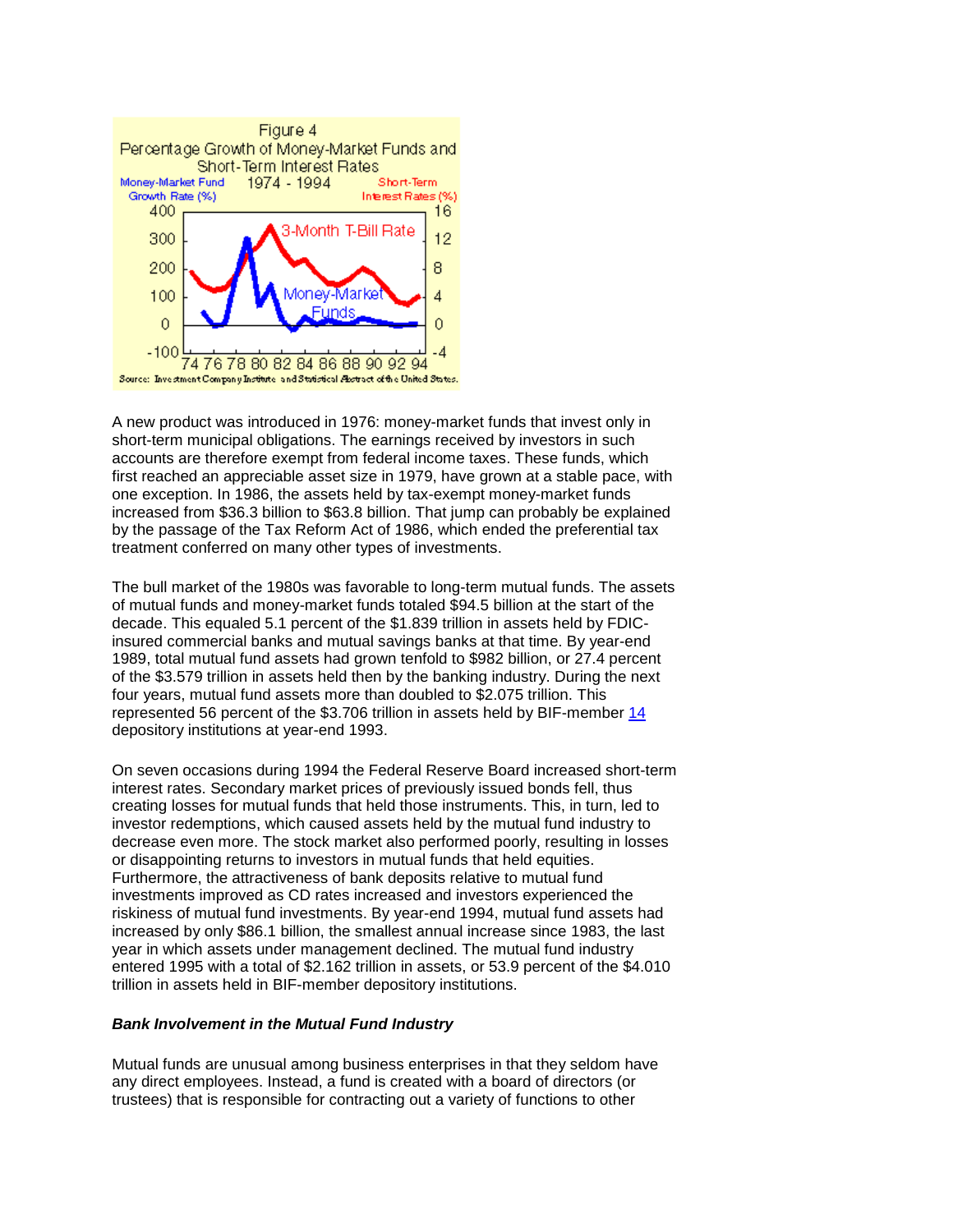Figure 4
Percentage Growth of Money-Market Funds and Short-Term Interest Rates
1974 - 1994

Source: Investment Company Institute and Statistical Abstract of the United States.

A new product was introduced in 1976: money-market funds that invest only in short-term municipal obligations. The earnings received by investors in such accounts are therefore exempt from federal income taxes. These funds, which first reached an appreciable asset size in 1979, have grown at a stable pace, with one exception. In 1986, the assets held by tax-exempt money-market funds increased from $36.3 billion to $63.8 billion. That jump can probably be explained by the passage of the Tax Reform Act of 1986, which ended the preferential tax treatment conferred on many other types of investments.

The bull market of the 1980s was favorable to long-term mutual funds. The assets of mutual funds and money-market funds totaled $94.5 billion at the start of the decade. This equaled 5.1 percent of the $1.839 trillion in assets held by FDIC-insured commercial banks and mutual savings banks at that time. By year-end 1989, total mutual fund assets had grown tenfold to $982 billion, or 27.4 percent of the $3.579 trillion in assets held then by the banking industry. During the next four years, mutual fund assets more than doubled to $2.075 trillion. This represented 56 percent of the $3.706 trillion in assets held by BIF-member [14] depository institutions at year-end 1993.

On seven occasions during 1994 the Federal Reserve Board increased short-term interest rates. Secondary market prices of previously issued bonds fell, thus creating losses for mutual funds that held those instruments. This, in turn, led to investor redemptions, which caused assets held by the mutual fund industry to decrease even more. The stock market also performed poorly, resulting in losses or disappointing returns to investors in mutual funds that held equities. Furthermore, the attractiveness of bank deposits relative to mutual fund investments improved as CD rates increased and investors experienced the riskiness of mutual fund investments. By year-end 1994, mutual fund assets had increased by only $86.1 billion, the smallest annual increase since 1983, the last year in which assets under management declined. The mutual fund industry entered 1995 with a total of $2.162 trillion in assets, or 53.9 percent of the $4.010 trillion in assets held in BIF-member depository institutions.

### *Bank Involvement in the Mutual Fund Industry*

Mutual funds are unusual among business enterprises in that they seldom have any direct employees. Instead, a fund is created with a board of directors (or trustees) that is responsible for contracting out a variety of functions to other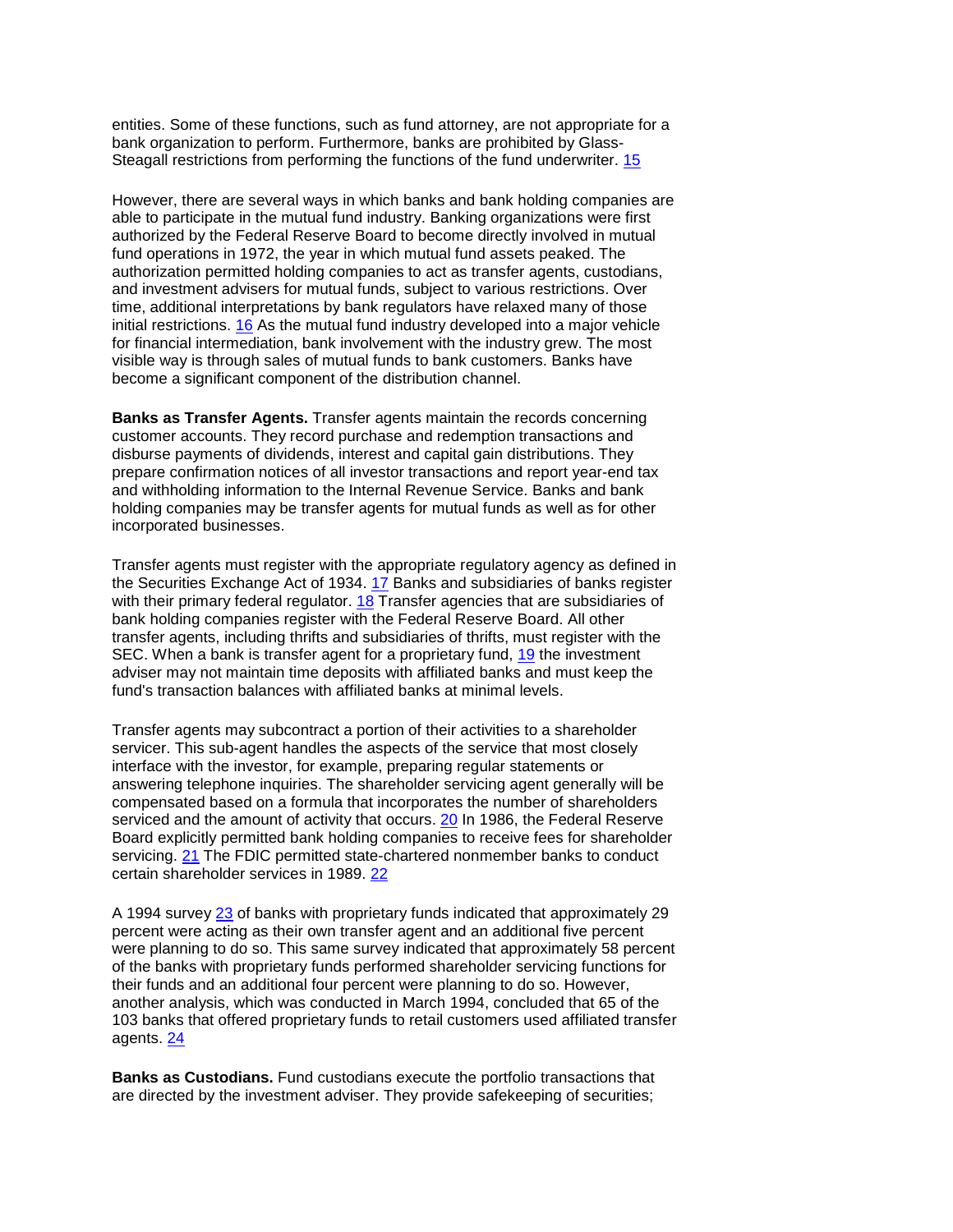entities. Some of these functions, such as fund attorney, are not appropriate for a bank organization to perform. Furthermore, banks are prohibited by Glass-Steagall restrictions from performing the functions of the fund underwriter. [15]

However, there are several ways in which banks and bank holding companies are able to participate in the mutual fund industry. Banking organizations were first authorized by the Federal Reserve Board to become directly involved in mutual fund operations in 1972, the year in which mutual fund assets peaked. The authorization permitted holding companies to act as transfer agents, custodians, and investment advisers for mutual funds, subject to various restrictions. Over time, additional interpretations by bank regulators have relaxed many of those initial restrictions. [16] As the mutual fund industry developed into a major vehicle for financial intermediation, bank involvement with the industry grew. The most visible way is through sales of mutual funds to bank customers. Banks have become a significant component of the distribution channel.

**Banks as Transfer Agents.** Transfer agents maintain the records concerning customer accounts. They record purchase and redemption transactions and disburse payments of dividends, interest and capital gain distributions. They prepare confirmation notices of all investor transactions and report year-end tax and withholding information to the Internal Revenue Service. Banks and bank holding companies may be transfer agents for mutual funds as well as for other incorporated businesses.

Transfer agents must register with the appropriate regulatory agency as defined in the Securities Exchange Act of 1934. [17] Banks and subsidiaries of banks register with their primary federal regulator. [18] Transfer agencies that are subsidiaries of bank holding companies register with the Federal Reserve Board. All other transfer agents, including thrifts and subsidiaries of thrifts, must register with the SEC. When a bank is transfer agent for a proprietary fund, [19] the investment adviser may not maintain time deposits with affiliated banks and must keep the fund's transaction balances with affiliated banks at minimal levels.

Transfer agents may subcontract a portion of their activities to a shareholder servicer. This sub-agent handles the aspects of the service that most closely interface with the investor, for example, preparing regular statements or answering telephone inquiries. The shareholder servicing agent generally will be compensated based on a formula that incorporates the number of shareholders serviced and the amount of activity that occurs. [20] In 1986, the Federal Reserve Board explicitly permitted bank holding companies to receive fees for shareholder servicing. [21] The FDIC permitted state-chartered nonmember banks to conduct certain shareholder services in 1989. [22]

A 1994 survey [23] of banks with proprietary funds indicated that approximately 29 percent were acting as their own transfer agent and an additional five percent were planning to do so. This same survey indicated that approximately 58 percent of the banks with proprietary funds performed shareholder servicing functions for their funds and an additional four percent were planning to do so. However, another analysis, which was conducted in March 1994, concluded that 65 of the 103 banks that offered proprietary funds to retail customers used affiliated transfer agents. [24]

**Banks as Custodians.** Fund custodians execute the portfolio transactions that are directed by the investment adviser. They provide safekeeping of securities;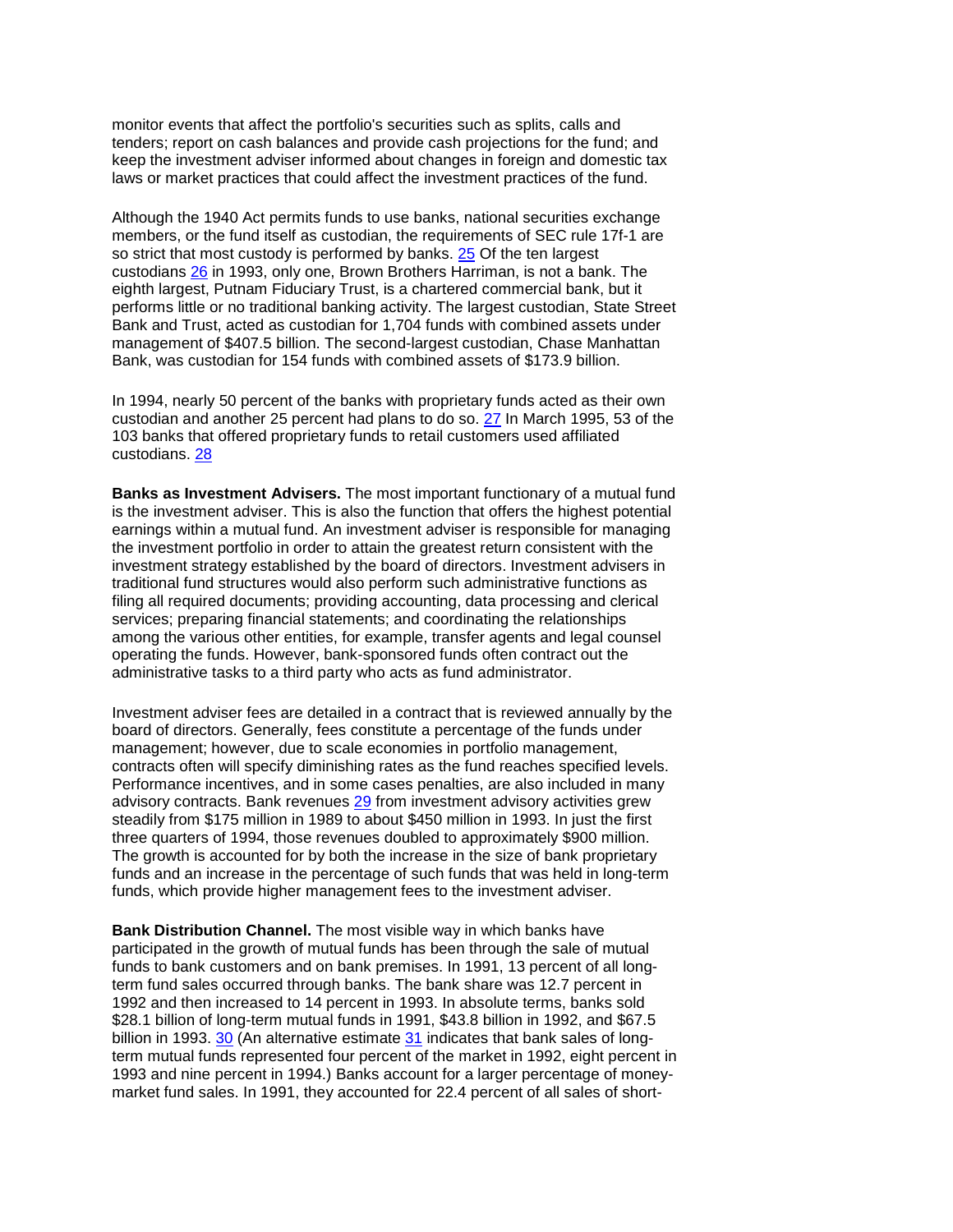monitor events that affect the portfolio's securities such as splits, calls and tenders; report on cash balances and provide cash projections for the fund; and keep the investment adviser informed about changes in foreign and domestic tax laws or market practices that could affect the investment practices of the fund.

Although the 1940 Act permits funds to use banks, national securities exchange members, or the fund itself as custodian, the requirements of SEC rule 17f-1 are so strict that most custody is performed by banks. [25] Of the ten largest custodians [26] in 1993, only one, Brown Brothers Harriman, is not a bank. The eighth largest, Putnam Fiduciary Trust, is a chartered commercial bank, but it performs little or no traditional banking activity. The largest custodian, State Street Bank and Trust, acted as custodian for 1,704 funds with combined assets under management of $407.5 billion. The second-largest custodian, Chase Manhattan Bank, was custodian for 154 funds with combined assets of $173.9 billion.

In 1994, nearly 50 percent of the banks with proprietary funds acted as their own custodian and another 25 percent had plans to do so. [27] In March 1995, 53 of the 103 banks that offered proprietary funds to retail customers used affiliated custodians. [28]

**Banks as Investment Advisers.** The most important functionary of a mutual fund is the investment adviser. This is also the function that offers the highest potential earnings within a mutual fund. An investment adviser is responsible for managing the investment portfolio in order to attain the greatest return consistent with the investment strategy established by the board of directors. Investment advisers in traditional fund structures would also perform such administrative functions as filing all required documents; providing accounting, data processing and clerical services; preparing financial statements; and coordinating the relationships among the various other entities, for example, transfer agents and legal counsel operating the funds. However, bank-sponsored funds often contract out the administrative tasks to a third party who acts as fund administrator.

Investment adviser fees are detailed in a contract that is reviewed annually by the board of directors. Generally, fees constitute a percentage of the funds under management; however, due to scale economies in portfolio management, contracts often will specify diminishing rates as the fund reaches specified levels. Performance incentives, and in some cases penalties, are also included in many advisory contracts. Bank revenues [29] from investment advisory activities grew steadily from $175 million in 1989 to about $450 million in 1993. In just the first three quarters of 1994, those revenues doubled to approximately $900 million. The growth is accounted for by both the increase in the size of bank proprietary funds and an increase in the percentage of such funds that was held in long-term funds, which provide higher management fees to the investment adviser.

**Bank Distribution Channel.** The most visible way in which banks have participated in the growth of mutual funds has been through the sale of mutual funds to bank customers and on bank premises. In 1991, 13 percent of all long-term fund sales occurred through banks. The bank share was 12.7 percent in 1992 and then increased to 14 percent in 1993. In absolute terms, banks sold $28.1 billion of long-term mutual funds in 1991, $43.8 billion in 1992, and $67.5 billion in 1993. [30] (An alternative estimate [31] indicates that bank sales of long-term mutual funds represented four percent of the market in 1992, eight percent in 1993 and nine percent in 1994.) Banks account for a larger percentage of money-market fund sales. In 1991, they accounted for 22.4 percent of all sales of short-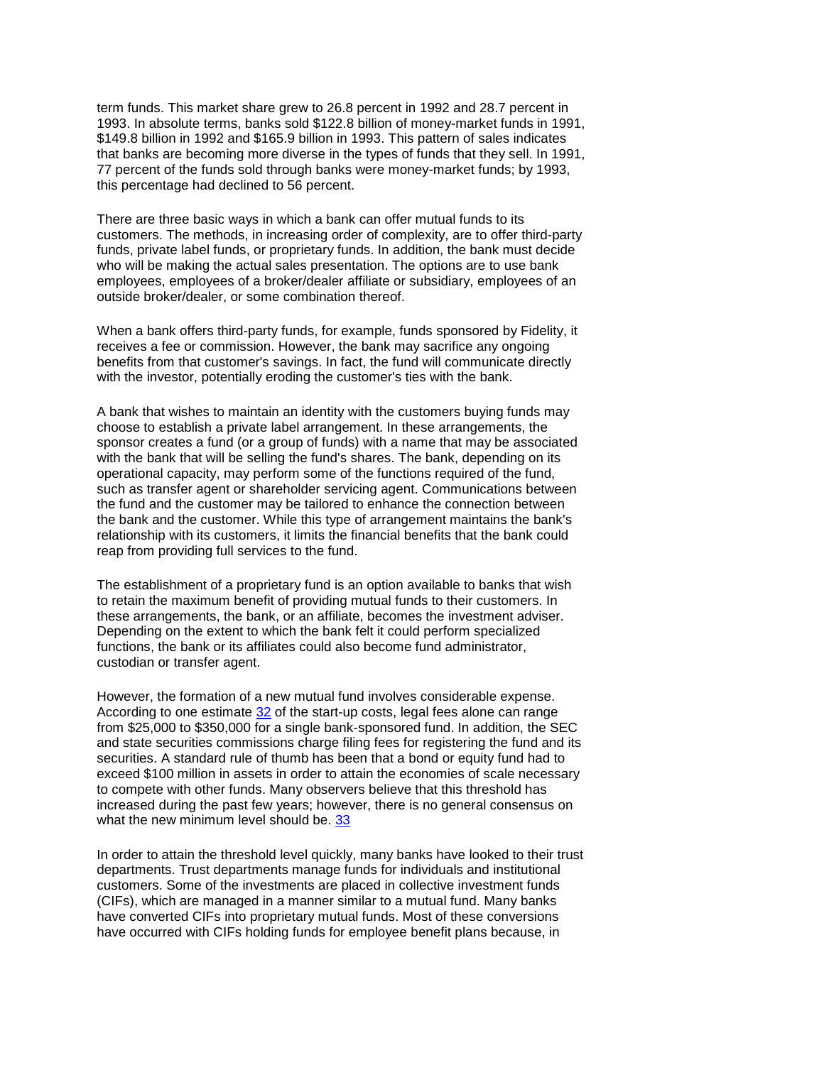term funds. This market share grew to 26.8 percent in 1992 and 28.7 percent in 1993. In absolute terms, banks sold $122.8 billion of money-market funds in 1991, $149.8 billion in 1992 and $165.9 billion in 1993. This pattern of sales indicates that banks are becoming more diverse in the types of funds that they sell. In 1991, 77 percent of the funds sold through banks were money-market funds; by 1993, this percentage had declined to 56 percent.

There are three basic ways in which a bank can offer mutual funds to its customers. The methods, in increasing order of complexity, are to offer third-party funds, private label funds, or proprietary funds. In addition, the bank must decide who will be making the actual sales presentation. The options are to use bank employees, employees of a broker/dealer affiliate or subsidiary, employees of an outside broker/dealer, or some combination thereof.

When a bank offers third-party funds, for example, funds sponsored by Fidelity, it receives a fee or commission. However, the bank may sacrifice any ongoing benefits from that customer's savings. In fact, the fund will communicate directly with the investor, potentially eroding the customer's ties with the bank.

A bank that wishes to maintain an identity with the customers buying funds may choose to establish a private label arrangement. In these arrangements, the sponsor creates a fund (or a group of funds) with a name that may be associated with the bank that will be selling the fund's shares. The bank, depending on its operational capacity, may perform some of the functions required of the fund, such as transfer agent or shareholder servicing agent. Communications between the fund and the customer may be tailored to enhance the connection between the bank and the customer. While this type of arrangement maintains the bank's relationship with its customers, it limits the financial benefits that the bank could reap from providing full services to the fund.

The establishment of a proprietary fund is an option available to banks that wish to retain the maximum benefit of providing mutual funds to their customers. In these arrangements, the bank, or an affiliate, becomes the investment adviser. Depending on the extent to which the bank felt it could perform specialized functions, the bank or its affiliates could also become fund administrator, custodian or transfer agent.

However, the formation of a new mutual fund involves considerable expense. According to one estimate [32] of the start-up costs, legal fees alone can range from $25,000 to $350,000 for a single bank-sponsored fund. In addition, the SEC and state securities commissions charge filing fees for registering the fund and its securities. A standard rule of thumb has been that a bond or equity fund had to exceed $100 million in assets in order to attain the economies of scale necessary to compete with other funds. Many observers believe that this threshold has increased during the past few years; however, there is no general consensus on what the new minimum level should be. [33]

In order to attain the threshold level quickly, many banks have looked to their trust departments. Trust departments manage funds for individuals and institutional customers. Some of the investments are placed in collective investment funds (CIFs), which are managed in a manner similar to a mutual fund. Many banks have converted CIFs into proprietary mutual funds. Most of these conversions have occurred with CIFs holding funds for employee benefit plans because, in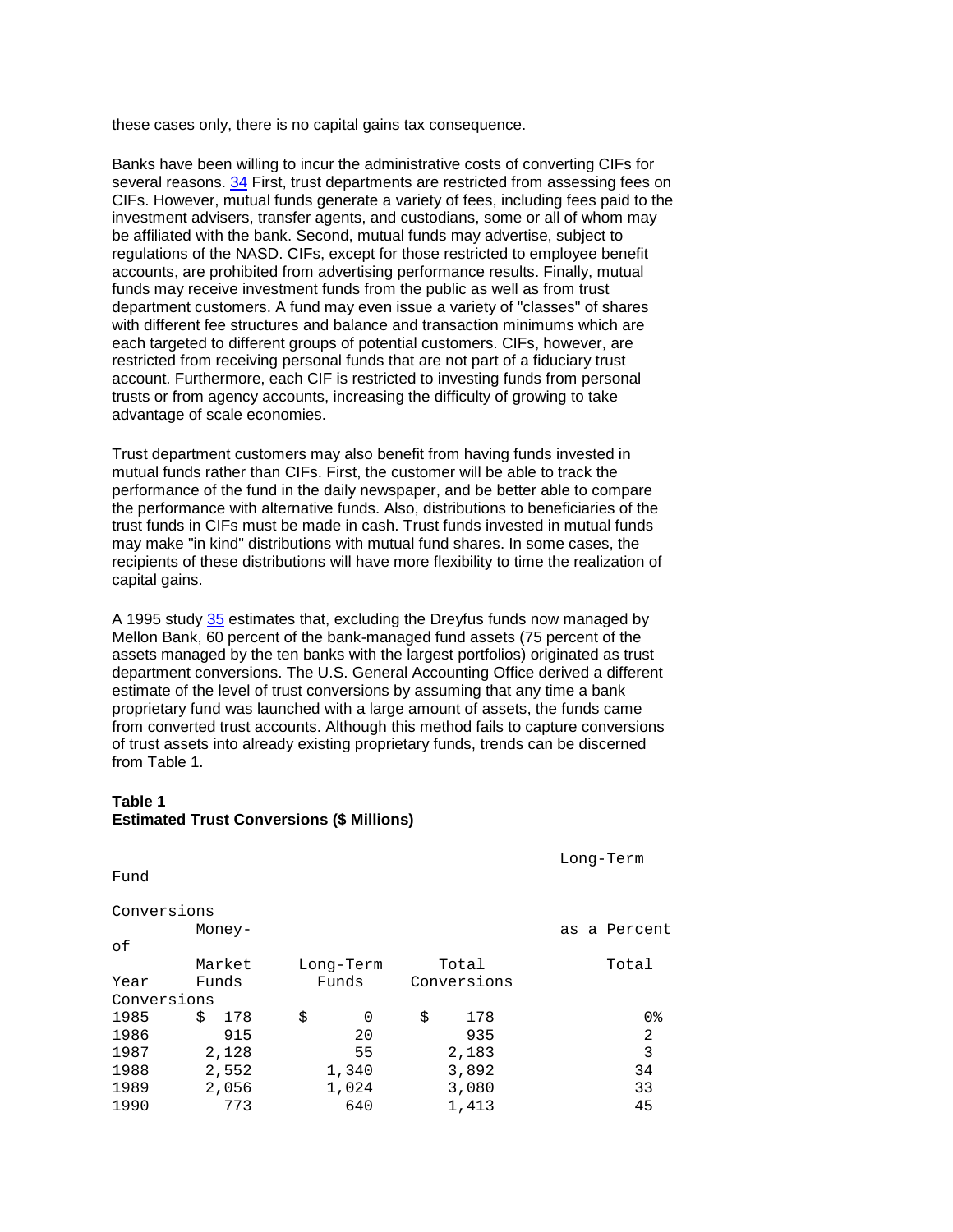these cases only, there is no capital gains tax consequence.

Banks have been willing to incur the administrative costs of converting CIFs for several reasons. 34 First, trust departments are restricted from assessing fees on CIFs. However, mutual funds generate a variety of fees, including fees paid to the investment advisers, transfer agents, and custodians, some or all of whom may be affiliated with the bank. Second, mutual funds may advertise, subject to regulations of the NASD. CIFs, except for those restricted to employee benefit accounts, are prohibited from advertising performance results. Finally, mutual funds may receive investment funds from the public as well as from trust department customers. A fund may even issue a variety of "classes" of shares with different fee structures and balance and transaction minimums which are each targeted to different groups of potential customers. CIFs, however, are restricted from receiving personal funds that are not part of a fiduciary trust account. Furthermore, each CIF is restricted to investing funds from personal trusts or from agency accounts, increasing the difficulty of growing to take advantage of scale economies.

Trust department customers may also benefit from having funds invested in mutual funds rather than CIFs. First, the customer will be able to track the performance of the fund in the daily newspaper, and be better able to compare the performance with alternative funds. Also, distributions to beneficiaries of the trust funds in CIFs must be made in cash. Trust funds invested in mutual funds may make "in kind" distributions with mutual fund shares. In some cases, the recipients of these distributions will have more flexibility to time the realization of capital gains.

A 1995 study 35 estimates that, excluding the Dreyfus funds now managed by Mellon Bank, 60 percent of the bank-managed fund assets (75 percent of the assets managed by the ten banks with the largest portfolios) originated as trust department conversions. The U.S. General Accounting Office derived a different estimate of the level of trust conversions by assuming that any time a bank proprietary fund was launched with a large amount of assets, the funds came from converted trust accounts. Although this method fails to capture conversions of trust assets into already existing proprietary funds, trends can be discerned from Table 1.

**Table 1**
**Estimated Trust Conversions ($ Millions)**

| Year | Money-Market Funds | Long-Term Funds | Total Conversions | Long-Term Fund Conversions as a Percent of Total Conversions |
|---|---|---|---|---|
| 1985 | $ 178 | $ 0 | $ 178 | 0% |
| 1986 | 915 | 20 | 935 | 2 |
| 1987 | 2,128 | 55 | 2,183 | 3 |
| 1988 | 2,552 | 1,340 | 3,892 | 34 |
| 1989 | 2,056 | 1,024 | 3,080 | 33 |
| 1990 | 773 | 640 | 1,413 | 45 |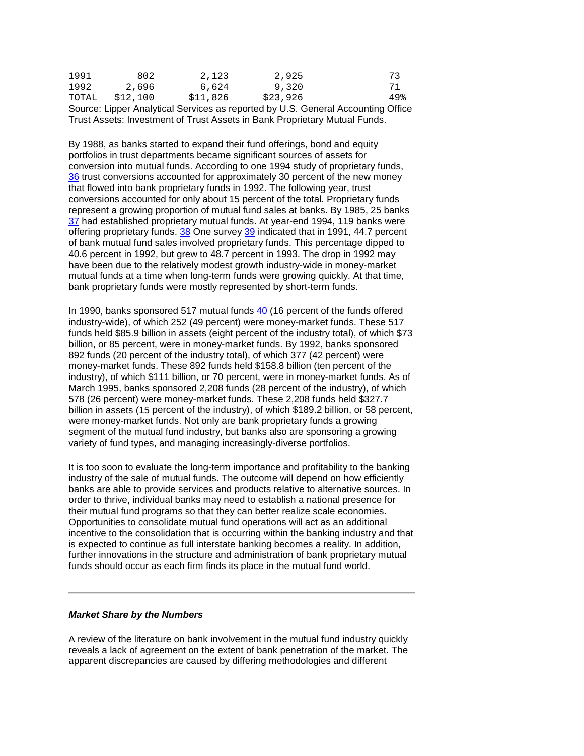| | | | | |
|---|---|---|---|---|
| 1991 | 802 | 2,123 | 2,925 | 73 |
| 1992 | 2,696 | 6,624 | 9,320 | 71 |
| TOTAL | $12,100 | $11,826 | $23,926 | 49% |

Source: Lipper Analytical Services as reported by U.S. General Accounting Office Trust Assets: Investment of Trust Assets in Bank Proprietary Mutual Funds.

By 1988, as banks started to expand their fund offerings, bond and equity portfolios in trust departments became significant sources of assets for conversion into mutual funds. According to one 1994 study of proprietary funds, 36 trust conversions accounted for approximately 30 percent of the new money that flowed into bank proprietary funds in 1992. The following year, trust conversions accounted for only about 15 percent of the total. Proprietary funds represent a growing proportion of mutual fund sales at banks. By 1985, 25 banks 37 had established proprietary mutual funds. At year-end 1994, 119 banks were offering proprietary funds. 38 One survey 39 indicated that in 1991, 44.7 percent of bank mutual fund sales involved proprietary funds. This percentage dipped to 40.6 percent in 1992, but grew to 48.7 percent in 1993. The drop in 1992 may have been due to the relatively modest growth industry-wide in money-market mutual funds at a time when long-term funds were growing quickly. At that time, bank proprietary funds were mostly represented by short-term funds.

In 1990, banks sponsored 517 mutual funds 40 (16 percent of the funds offered industry-wide), of which 252 (49 percent) were money-market funds. These 517 funds held $85.9 billion in assets (eight percent of the industry total), of which $73 billion, or 85 percent, were in money-market funds. By 1992, banks sponsored 892 funds (20 percent of the industry total), of which 377 (42 percent) were money-market funds. These 892 funds held $158.8 billion (ten percent of the industry), of which $111 billion, or 70 percent, were in money-market funds. As of March 1995, banks sponsored 2,208 funds (28 percent of the industry), of which 578 (26 percent) were money-market funds. These 2,208 funds held $327.7 billion in assets (15 percent of the industry), of which $189.2 billion, or 58 percent, were money-market funds. Not only are bank proprietary funds a growing segment of the mutual fund industry, but banks also are sponsoring a growing variety of fund types, and managing increasingly-diverse portfolios.

It is too soon to evaluate the long-term importance and profitability to the banking industry of the sale of mutual funds. The outcome will depend on how efficiently banks are able to provide services and products relative to alternative sources. In order to thrive, individual banks may need to establish a national presence for their mutual fund programs so that they can better realize scale economies. Opportunities to consolidate mutual fund operations will act as an additional incentive to the consolidation that is occurring within the banking industry and that is expected to continue as full interstate banking becomes a reality. In addition, further innovations in the structure and administration of bank proprietary mutual funds should occur as each firm finds its place in the mutual fund world.

---

***Market Share by the Numbers***

A review of the literature on bank involvement in the mutual fund industry quickly reveals a lack of agreement on the extent of bank penetration of the market. The apparent discrepancies are caused by differing methodologies and different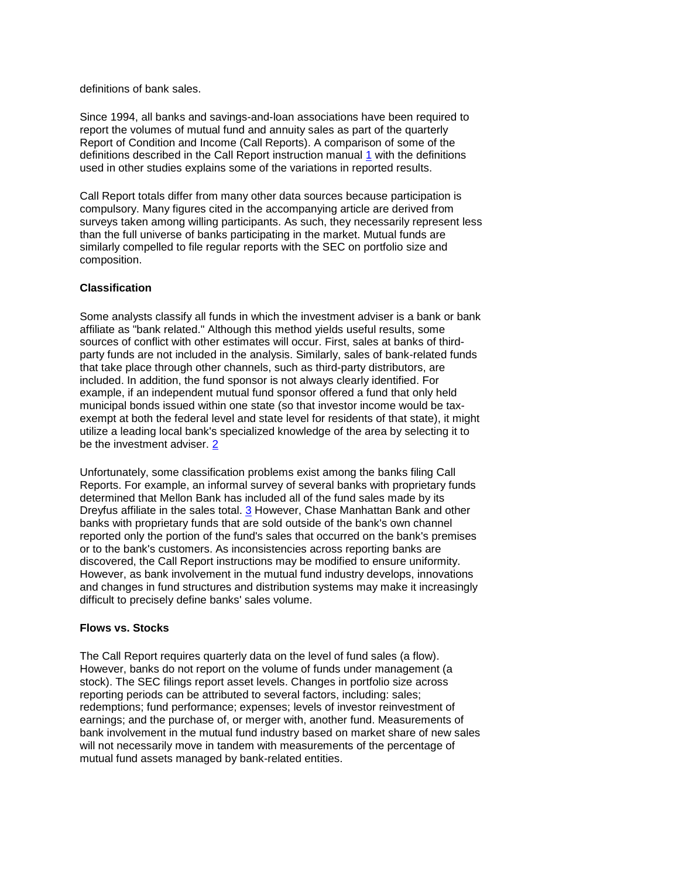definitions of bank sales.

Since 1994, all banks and savings-and-loan associations have been required to report the volumes of mutual fund and annuity sales as part of the quarterly Report of Condition and Income (Call Reports). A comparison of some of the definitions described in the Call Report instruction manual [1] with the definitions used in other studies explains some of the variations in reported results.

Call Report totals differ from many other data sources because participation is compulsory. Many figures cited in the accompanying article are derived from surveys taken among willing participants. As such, they necessarily represent less than the full universe of banks participating in the market. Mutual funds are similarly compelled to file regular reports with the SEC on portfolio size and composition.

**Classification**

Some analysts classify all funds in which the investment adviser is a bank or bank affiliate as "bank related." Although this method yields useful results, some sources of conflict with other estimates will occur. First, sales at banks of third-party funds are not included in the analysis. Similarly, sales of bank-related funds that take place through other channels, such as third-party distributors, are included. In addition, the fund sponsor is not always clearly identified. For example, if an independent mutual fund sponsor offered a fund that only held municipal bonds issued within one state (so that investor income would be tax-exempt at both the federal level and state level for residents of that state), it might utilize a leading local bank's specialized knowledge of the area by selecting it to be the investment adviser. [2]

Unfortunately, some classification problems exist among the banks filing Call Reports. For example, an informal survey of several banks with proprietary funds determined that Mellon Bank has included all of the fund sales made by its Dreyfus affiliate in the sales total. [3] However, Chase Manhattan Bank and other banks with proprietary funds that are sold outside of the bank's own channel reported only the portion of the fund's sales that occurred on the bank's premises or to the bank's customers. As inconsistencies across reporting banks are discovered, the Call Report instructions may be modified to ensure uniformity. However, as bank involvement in the mutual fund industry develops, innovations and changes in fund structures and distribution systems may make it increasingly difficult to precisely define banks' sales volume.

**Flows vs. Stocks**

The Call Report requires quarterly data on the level of fund sales (a flow). However, banks do not report on the volume of funds under management (a stock). The SEC filings report asset levels. Changes in portfolio size across reporting periods can be attributed to several factors, including: sales; redemptions; fund performance; expenses; levels of investor reinvestment of earnings; and the purchase of, or merger with, another fund. Measurements of bank involvement in the mutual fund industry based on market share of new sales will not necessarily move in tandem with measurements of the percentage of mutual fund assets managed by bank-related entities.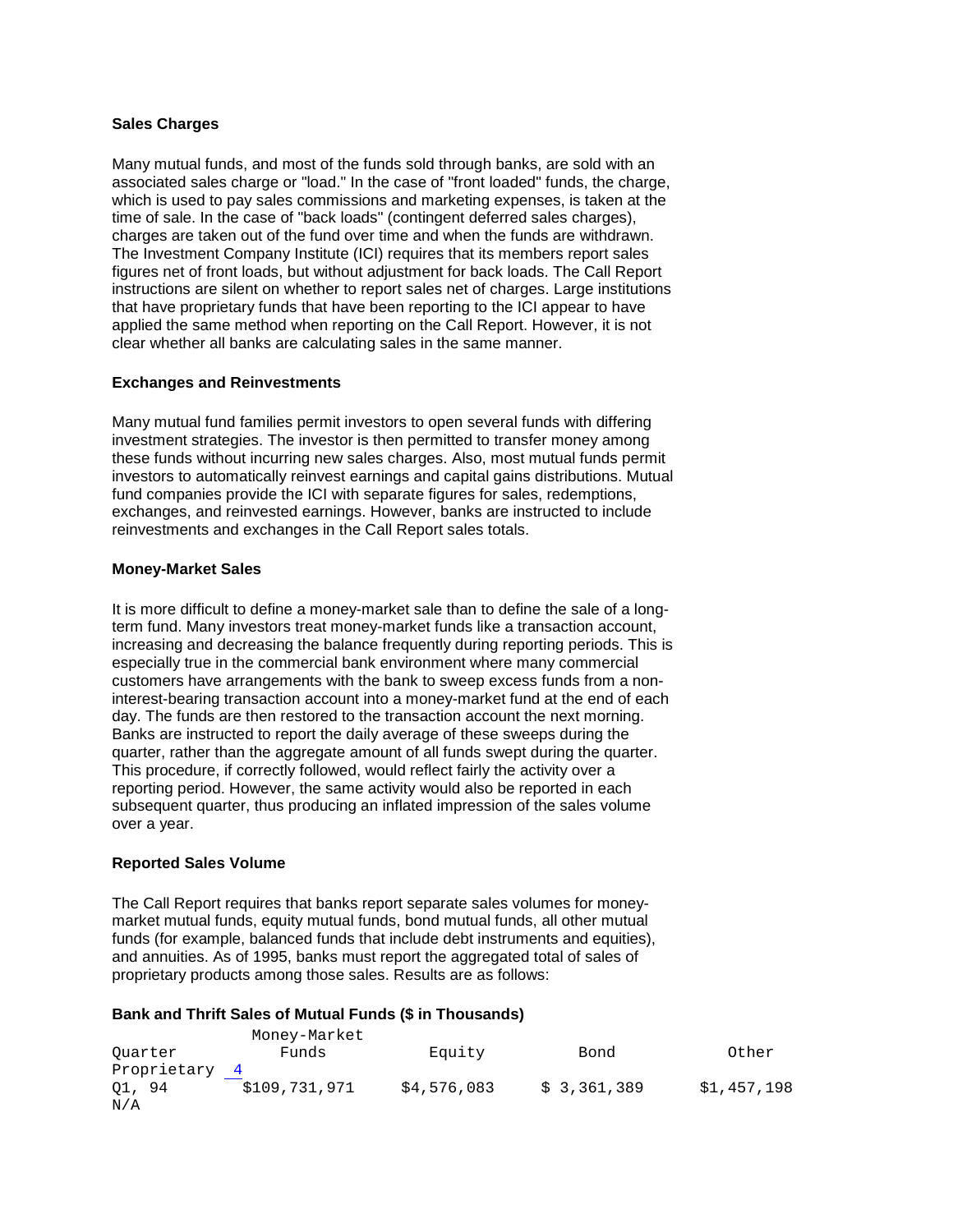### Sales Charges

Many mutual funds, and most of the funds sold through banks, are sold with an associated sales charge or "load." In the case of "front loaded" funds, the charge, which is used to pay sales commissions and marketing expenses, is taken at the time of sale. In the case of "back loads" (contingent deferred sales charges), charges are taken out of the fund over time and when the funds are withdrawn. The Investment Company Institute (ICI) requires that its members report sales figures net of front loads, but without adjustment for back loads. The Call Report instructions are silent on whether to report sales net of charges. Large institutions that have proprietary funds that have been reporting to the ICI appear to have applied the same method when reporting on the Call Report. However, it is not clear whether all banks are calculating sales in the same manner.

### Exchanges and Reinvestments

Many mutual fund families permit investors to open several funds with differing investment strategies. The investor is then permitted to transfer money among these funds without incurring new sales charges. Also, most mutual funds permit investors to automatically reinvest earnings and capital gains distributions. Mutual fund companies provide the ICI with separate figures for sales, redemptions, exchanges, and reinvested earnings. However, banks are instructed to include reinvestments and exchanges in the Call Report sales totals.

### Money-Market Sales

It is more difficult to define a money-market sale than to define the sale of a long-term fund. Many investors treat money-market funds like a transaction account, increasing and decreasing the balance frequently during reporting periods. This is especially true in the commercial bank environment where many commercial customers have arrangements with the bank to sweep excess funds from a non-interest-bearing transaction account into a money-market fund at the end of each day. The funds are then restored to the transaction account the next morning. Banks are instructed to report the daily average of these sweeps during the quarter, rather than the aggregate amount of all funds swept during the quarter. This procedure, if correctly followed, would reflect fairly the activity over a reporting period. However, the same activity would also be reported in each subsequent quarter, thus producing an inflated impression of the sales volume over a year.

### Reported Sales Volume

The Call Report requires that banks report separate sales volumes for money-market mutual funds, equity mutual funds, bond mutual funds, all other mutual funds (for example, balanced funds that include debt instruments and equities), and annuities. As of 1995, banks must report the aggregated total of sales of proprietary products among those sales. Results are as follows:

**Bank and Thrift Sales of Mutual Funds ($ in Thousands)**

| Quarter | Money-Market Funds | Equity | Bond | Other | Proprietary [4] |
|---|---|---|---|---|---|
| Q1, 94 | $109,731,971 | $4,576,083 | $ 3,361,389 | $1,457,198 | N/A |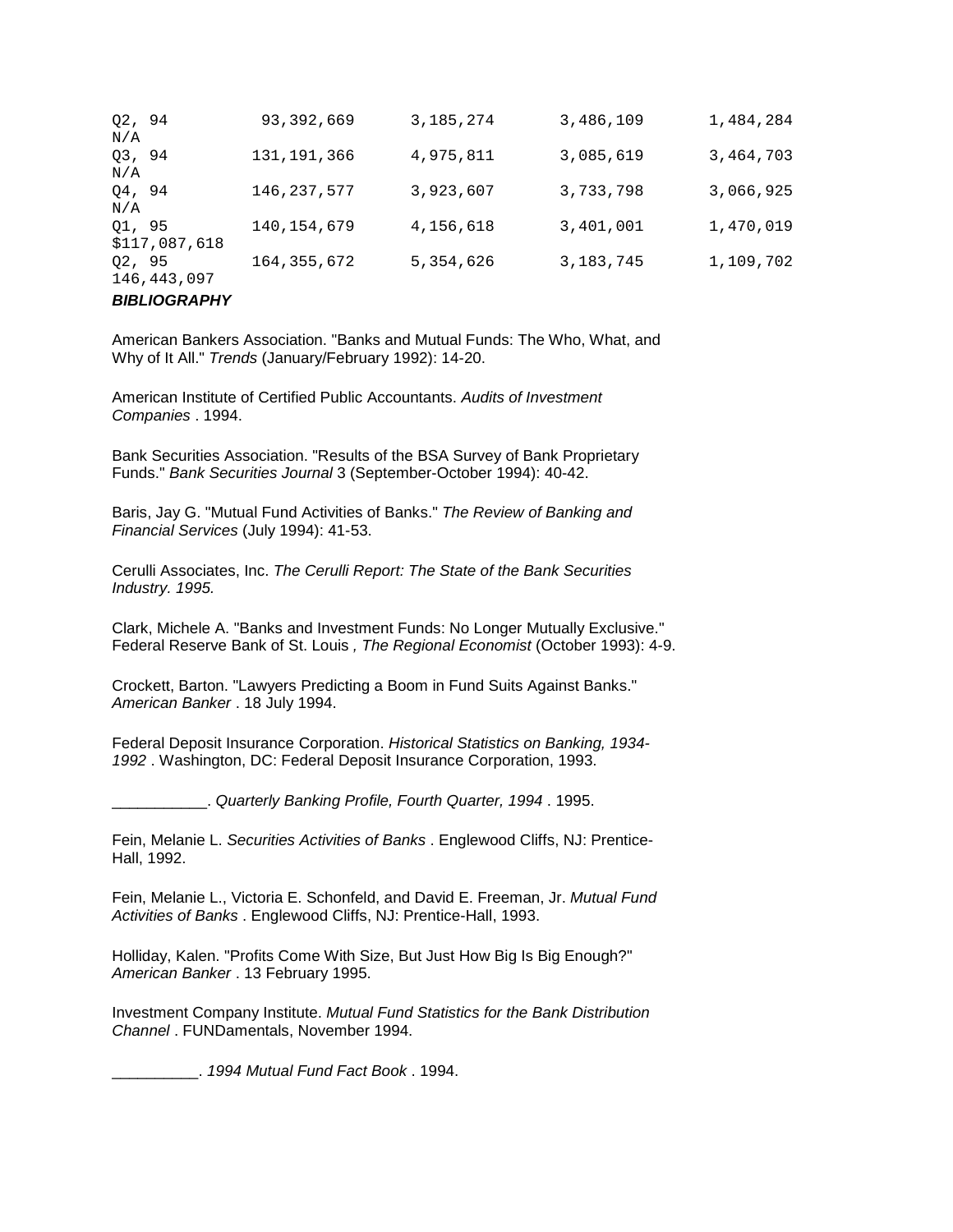| | | | | | |
|---|---|---|---|---|---|
| Q2, 94 | 93,392,669 | 3,185,274 | 3,486,109 | 1,484,284 | N/A |
| Q3, 94 | 131,191,366 | 4,975,811 | 3,085,619 | 3,464,703 | N/A |
| Q4, 94 | 146,237,577 | 3,923,607 | 3,733,798 | 3,066,925 | N/A |
| Q1, 95 | 140,154,679 | 4,156,618 | 3,401,001 | 1,470,019 | $117,087,618 |
| Q2, 95 | 164,355,672 | 5,354,626 | 3,183,745 | 1,109,702 | 146,443,097 |

***BIBLIOGRAPHY***

American Bankers Association. "Banks and Mutual Funds: The Who, What, and Why of It All." *Trends* (January/February 1992): 14-20.

American Institute of Certified Public Accountants. *Audits of Investment Companies* . 1994.

Bank Securities Association. "Results of the BSA Survey of Bank Proprietary Funds." *Bank Securities Journal* 3 (September-October 1994): 40-42.

Baris, Jay G. "Mutual Fund Activities of Banks." *The Review of Banking and Financial Services* (July 1994): 41-53.

Cerulli Associates, Inc. *The Cerulli Report: The State of the Bank Securities Industry. 1995.*

Clark, Michele A. "Banks and Investment Funds: No Longer Mutually Exclusive." Federal Reserve Bank of St. Louis *, The Regional Economist* (October 1993): 4-9.

Crockett, Barton. "Lawyers Predicting a Boom in Fund Suits Against Banks." *American Banker* . 18 July 1994.

Federal Deposit Insurance Corporation. *Historical Statistics on Banking, 1934-1992* . Washington, DC: Federal Deposit Insurance Corporation, 1993.

___________. *Quarterly Banking Profile, Fourth Quarter, 1994* . 1995.

Fein, Melanie L. *Securities Activities of Banks* . Englewood Cliffs, NJ: Prentice-Hall, 1992.

Fein, Melanie L., Victoria E. Schonfeld, and David E. Freeman, Jr. *Mutual Fund Activities of Banks* . Englewood Cliffs, NJ: Prentice-Hall, 1993.

Holliday, Kalen. "Profits Come With Size, But Just How Big Is Big Enough?" *American Banker* . 13 February 1995.

Investment Company Institute. *Mutual Fund Statistics for the Bank Distribution Channel* . FUNDamentals, November 1994.

__________. *1994 Mutual Fund Fact Book* . 1994.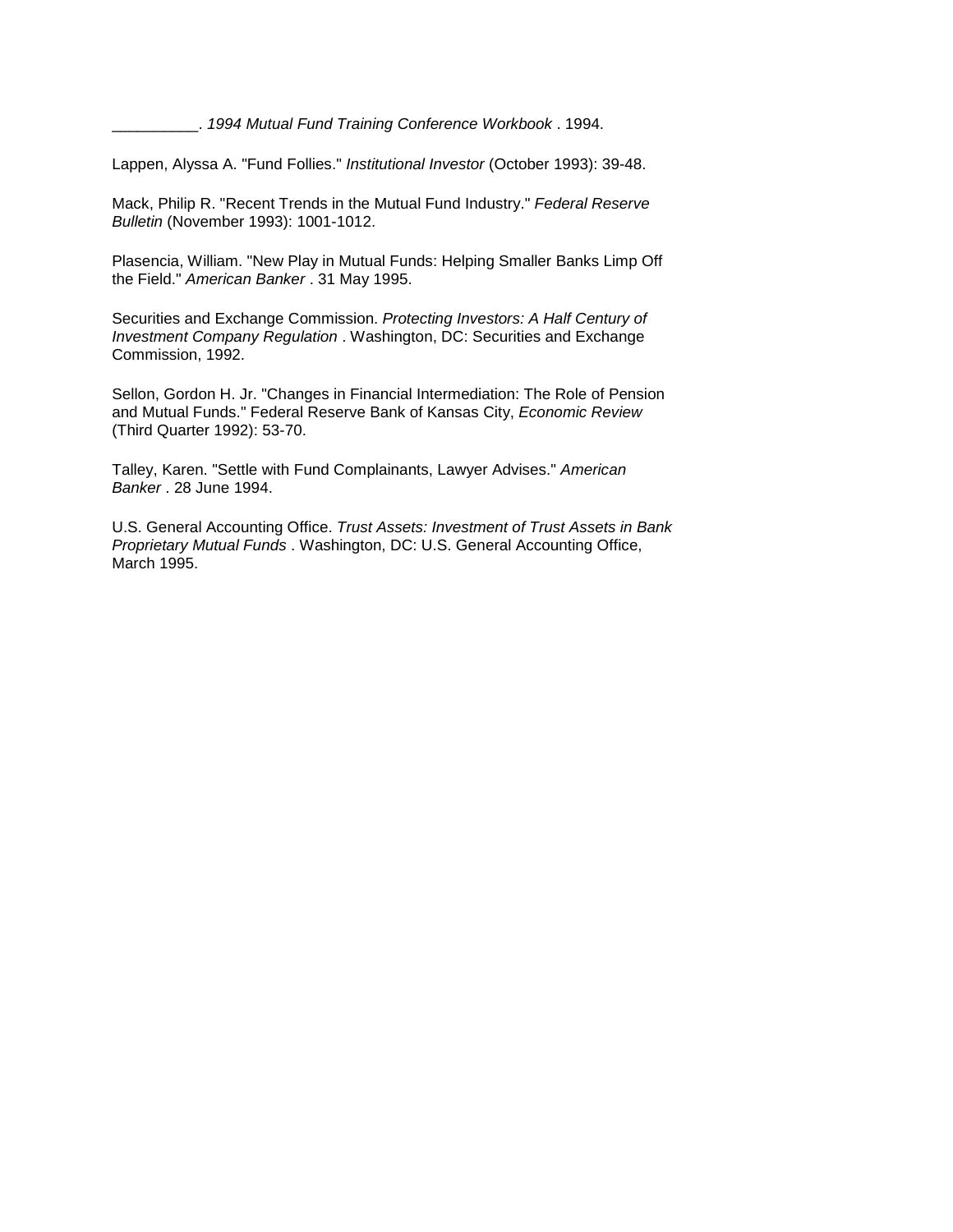__________. *1994 Mutual Fund Training Conference Workbook* . 1994.

Lappen, Alyssa A. "Fund Follies." *Institutional Investor* (October 1993): 39-48.

Mack, Philip R. "Recent Trends in the Mutual Fund Industry." *Federal Reserve Bulletin* (November 1993): 1001-1012.

Plasencia, William. "New Play in Mutual Funds: Helping Smaller Banks Limp Off the Field." *American Banker* . 31 May 1995.

Securities and Exchange Commission. *Protecting Investors: A Half Century of Investment Company Regulation* . Washington, DC: Securities and Exchange Commission, 1992.

Sellon, Gordon H. Jr. "Changes in Financial Intermediation: The Role of Pension and Mutual Funds." Federal Reserve Bank of Kansas City, *Economic Review* (Third Quarter 1992): 53-70.

Talley, Karen. "Settle with Fund Complainants, Lawyer Advises." *American Banker* . 28 June 1994.

U.S. General Accounting Office. *Trust Assets: Investment of Trust Assets in Bank Proprietary Mutual Funds* . Washington, DC: U.S. General Accounting Office, March 1995.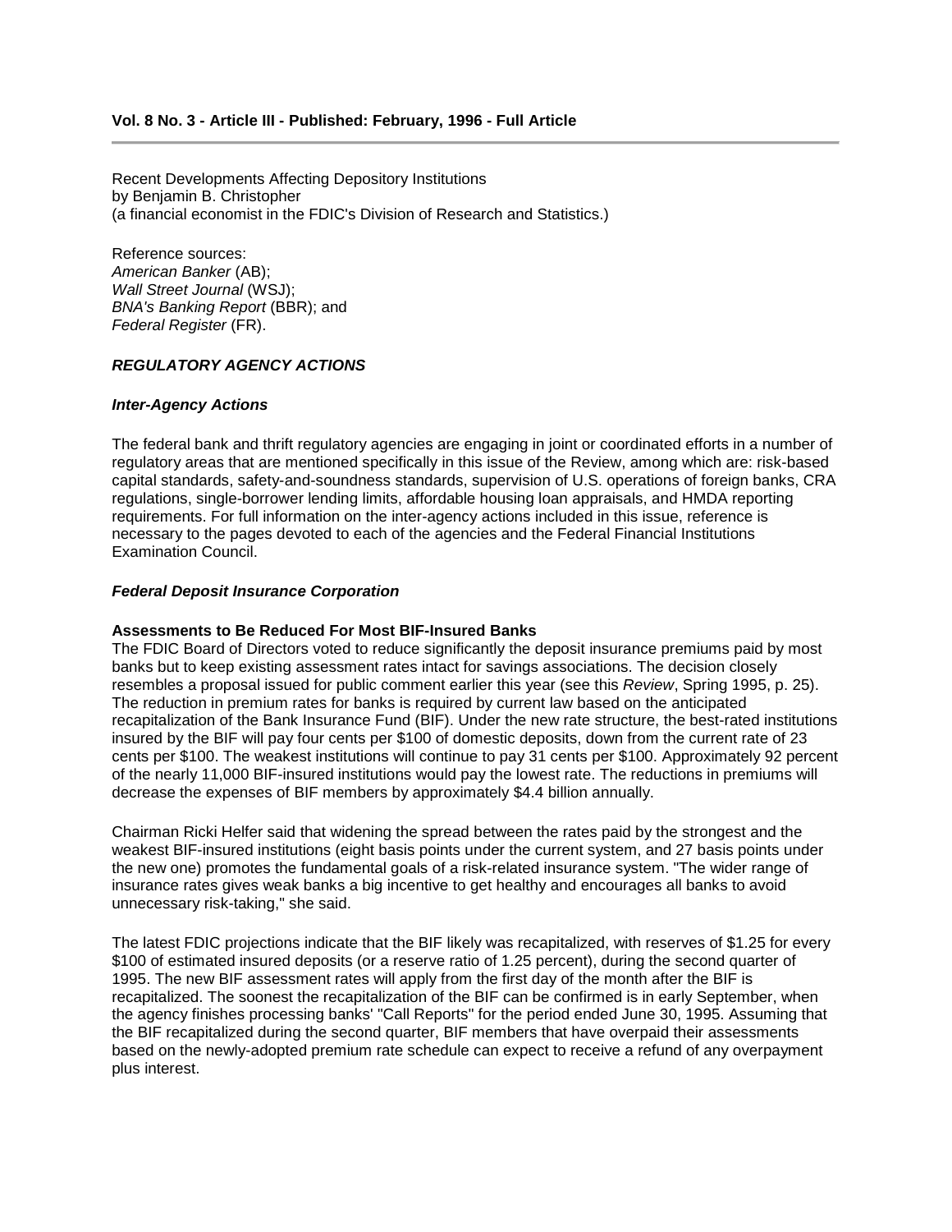**Vol. 8 No. 3 - Article III - Published: February, 1996 - Full Article**

---

Recent Developments Affecting Depository Institutions
by Benjamin B. Christopher
(a financial economist in the FDIC's Division of Research and Statistics.)

Reference sources:
*American Banker* (AB);
*Wall Street Journal* (WSJ);
*BNA's Banking Report* (BBR); and
*Federal Register* (FR).

### *REGULATORY AGENCY ACTIONS*

#### *Inter-Agency Actions*

The federal bank and thrift regulatory agencies are engaging in joint or coordinated efforts in a number of regulatory areas that are mentioned specifically in this issue of the Review, among which are: risk-based capital standards, safety-and-soundness standards, supervision of U.S. operations of foreign banks, CRA regulations, single-borrower lending limits, affordable housing loan appraisals, and HMDA reporting requirements. For full information on the inter-agency actions included in this issue, reference is necessary to the pages devoted to each of the agencies and the Federal Financial Institutions Examination Council.

#### *Federal Deposit Insurance Corporation*

**Assessments to Be Reduced For Most BIF-Insured Banks**
The FDIC Board of Directors voted to reduce significantly the deposit insurance premiums paid by most banks but to keep existing assessment rates intact for savings associations. The decision closely resembles a proposal issued for public comment earlier this year (see this *Review*, Spring 1995, p. 25). The reduction in premium rates for banks is required by current law based on the anticipated recapitalization of the Bank Insurance Fund (BIF). Under the new rate structure, the best-rated institutions insured by the BIF will pay four cents per $100 of domestic deposits, down from the current rate of 23 cents per $100. The weakest institutions will continue to pay 31 cents per $100. Approximately 92 percent of the nearly 11,000 BIF-insured institutions would pay the lowest rate. The reductions in premiums will decrease the expenses of BIF members by approximately $4.4 billion annually.

Chairman Ricki Helfer said that widening the spread between the rates paid by the strongest and the weakest BIF-insured institutions (eight basis points under the current system, and 27 basis points under the new one) promotes the fundamental goals of a risk-related insurance system. "The wider range of insurance rates gives weak banks a big incentive to get healthy and encourages all banks to avoid unnecessary risk-taking," she said.

The latest FDIC projections indicate that the BIF likely was recapitalized, with reserves of $1.25 for every $100 of estimated insured deposits (or a reserve ratio of 1.25 percent), during the second quarter of 1995. The new BIF assessment rates will apply from the first day of the month after the BIF is recapitalized. The soonest the recapitalization of the BIF can be confirmed is in early September, when the agency finishes processing banks' "Call Reports" for the period ended June 30, 1995. Assuming that the BIF recapitalized during the second quarter, BIF members that have overpaid their assessments based on the newly-adopted premium rate schedule can expect to receive a refund of any overpayment plus interest.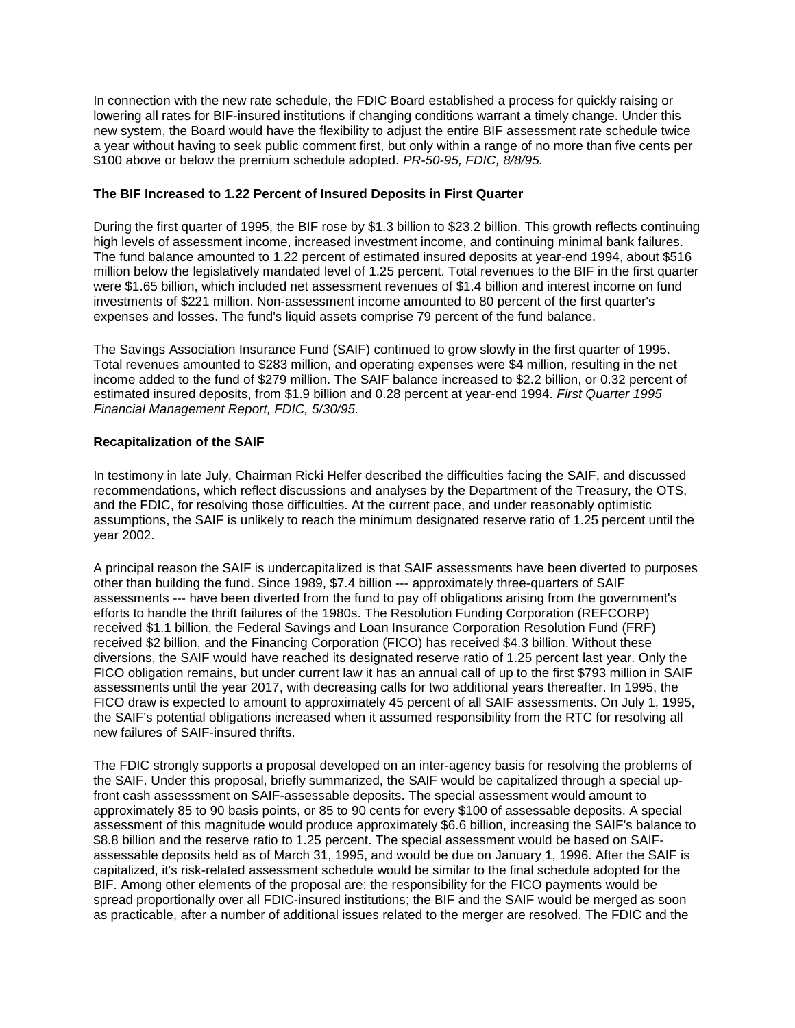In connection with the new rate schedule, the FDIC Board established a process for quickly raising or lowering all rates for BIF-insured institutions if changing conditions warrant a timely change. Under this new system, the Board would have the flexibility to adjust the entire BIF assessment rate schedule twice a year without having to seek public comment first, but only within a range of no more than five cents per $100 above or below the premium schedule adopted. *PR-50-95, FDIC, 8/8/95.*

**The BIF Increased to 1.22 Percent of Insured Deposits in First Quarter**

During the first quarter of 1995, the BIF rose by $1.3 billion to $23.2 billion. This growth reflects continuing high levels of assessment income, increased investment income, and continuing minimal bank failures. The fund balance amounted to 1.22 percent of estimated insured deposits at year-end 1994, about $516 million below the legislatively mandated level of 1.25 percent. Total revenues to the BIF in the first quarter were $1.65 billion, which included net assessment revenues of $1.4 billion and interest income on fund investments of $221 million. Non-assessment income amounted to 80 percent of the first quarter's expenses and losses. The fund's liquid assets comprise 79 percent of the fund balance.

The Savings Association Insurance Fund (SAIF) continued to grow slowly in the first quarter of 1995. Total revenues amounted to $283 million, and operating expenses were $4 million, resulting in the net income added to the fund of $279 million. The SAIF balance increased to $2.2 billion, or 0.32 percent of estimated insured deposits, from $1.9 billion and 0.28 percent at year-end 1994. *First Quarter 1995 Financial Management Report, FDIC, 5/30/95.*

**Recapitalization of the SAIF**

In testimony in late July, Chairman Ricki Helfer described the difficulties facing the SAIF, and discussed recommendations, which reflect discussions and analyses by the Department of the Treasury, the OTS, and the FDIC, for resolving those difficulties. At the current pace, and under reasonably optimistic assumptions, the SAIF is unlikely to reach the minimum designated reserve ratio of 1.25 percent until the year 2002.

A principal reason the SAIF is undercapitalized is that SAIF assessments have been diverted to purposes other than building the fund. Since 1989, $7.4 billion --- approximately three-quarters of SAIF assessments --- have been diverted from the fund to pay off obligations arising from the government's efforts to handle the thrift failures of the 1980s. The Resolution Funding Corporation (REFCORP) received $1.1 billion, the Federal Savings and Loan Insurance Corporation Resolution Fund (FRF) received $2 billion, and the Financing Corporation (FICO) has received $4.3 billion. Without these diversions, the SAIF would have reached its designated reserve ratio of 1.25 percent last year. Only the FICO obligation remains, but under current law it has an annual call of up to the first $793 million in SAIF assessments until the year 2017, with decreasing calls for two additional years thereafter. In 1995, the FICO draw is expected to amount to approximately 45 percent of all SAIF assessments. On July 1, 1995, the SAIF's potential obligations increased when it assumed responsibility from the RTC for resolving all new failures of SAIF-insured thrifts.

The FDIC strongly supports a proposal developed on an inter-agency basis for resolving the problems of the SAIF. Under this proposal, briefly summarized, the SAIF would be capitalized through a special up-front cash assesssment on SAIF-assessable deposits. The special assessment would amount to approximately 85 to 90 basis points, or 85 to 90 cents for every $100 of assessable deposits. A special assessment of this magnitude would produce approximately $6.6 billion, increasing the SAIF's balance to $8.8 billion and the reserve ratio to 1.25 percent. The special assessment would be based on SAIF-assessable deposits held as of March 31, 1995, and would be due on January 1, 1996. After the SAIF is capitalized, it's risk-related assessment schedule would be similar to the final schedule adopted for the BIF. Among other elements of the proposal are: the responsibility for the FICO payments would be spread proportionally over all FDIC-insured institutions; the BIF and the SAIF would be merged as soon as practicable, after a number of additional issues related to the merger are resolved. The FDIC and the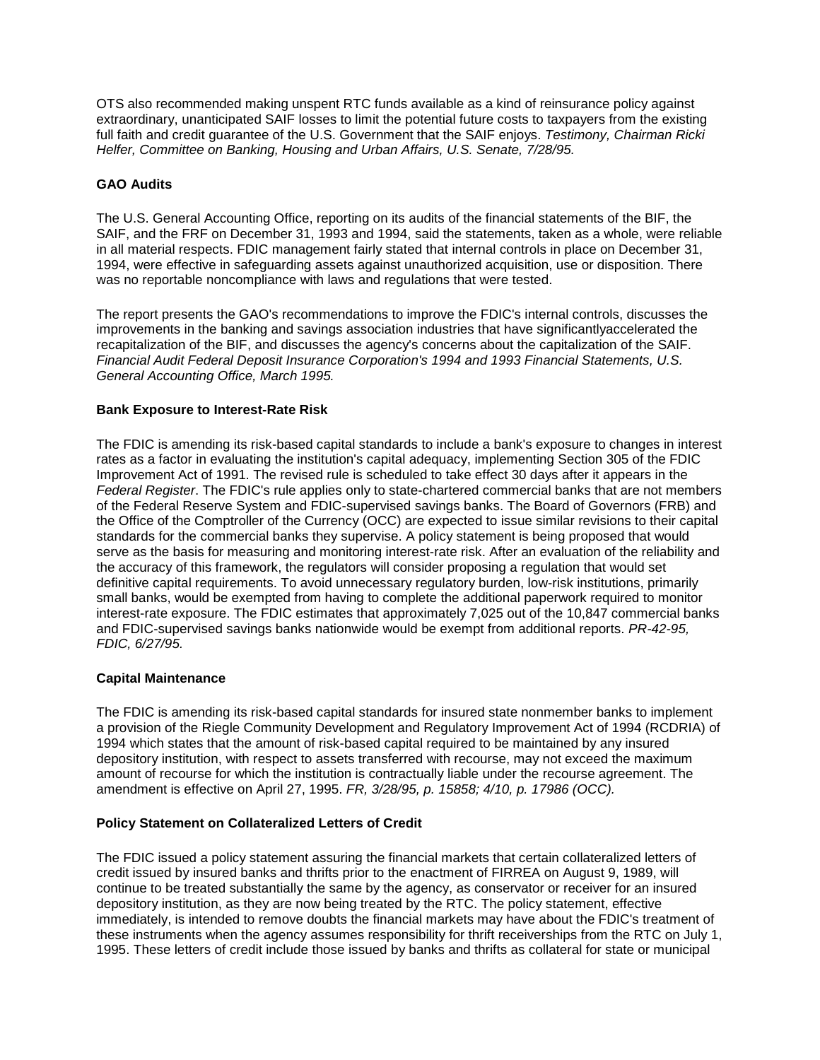OTS also recommended making unspent RTC funds available as a kind of reinsurance policy against extraordinary, unanticipated SAIF losses to limit the potential future costs to taxpayers from the existing full faith and credit guarantee of the U.S. Government that the SAIF enjoys. *Testimony, Chairman Ricki Helfer, Committee on Banking, Housing and Urban Affairs, U.S. Senate, 7/28/95.*

**GAO Audits**

The U.S. General Accounting Office, reporting on its audits of the financial statements of the BIF, the SAIF, and the FRF on December 31, 1993 and 1994, said the statements, taken as a whole, were reliable in all material respects. FDIC management fairly stated that internal controls in place on December 31, 1994, were effective in safeguarding assets against unauthorized acquisition, use or disposition. There was no reportable noncompliance with laws and regulations that were tested.

The report presents the GAO's recommendations to improve the FDIC's internal controls, discusses the improvements in the banking and savings association industries that have significantlyaccelerated the recapitalization of the BIF, and discusses the agency's concerns about the capitalization of the SAIF. *Financial Audit Federal Deposit Insurance Corporation's 1994 and 1993 Financial Statements, U.S. General Accounting Office, March 1995.*

**Bank Exposure to Interest-Rate Risk**

The FDIC is amending its risk-based capital standards to include a bank's exposure to changes in interest rates as a factor in evaluating the institution's capital adequacy, implementing Section 305 of the FDIC Improvement Act of 1991. The revised rule is scheduled to take effect 30 days after it appears in the *Federal Register*. The FDIC's rule applies only to state-chartered commercial banks that are not members of the Federal Reserve System and FDIC-supervised savings banks. The Board of Governors (FRB) and the Office of the Comptroller of the Currency (OCC) are expected to issue similar revisions to their capital standards for the commercial banks they supervise. A policy statement is being proposed that would serve as the basis for measuring and monitoring interest-rate risk. After an evaluation of the reliability and the accuracy of this framework, the regulators will consider proposing a regulation that would set definitive capital requirements. To avoid unnecessary regulatory burden, low-risk institutions, primarily small banks, would be exempted from having to complete the additional paperwork required to monitor interest-rate exposure. The FDIC estimates that approximately 7,025 out of the 10,847 commercial banks and FDIC-supervised savings banks nationwide would be exempt from additional reports. *PR-42-95, FDIC, 6/27/95.*

**Capital Maintenance**

The FDIC is amending its risk-based capital standards for insured state nonmember banks to implement a provision of the Riegle Community Development and Regulatory Improvement Act of 1994 (RCDRIA) of 1994 which states that the amount of risk-based capital required to be maintained by any insured depository institution, with respect to assets transferred with recourse, may not exceed the maximum amount of recourse for which the institution is contractually liable under the recourse agreement. The amendment is effective on April 27, 1995. *FR, 3/28/95, p. 15858; 4/10, p. 17986 (OCC).*

**Policy Statement on Collateralized Letters of Credit**

The FDIC issued a policy statement assuring the financial markets that certain collateralized letters of credit issued by insured banks and thrifts prior to the enactment of FIRREA on August 9, 1989, will continue to be treated substantially the same by the agency, as conservator or receiver for an insured depository institution, as they are now being treated by the RTC. The policy statement, effective immediately, is intended to remove doubts the financial markets may have about the FDIC's treatment of these instruments when the agency assumes responsibility for thrift receiverships from the RTC on July 1, 1995. These letters of credit include those issued by banks and thrifts as collateral for state or municipal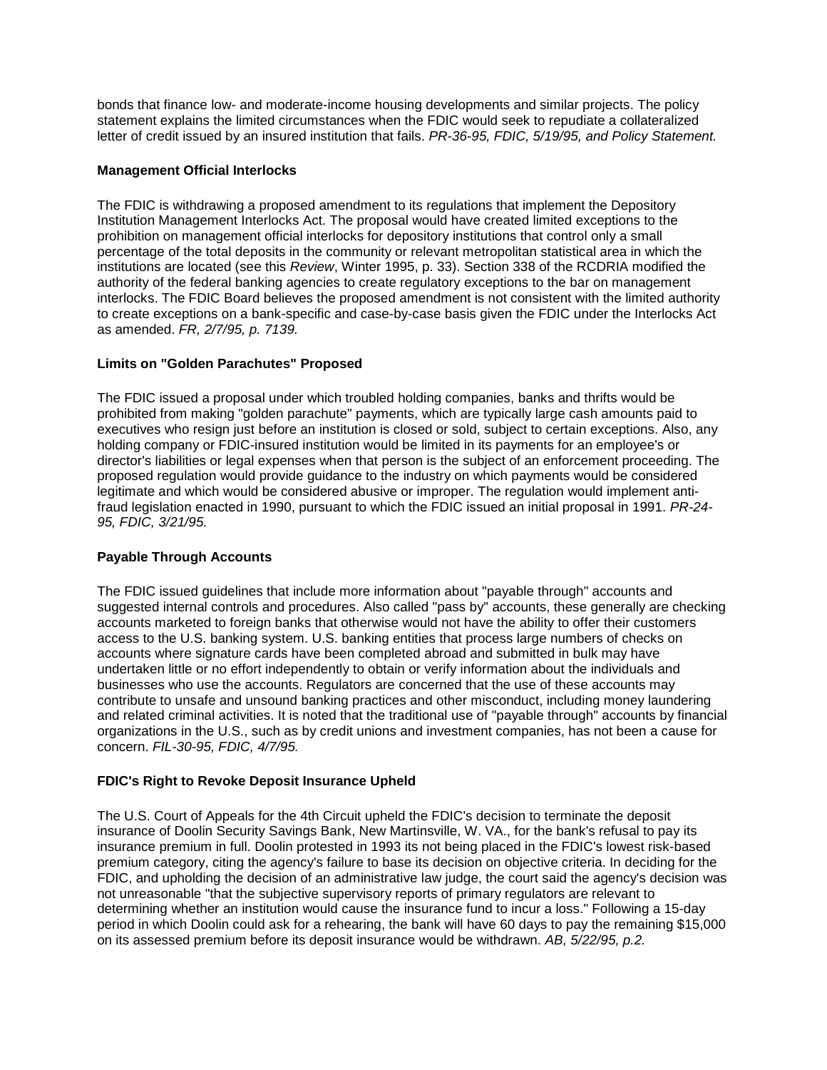bonds that finance low- and moderate-income housing developments and similar projects. The policy statement explains the limited circumstances when the FDIC would seek to repudiate a collateralized letter of credit issued by an insured institution that fails. *PR-36-95, FDIC, 5/19/95, and Policy Statement.*

**Management Official Interlocks**

The FDIC is withdrawing a proposed amendment to its regulations that implement the Depository Institution Management Interlocks Act. The proposal would have created limited exceptions to the prohibition on management official interlocks for depository institutions that control only a small percentage of the total deposits in the community or relevant metropolitan statistical area in which the institutions are located (see this *Review*, Winter 1995, p. 33). Section 338 of the RCDRIA modified the authority of the federal banking agencies to create regulatory exceptions to the bar on management interlocks. The FDIC Board believes the proposed amendment is not consistent with the limited authority to create exceptions on a bank-specific and case-by-case basis given the FDIC under the Interlocks Act as amended. *FR, 2/7/95, p. 7139.*

**Limits on "Golden Parachutes" Proposed**

The FDIC issued a proposal under which troubled holding companies, banks and thrifts would be prohibited from making "golden parachute" payments, which are typically large cash amounts paid to executives who resign just before an institution is closed or sold, subject to certain exceptions. Also, any holding company or FDIC-insured institution would be limited in its payments for an employee's or director's liabilities or legal expenses when that person is the subject of an enforcement proceeding. The proposed regulation would provide guidance to the industry on which payments would be considered legitimate and which would be considered abusive or improper. The regulation would implement anti-fraud legislation enacted in 1990, pursuant to which the FDIC issued an initial proposal in 1991. *PR-24-95, FDIC, 3/21/95.*

**Payable Through Accounts**

The FDIC issued guidelines that include more information about "payable through" accounts and suggested internal controls and procedures. Also called "pass by" accounts, these generally are checking accounts marketed to foreign banks that otherwise would not have the ability to offer their customers access to the U.S. banking system. U.S. banking entities that process large numbers of checks on accounts where signature cards have been completed abroad and submitted in bulk may have undertaken little or no effort independently to obtain or verify information about the individuals and businesses who use the accounts. Regulators are concerned that the use of these accounts may contribute to unsafe and unsound banking practices and other misconduct, including money laundering and related criminal activities. It is noted that the traditional use of "payable through" accounts by financial organizations in the U.S., such as by credit unions and investment companies, has not been a cause for concern. *FIL-30-95, FDIC, 4/7/95.*

**FDIC's Right to Revoke Deposit Insurance Upheld**

The U.S. Court of Appeals for the 4th Circuit upheld the FDIC's decision to terminate the deposit insurance of Doolin Security Savings Bank, New Martinsville, W. VA., for the bank's refusal to pay its insurance premium in full. Doolin protested in 1993 its not being placed in the FDIC's lowest risk-based premium category, citing the agency's failure to base its decision on objective criteria. In deciding for the FDIC, and upholding the decision of an administrative law judge, the court said the agency's decision was not unreasonable "that the subjective supervisory reports of primary regulators are relevant to determining whether an institution would cause the insurance fund to incur a loss." Following a 15-day period in which Doolin could ask for a rehearing, the bank will have 60 days to pay the remaining $15,000 on its assessed premium before its deposit insurance would be withdrawn. *AB, 5/22/95, p.2.*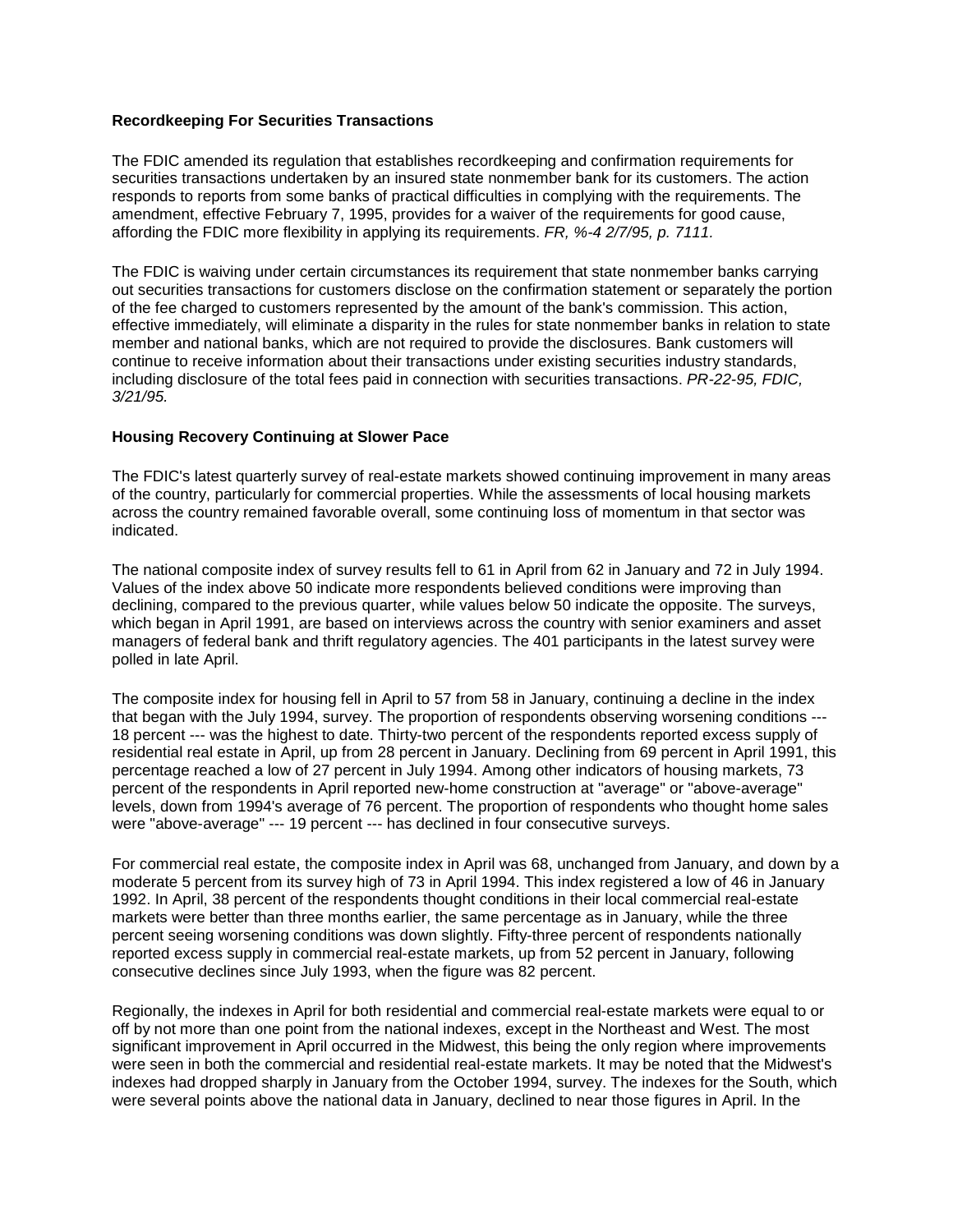**Recordkeeping For Securities Transactions**

The FDIC amended its regulation that establishes recordkeeping and confirmation requirements for securities transactions undertaken by an insured state nonmember bank for its customers. The action responds to reports from some banks of practical difficulties in complying with the requirements. The amendment, effective February 7, 1995, provides for a waiver of the requirements for good cause, affording the FDIC more flexibility in applying its requirements. *FR, %-4 2/7/95, p. 7111.*

The FDIC is waiving under certain circumstances its requirement that state nonmember banks carrying out securities transactions for customers disclose on the confirmation statement or separately the portion of the fee charged to customers represented by the amount of the bank's commission. This action, effective immediately, will eliminate a disparity in the rules for state nonmember banks in relation to state member and national banks, which are not required to provide the disclosures. Bank customers will continue to receive information about their transactions under existing securities industry standards, including disclosure of the total fees paid in connection with securities transactions. *PR-22-95, FDIC, 3/21/95.*

**Housing Recovery Continuing at Slower Pace**

The FDIC's latest quarterly survey of real-estate markets showed continuing improvement in many areas of the country, particularly for commercial properties. While the assessments of local housing markets across the country remained favorable overall, some continuing loss of momentum in that sector was indicated.

The national composite index of survey results fell to 61 in April from 62 in January and 72 in July 1994. Values of the index above 50 indicate more respondents believed conditions were improving than declining, compared to the previous quarter, while values below 50 indicate the opposite. The surveys, which began in April 1991, are based on interviews across the country with senior examiners and asset managers of federal bank and thrift regulatory agencies. The 401 participants in the latest survey were polled in late April.

The composite index for housing fell in April to 57 from 58 in January, continuing a decline in the index that began with the July 1994, survey. The proportion of respondents observing worsening conditions --- 18 percent --- was the highest to date. Thirty-two percent of the respondents reported excess supply of residential real estate in April, up from 28 percent in January. Declining from 69 percent in April 1991, this percentage reached a low of 27 percent in July 1994. Among other indicators of housing markets, 73 percent of the respondents in April reported new-home construction at "average" or "above-average" levels, down from 1994's average of 76 percent. The proportion of respondents who thought home sales were "above-average" --- 19 percent --- has declined in four consecutive surveys.

For commercial real estate, the composite index in April was 68, unchanged from January, and down by a moderate 5 percent from its survey high of 73 in April 1994. This index registered a low of 46 in January 1992. In April, 38 percent of the respondents thought conditions in their local commercial real-estate markets were better than three months earlier, the same percentage as in January, while the three percent seeing worsening conditions was down slightly. Fifty-three percent of respondents nationally reported excess supply in commercial real-estate markets, up from 52 percent in January, following consecutive declines since July 1993, when the figure was 82 percent.

Regionally, the indexes in April for both residential and commercial real-estate markets were equal to or off by not more than one point from the national indexes, except in the Northeast and West. The most significant improvement in April occurred in the Midwest, this being the only region where improvements were seen in both the commercial and residential real-estate markets. It may be noted that the Midwest's indexes had dropped sharply in January from the October 1994, survey. The indexes for the South, which were several points above the national data in January, declined to near those figures in April. In the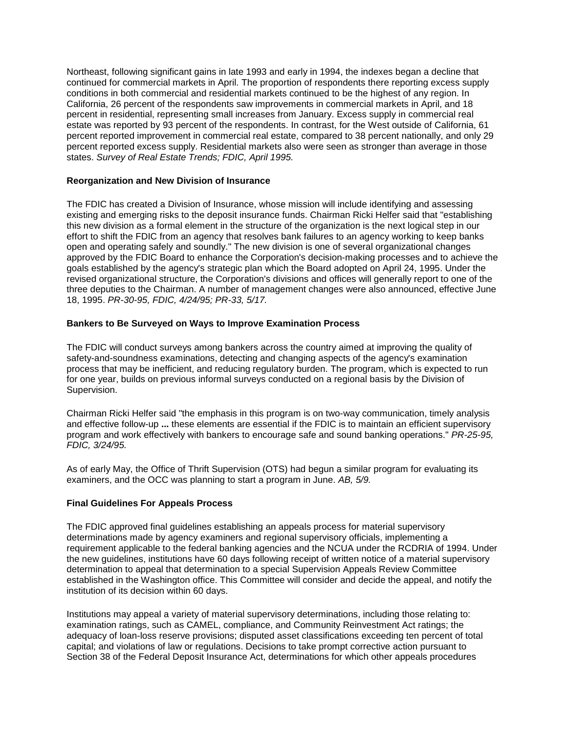Northeast, following significant gains in late 1993 and early in 1994, the indexes began a decline that continued for commercial markets in April. The proportion of respondents there reporting excess supply conditions in both commercial and residential markets continued to be the highest of any region. In California, 26 percent of the respondents saw improvements in commercial markets in April, and 18 percent in residential, representing small increases from January. Excess supply in commercial real estate was reported by 93 percent of the respondents. In contrast, for the West outside of California, 61 percent reported improvement in commercial real estate, compared to 38 percent nationally, and only 29 percent reported excess supply. Residential markets also were seen as stronger than average in those states. *Survey of Real Estate Trends; FDIC, April 1995.*

**Reorganization and New Division of Insurance**

The FDIC has created a Division of Insurance, whose mission will include identifying and assessing existing and emerging risks to the deposit insurance funds. Chairman Ricki Helfer said that "establishing this new division as a formal element in the structure of the organization is the next logical step in our effort to shift the FDIC from an agency that resolves bank failures to an agency working to keep banks open and operating safely and soundly." The new division is one of several organizational changes approved by the FDIC Board to enhance the Corporation's decision-making processes and to achieve the goals established by the agency's strategic plan which the Board adopted on April 24, 1995. Under the revised organizational structure, the Corporation's divisions and offices will generally report to one of the three deputies to the Chairman. A number of management changes were also announced, effective June 18, 1995. *PR-30-95, FDIC, 4/24/95; PR-33, 5/17.*

**Bankers to Be Surveyed on Ways to Improve Examination Process**

The FDIC will conduct surveys among bankers across the country aimed at improving the quality of safety-and-soundness examinations, detecting and changing aspects of the agency's examination process that may be inefficient, and reducing regulatory burden. The program, which is expected to run for one year, builds on previous informal surveys conducted on a regional basis by the Division of Supervision.

Chairman Ricki Helfer said "the emphasis in this program is on two-way communication, timely analysis and effective follow-up **...** these elements are essential if the FDIC is to maintain an efficient supervisory program and work effectively with bankers to encourage safe and sound banking operations." *PR-25-95, FDIC, 3/24/95.*

As of early May, the Office of Thrift Supervision (OTS) had begun a similar program for evaluating its examiners, and the OCC was planning to start a program in June. *AB, 5/9.*

**Final Guidelines For Appeals Process**

The FDIC approved final guidelines establishing an appeals process for material supervisory determinations made by agency examiners and regional supervisory officials, implementing a requirement applicable to the federal banking agencies and the NCUA under the RCDRIA of 1994. Under the new guidelines, institutions have 60 days following receipt of written notice of a material supervisory determination to appeal that determination to a special Supervision Appeals Review Committee established in the Washington office. This Committee will consider and decide the appeal, and notify the institution of its decision within 60 days.

Institutions may appeal a variety of material supervisory determinations, including those relating to: examination ratings, such as CAMEL, compliance, and Community Reinvestment Act ratings; the adequacy of loan-loss reserve provisions; disputed asset classifications exceeding ten percent of total capital; and violations of law or regulations. Decisions to take prompt corrective action pursuant to Section 38 of the Federal Deposit Insurance Act, determinations for which other appeals procedures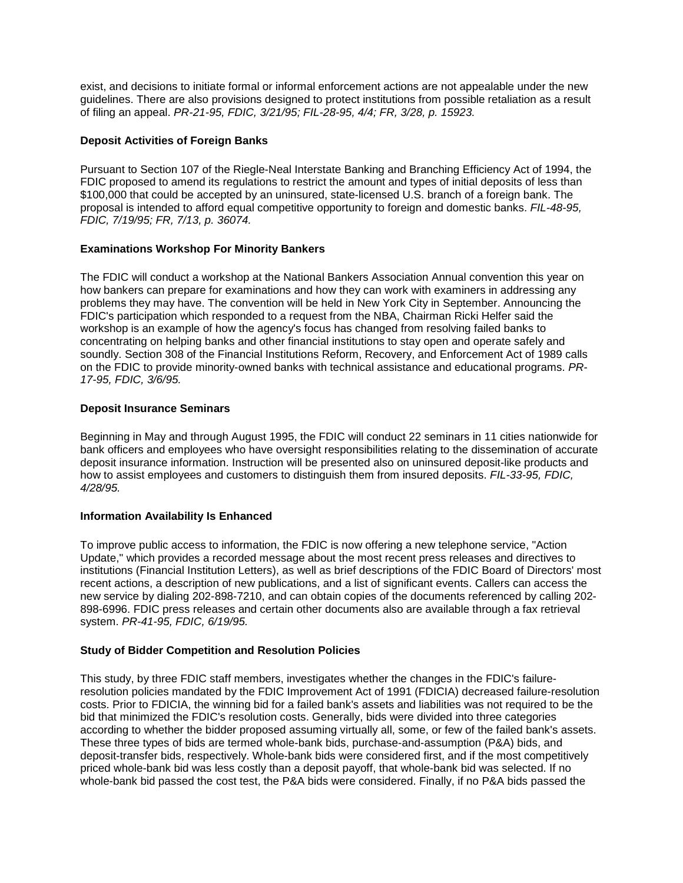exist, and decisions to initiate formal or informal enforcement actions are not appealable under the new guidelines. There are also provisions designed to protect institutions from possible retaliation as a result of filing an appeal. *PR-21-95, FDIC, 3/21/95; FIL-28-95, 4/4; FR, 3/28, p. 15923.*

**Deposit Activities of Foreign Banks**

Pursuant to Section 107 of the Riegle-Neal Interstate Banking and Branching Efficiency Act of 1994, the FDIC proposed to amend its regulations to restrict the amount and types of initial deposits of less than $100,000 that could be accepted by an uninsured, state-licensed U.S. branch of a foreign bank. The proposal is intended to afford equal competitive opportunity to foreign and domestic banks. *FIL-48-95, FDIC, 7/19/95; FR, 7/13, p. 36074.*

**Examinations Workshop For Minority Bankers**

The FDIC will conduct a workshop at the National Bankers Association Annual convention this year on how bankers can prepare for examinations and how they can work with examiners in addressing any problems they may have. The convention will be held in New York City in September. Announcing the FDIC's participation which responded to a request from the NBA, Chairman Ricki Helfer said the workshop is an example of how the agency's focus has changed from resolving failed banks to concentrating on helping banks and other financial institutions to stay open and operate safely and soundly. Section 308 of the Financial Institutions Reform, Recovery, and Enforcement Act of 1989 calls on the FDIC to provide minority-owned banks with technical assistance and educational programs. *PR-17-95, FDIC, 3/6/95.*

**Deposit Insurance Seminars**

Beginning in May and through August 1995, the FDIC will conduct 22 seminars in 11 cities nationwide for bank officers and employees who have oversight responsibilities relating to the dissemination of accurate deposit insurance information. Instruction will be presented also on uninsured deposit-like products and how to assist employees and customers to distinguish them from insured deposits. *FIL-33-95, FDIC, 4/28/95.*

**Information Availability Is Enhanced**

To improve public access to information, the FDIC is now offering a new telephone service, "Action Update," which provides a recorded message about the most recent press releases and directives to institutions (Financial Institution Letters), as well as brief descriptions of the FDIC Board of Directors' most recent actions, a description of new publications, and a list of significant events. Callers can access the new service by dialing 202-898-7210, and can obtain copies of the documents referenced by calling 202-898-6996. FDIC press releases and certain other documents also are available through a fax retrieval system. *PR-41-95, FDIC, 6/19/95.*

**Study of Bidder Competition and Resolution Policies**

This study, by three FDIC staff members, investigates whether the changes in the FDIC's failure-resolution policies mandated by the FDIC Improvement Act of 1991 (FDICIA) decreased failure-resolution costs. Prior to FDICIA, the winning bid for a failed bank's assets and liabilities was not required to be the bid that minimized the FDIC's resolution costs. Generally, bids were divided into three categories according to whether the bidder proposed assuming virtually all, some, or few of the failed bank's assets. These three types of bids are termed whole-bank bids, purchase-and-assumption (P&A) bids, and deposit-transfer bids, respectively. Whole-bank bids were considered first, and if the most competitively priced whole-bank bid was less costly than a deposit payoff, that whole-bank bid was selected. If no whole-bank bid passed the cost test, the P&A bids were considered. Finally, if no P&A bids passed the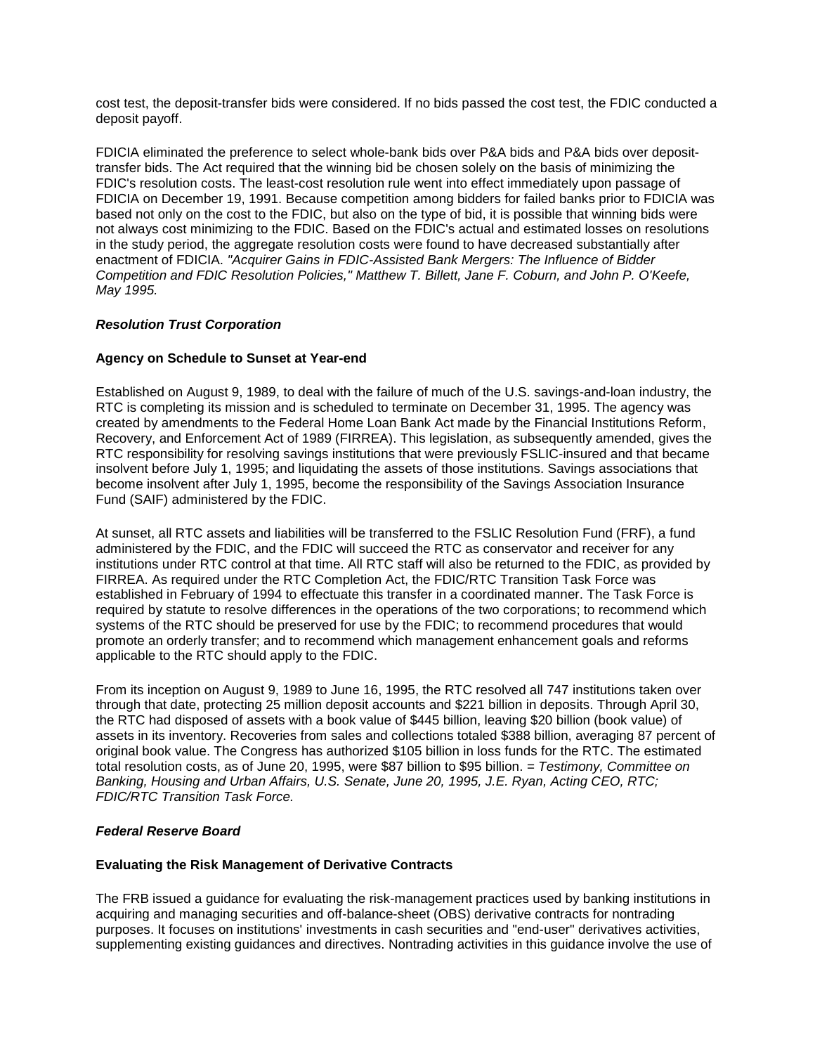cost test, the deposit-transfer bids were considered. If no bids passed the cost test, the FDIC conducted a deposit payoff.

FDICIA eliminated the preference to select whole-bank bids over P&A bids and P&A bids over deposit-transfer bids. The Act required that the winning bid be chosen solely on the basis of minimizing the FDIC's resolution costs. The least-cost resolution rule went into effect immediately upon passage of FDICIA on December 19, 1991. Because competition among bidders for failed banks prior to FDICIA was based not only on the cost to the FDIC, but also on the type of bid, it is possible that winning bids were not always cost minimizing to the FDIC. Based on the FDIC's actual and estimated losses on resolutions in the study period, the aggregate resolution costs were found to have decreased substantially after enactment of FDICIA. *"Acquirer Gains in FDIC-Assisted Bank Mergers: The Influence of Bidder Competition and FDIC Resolution Policies," Matthew T. Billett, Jane F. Coburn, and John P. O'Keefe, May 1995.*

***Resolution Trust Corporation***

**Agency on Schedule to Sunset at Year-end**

Established on August 9, 1989, to deal with the failure of much of the U.S. savings-and-loan industry, the RTC is completing its mission and is scheduled to terminate on December 31, 1995. The agency was created by amendments to the Federal Home Loan Bank Act made by the Financial Institutions Reform, Recovery, and Enforcement Act of 1989 (FIRREA). This legislation, as subsequently amended, gives the RTC responsibility for resolving savings institutions that were previously FSLIC-insured and that became insolvent before July 1, 1995; and liquidating the assets of those institutions. Savings associations that become insolvent after July 1, 1995, become the responsibility of the Savings Association Insurance Fund (SAIF) administered by the FDIC.

At sunset, all RTC assets and liabilities will be transferred to the FSLIC Resolution Fund (FRF), a fund administered by the FDIC, and the FDIC will succeed the RTC as conservator and receiver for any institutions under RTC control at that time. All RTC staff will also be returned to the FDIC, as provided by FIRREA. As required under the RTC Completion Act, the FDIC/RTC Transition Task Force was established in February of 1994 to effectuate this transfer in a coordinated manner. The Task Force is required by statute to resolve differences in the operations of the two corporations; to recommend which systems of the RTC should be preserved for use by the FDIC; to recommend procedures that would promote an orderly transfer; and to recommend which management enhancement goals and reforms applicable to the RTC should apply to the FDIC.

From its inception on August 9, 1989 to June 16, 1995, the RTC resolved all 747 institutions taken over through that date, protecting 25 million deposit accounts and $221 billion in deposits. Through April 30, the RTC had disposed of assets with a book value of $445 billion, leaving $20 billion (book value) of assets in its inventory. Recoveries from sales and collections totaled $388 billion, averaging 87 percent of original book value. The Congress has authorized $105 billion in loss funds for the RTC. The estimated total resolution costs, as of June 20, 1995, were $87 billion to $95 billion. = *Testimony, Committee on Banking, Housing and Urban Affairs, U.S. Senate, June 20, 1995, J.E. Ryan, Acting CEO, RTC; FDIC/RTC Transition Task Force.*

***Federal Reserve Board***

**Evaluating the Risk Management of Derivative Contracts**

The FRB issued a guidance for evaluating the risk-management practices used by banking institutions in acquiring and managing securities and off-balance-sheet (OBS) derivative contracts for nontrading purposes. It focuses on institutions' investments in cash securities and "end-user" derivatives activities, supplementing existing guidances and directives. Nontrading activities in this guidance involve the use of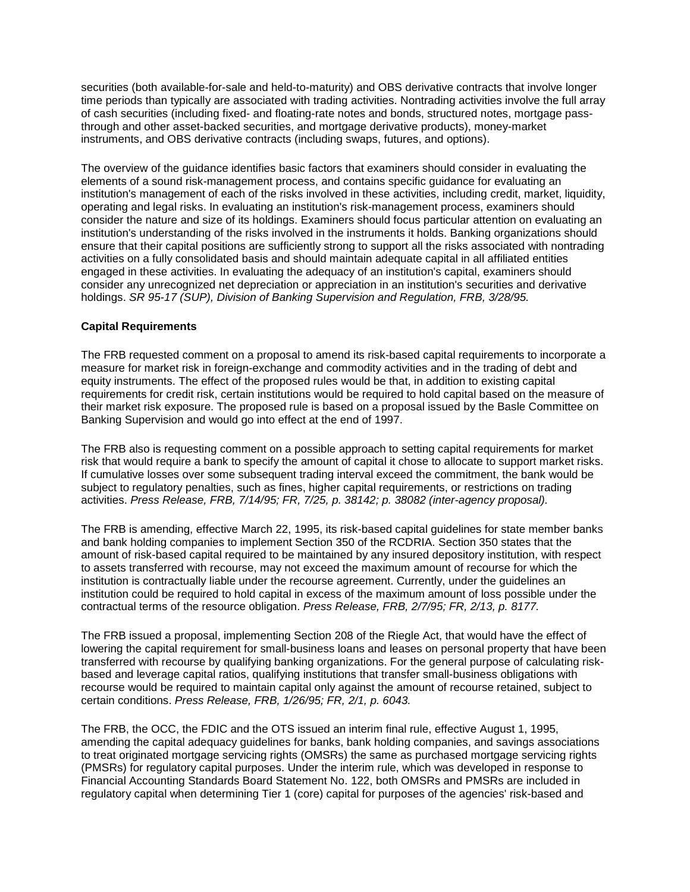securities (both available-for-sale and held-to-maturity) and OBS derivative contracts that involve longer time periods than typically are associated with trading activities. Nontrading activities involve the full array of cash securities (including fixed- and floating-rate notes and bonds, structured notes, mortgage pass-through and other asset-backed securities, and mortgage derivative products), money-market instruments, and OBS derivative contracts (including swaps, futures, and options).

The overview of the guidance identifies basic factors that examiners should consider in evaluating the elements of a sound risk-management process, and contains specific guidance for evaluating an institution's management of each of the risks involved in these activities, including credit, market, liquidity, operating and legal risks. In evaluating an institution's risk-management process, examiners should consider the nature and size of its holdings. Examiners should focus particular attention on evaluating an institution's understanding of the risks involved in the instruments it holds. Banking organizations should ensure that their capital positions are sufficiently strong to support all the risks associated with nontrading activities on a fully consolidated basis and should maintain adequate capital in all affiliated entities engaged in these activities. In evaluating the adequacy of an institution's capital, examiners should consider any unrecognized net depreciation or appreciation in an institution's securities and derivative holdings. *SR 95-17 (SUP), Division of Banking Supervision and Regulation, FRB, 3/28/95.*

**Capital Requirements**

The FRB requested comment on a proposal to amend its risk-based capital requirements to incorporate a measure for market risk in foreign-exchange and commodity activities and in the trading of debt and equity instruments. The effect of the proposed rules would be that, in addition to existing capital requirements for credit risk, certain institutions would be required to hold capital based on the measure of their market risk exposure. The proposed rule is based on a proposal issued by the Basle Committee on Banking Supervision and would go into effect at the end of 1997.

The FRB also is requesting comment on a possible approach to setting capital requirements for market risk that would require a bank to specify the amount of capital it chose to allocate to support market risks. If cumulative losses over some subsequent trading interval exceed the commitment, the bank would be subject to regulatory penalties, such as fines, higher capital requirements, or restrictions on trading activities. *Press Release, FRB, 7/14/95; FR, 7/25, p. 38142; p. 38082 (inter-agency proposal).*

The FRB is amending, effective March 22, 1995, its risk-based capital guidelines for state member banks and bank holding companies to implement Section 350 of the RCDRIA. Section 350 states that the amount of risk-based capital required to be maintained by any insured depository institution, with respect to assets transferred with recourse, may not exceed the maximum amount of recourse for which the institution is contractually liable under the recourse agreement. Currently, under the guidelines an institution could be required to hold capital in excess of the maximum amount of loss possible under the contractual terms of the resource obligation. *Press Release, FRB, 2/7/95; FR, 2/13, p. 8177.*

The FRB issued a proposal, implementing Section 208 of the Riegle Act, that would have the effect of lowering the capital requirement for small-business loans and leases on personal property that have been transferred with recourse by qualifying banking organizations. For the general purpose of calculating risk-based and leverage capital ratios, qualifying institutions that transfer small-business obligations with recourse would be required to maintain capital only against the amount of recourse retained, subject to certain conditions. *Press Release, FRB, 1/26/95; FR, 2/1, p. 6043.*

The FRB, the OCC, the FDIC and the OTS issued an interim final rule, effective August 1, 1995, amending the capital adequacy guidelines for banks, bank holding companies, and savings associations to treat originated mortgage servicing rights (OMSRs) the same as purchased mortgage servicing rights (PMSRs) for regulatory capital purposes. Under the interim rule, which was developed in response to Financial Accounting Standards Board Statement No. 122, both OMSRs and PMSRs are included in regulatory capital when determining Tier 1 (core) capital for purposes of the agencies' risk-based and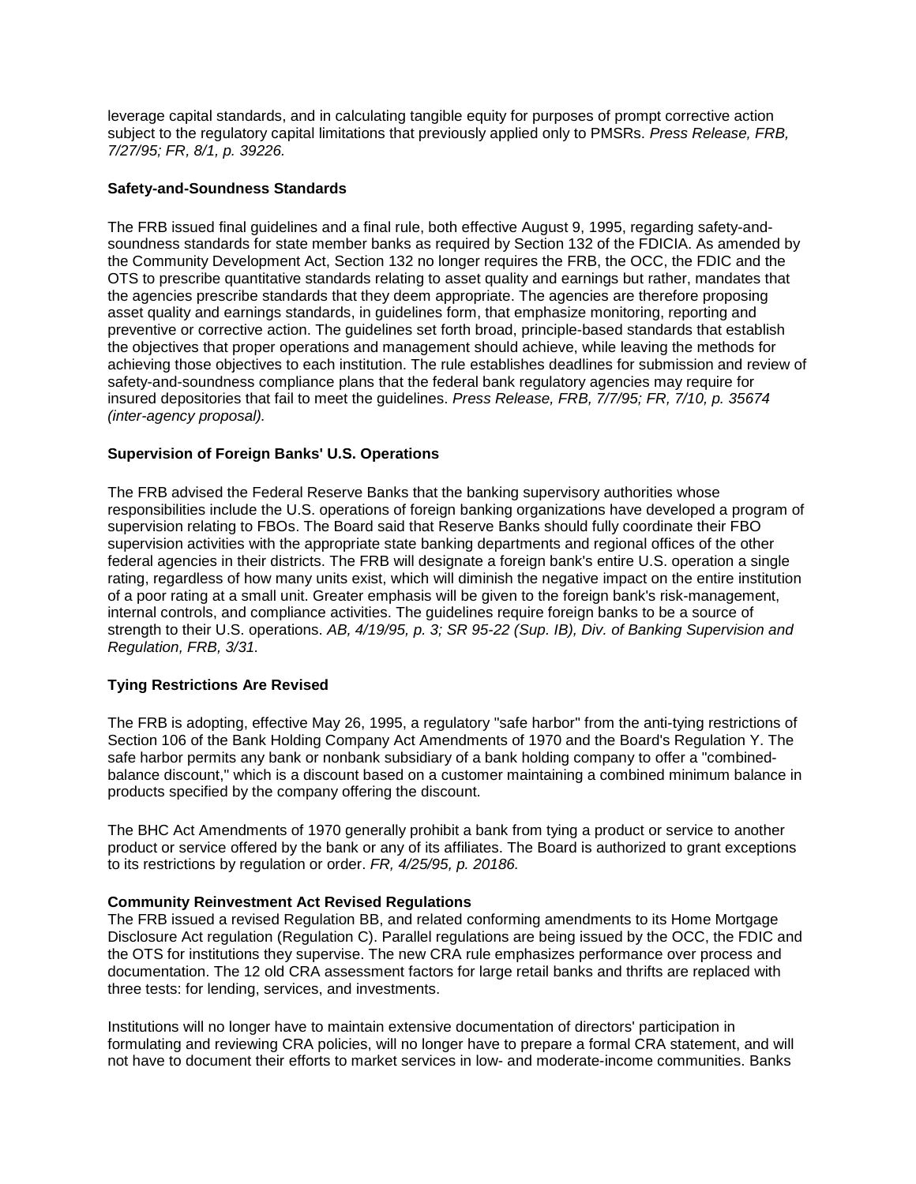leverage capital standards, and in calculating tangible equity for purposes of prompt corrective action subject to the regulatory capital limitations that previously applied only to PMSRs. *Press Release, FRB, 7/27/95; FR, 8/1, p. 39226.*

### Safety-and-Soundness Standards

The FRB issued final guidelines and a final rule, both effective August 9, 1995, regarding safety-and-soundness standards for state member banks as required by Section 132 of the FDICIA. As amended by the Community Development Act, Section 132 no longer requires the FRB, the OCC, the FDIC and the OTS to prescribe quantitative standards relating to asset quality and earnings but rather, mandates that the agencies prescribe standards that they deem appropriate. The agencies are therefore proposing asset quality and earnings standards, in guidelines form, that emphasize monitoring, reporting and preventive or corrective action. The guidelines set forth broad, principle-based standards that establish the objectives that proper operations and management should achieve, while leaving the methods for achieving those objectives to each institution. The rule establishes deadlines for submission and review of safety-and-soundness compliance plans that the federal bank regulatory agencies may require for insured depositories that fail to meet the guidelines. *Press Release, FRB, 7/7/95; FR, 7/10, p. 35674 (inter-agency proposal).*

### Supervision of Foreign Banks' U.S. Operations

The FRB advised the Federal Reserve Banks that the banking supervisory authorities whose responsibilities include the U.S. operations of foreign banking organizations have developed a program of supervision relating to FBOs. The Board said that Reserve Banks should fully coordinate their FBO supervision activities with the appropriate state banking departments and regional offices of the other federal agencies in their districts. The FRB will designate a foreign bank's entire U.S. operation a single rating, regardless of how many units exist, which will diminish the negative impact on the entire institution of a poor rating at a small unit. Greater emphasis will be given to the foreign bank's risk-management, internal controls, and compliance activities. The guidelines require foreign banks to be a source of strength to their U.S. operations. *AB, 4/19/95, p. 3; SR 95-22 (Sup. IB), Div. of Banking Supervision and Regulation, FRB, 3/31.*

### Tying Restrictions Are Revised

The FRB is adopting, effective May 26, 1995, a regulatory "safe harbor" from the anti-tying restrictions of Section 106 of the Bank Holding Company Act Amendments of 1970 and the Board's Regulation Y. The safe harbor permits any bank or nonbank subsidiary of a bank holding company to offer a "combined-balance discount," which is a discount based on a customer maintaining a combined minimum balance in products specified by the company offering the discount.

The BHC Act Amendments of 1970 generally prohibit a bank from tying a product or service to another product or service offered by the bank or any of its affiliates. The Board is authorized to grant exceptions to its restrictions by regulation or order. *FR, 4/25/95, p. 20186.*

### Community Reinvestment Act Revised Regulations

The FRB issued a revised Regulation BB, and related conforming amendments to its Home Mortgage Disclosure Act regulation (Regulation C). Parallel regulations are being issued by the OCC, the FDIC and the OTS for institutions they supervise. The new CRA rule emphasizes performance over process and documentation. The 12 old CRA assessment factors for large retail banks and thrifts are replaced with three tests: for lending, services, and investments.

Institutions will no longer have to maintain extensive documentation of directors' participation in formulating and reviewing CRA policies, will no longer have to prepare a formal CRA statement, and will not have to document their efforts to market services in low- and moderate-income communities. Banks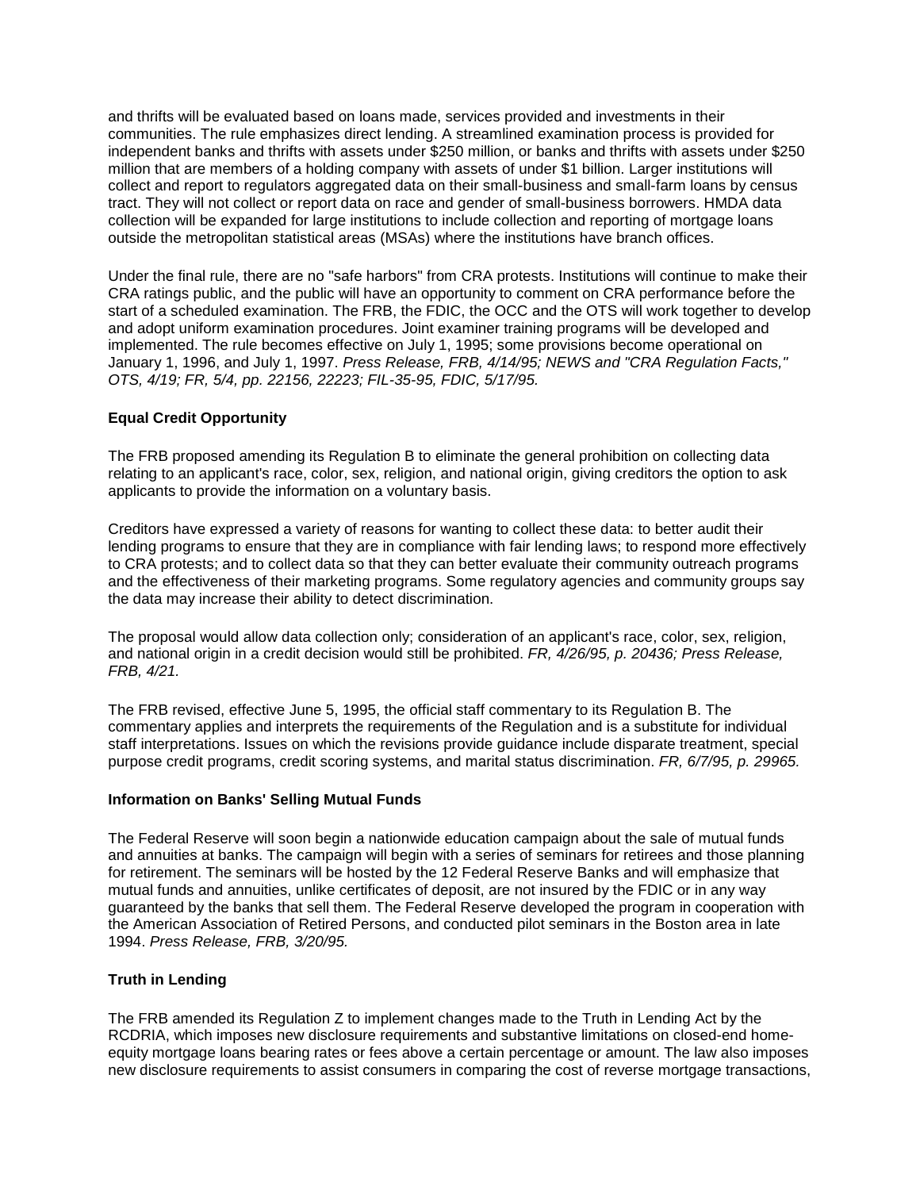and thrifts will be evaluated based on loans made, services provided and investments in their communities. The rule emphasizes direct lending. A streamlined examination process is provided for independent banks and thrifts with assets under $250 million, or banks and thrifts with assets under $250 million that are members of a holding company with assets of under $1 billion. Larger institutions will collect and report to regulators aggregated data on their small-business and small-farm loans by census tract. They will not collect or report data on race and gender of small-business borrowers. HMDA data collection will be expanded for large institutions to include collection and reporting of mortgage loans outside the metropolitan statistical areas (MSAs) where the institutions have branch offices.

Under the final rule, there are no "safe harbors" from CRA protests. Institutions will continue to make their CRA ratings public, and the public will have an opportunity to comment on CRA performance before the start of a scheduled examination. The FRB, the FDIC, the OCC and the OTS will work together to develop and adopt uniform examination procedures. Joint examiner training programs will be developed and implemented. The rule becomes effective on July 1, 1995; some provisions become operational on January 1, 1996, and July 1, 1997. *Press Release, FRB, 4/14/95; NEWS and "CRA Regulation Facts," OTS, 4/19; FR, 5/4, pp. 22156, 22223; FIL-35-95, FDIC, 5/17/95.*

**Equal Credit Opportunity**

The FRB proposed amending its Regulation B to eliminate the general prohibition on collecting data relating to an applicant's race, color, sex, religion, and national origin, giving creditors the option to ask applicants to provide the information on a voluntary basis.

Creditors have expressed a variety of reasons for wanting to collect these data: to better audit their lending programs to ensure that they are in compliance with fair lending laws; to respond more effectively to CRA protests; and to collect data so that they can better evaluate their community outreach programs and the effectiveness of their marketing programs. Some regulatory agencies and community groups say the data may increase their ability to detect discrimination.

The proposal would allow data collection only; consideration of an applicant's race, color, sex, religion, and national origin in a credit decision would still be prohibited. *FR, 4/26/95, p. 20436; Press Release, FRB, 4/21.*

The FRB revised, effective June 5, 1995, the official staff commentary to its Regulation B. The commentary applies and interprets the requirements of the Regulation and is a substitute for individual staff interpretations. Issues on which the revisions provide guidance include disparate treatment, special purpose credit programs, credit scoring systems, and marital status discrimination. *FR, 6/7/95, p. 29965.*

**Information on Banks' Selling Mutual Funds**

The Federal Reserve will soon begin a nationwide education campaign about the sale of mutual funds and annuities at banks. The campaign will begin with a series of seminars for retirees and those planning for retirement. The seminars will be hosted by the 12 Federal Reserve Banks and will emphasize that mutual funds and annuities, unlike certificates of deposit, are not insured by the FDIC or in any way guaranteed by the banks that sell them. The Federal Reserve developed the program in cooperation with the American Association of Retired Persons, and conducted pilot seminars in the Boston area in late 1994. *Press Release, FRB, 3/20/95.*

**Truth in Lending**

The FRB amended its Regulation Z to implement changes made to the Truth in Lending Act by the RCDRIA, which imposes new disclosure requirements and substantive limitations on closed-end home-equity mortgage loans bearing rates or fees above a certain percentage or amount. The law also imposes new disclosure requirements to assist consumers in comparing the cost of reverse mortgage transactions,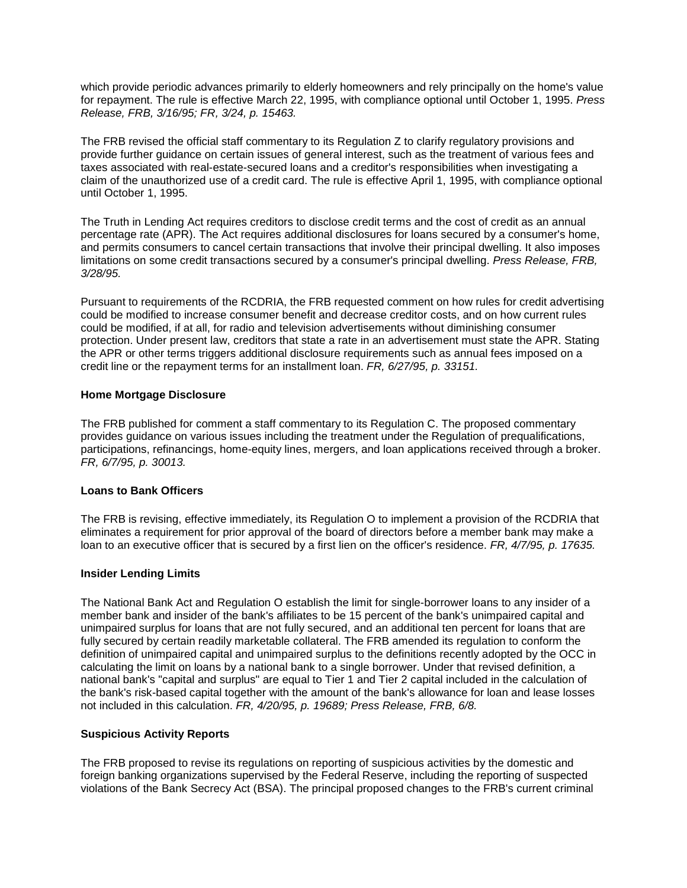which provide periodic advances primarily to elderly homeowners and rely principally on the home's value for repayment. The rule is effective March 22, 1995, with compliance optional until October 1, 1995. *Press Release, FRB, 3/16/95; FR, 3/24, p. 15463.*

The FRB revised the official staff commentary to its Regulation Z to clarify regulatory provisions and provide further guidance on certain issues of general interest, such as the treatment of various fees and taxes associated with real-estate-secured loans and a creditor's responsibilities when investigating a claim of the unauthorized use of a credit card. The rule is effective April 1, 1995, with compliance optional until October 1, 1995.

The Truth in Lending Act requires creditors to disclose credit terms and the cost of credit as an annual percentage rate (APR). The Act requires additional disclosures for loans secured by a consumer's home, and permits consumers to cancel certain transactions that involve their principal dwelling. It also imposes limitations on some credit transactions secured by a consumer's principal dwelling. *Press Release, FRB, 3/28/95.*

Pursuant to requirements of the RCDRIA, the FRB requested comment on how rules for credit advertising could be modified to increase consumer benefit and decrease creditor costs, and on how current rules could be modified, if at all, for radio and television advertisements without diminishing consumer protection. Under present law, creditors that state a rate in an advertisement must state the APR. Stating the APR or other terms triggers additional disclosure requirements such as annual fees imposed on a credit line or the repayment terms for an installment loan. *FR, 6/27/95, p. 33151.*

**Home Mortgage Disclosure**

The FRB published for comment a staff commentary to its Regulation C. The proposed commentary provides guidance on various issues including the treatment under the Regulation of prequalifications, participations, refinancings, home-equity lines, mergers, and loan applications received through a broker. *FR, 6/7/95, p. 30013.*

**Loans to Bank Officers**

The FRB is revising, effective immediately, its Regulation O to implement a provision of the RCDRIA that eliminates a requirement for prior approval of the board of directors before a member bank may make a loan to an executive officer that is secured by a first lien on the officer's residence. *FR, 4/7/95, p. 17635.*

**Insider Lending Limits**

The National Bank Act and Regulation O establish the limit for single-borrower loans to any insider of a member bank and insider of the bank's affiliates to be 15 percent of the bank's unimpaired capital and unimpaired surplus for loans that are not fully secured, and an additional ten percent for loans that are fully secured by certain readily marketable collateral. The FRB amended its regulation to conform the definition of unimpaired capital and unimpaired surplus to the definitions recently adopted by the OCC in calculating the limit on loans by a national bank to a single borrower. Under that revised definition, a national bank's "capital and surplus" are equal to Tier 1 and Tier 2 capital included in the calculation of the bank's risk-based capital together with the amount of the bank's allowance for loan and lease losses not included in this calculation. *FR, 4/20/95, p. 19689; Press Release, FRB, 6/8.*

**Suspicious Activity Reports**

The FRB proposed to revise its regulations on reporting of suspicious activities by the domestic and foreign banking organizations supervised by the Federal Reserve, including the reporting of suspected violations of the Bank Secrecy Act (BSA). The principal proposed changes to the FRB's current criminal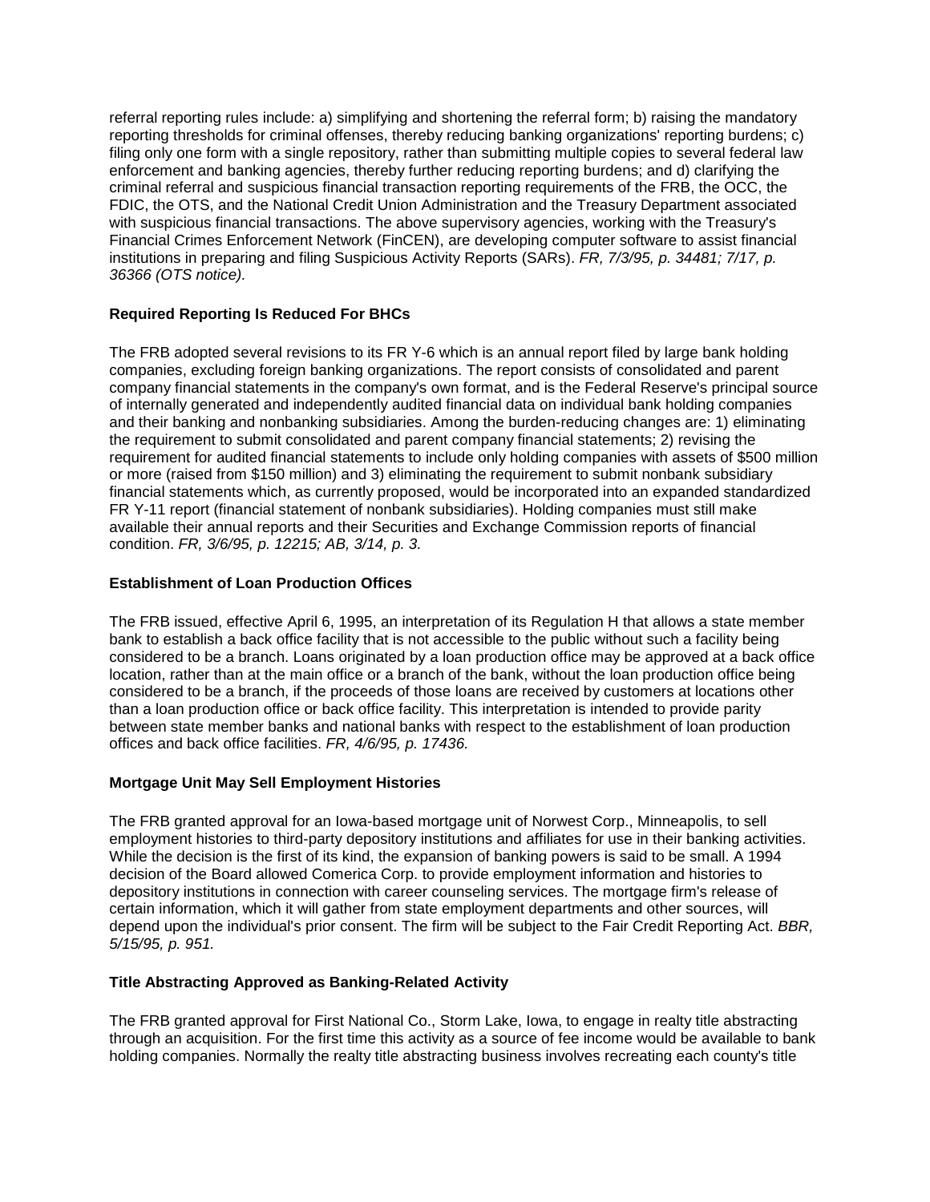referral reporting rules include: a) simplifying and shortening the referral form; b) raising the mandatory reporting thresholds for criminal offenses, thereby reducing banking organizations' reporting burdens; c) filing only one form with a single repository, rather than submitting multiple copies to several federal law enforcement and banking agencies, thereby further reducing reporting burdens; and d) clarifying the criminal referral and suspicious financial transaction reporting requirements of the FRB, the OCC, the FDIC, the OTS, and the National Credit Union Administration and the Treasury Department associated with suspicious financial transactions. The above supervisory agencies, working with the Treasury's Financial Crimes Enforcement Network (FinCEN), are developing computer software to assist financial institutions in preparing and filing Suspicious Activity Reports (SARs). *FR, 7/3/95, p. 34481; 7/17, p. 36366 (OTS notice).*

### Required Reporting Is Reduced For BHCs

The FRB adopted several revisions to its FR Y-6 which is an annual report filed by large bank holding companies, excluding foreign banking organizations. The report consists of consolidated and parent company financial statements in the company's own format, and is the Federal Reserve's principal source of internally generated and independently audited financial data on individual bank holding companies and their banking and nonbanking subsidiaries. Among the burden-reducing changes are: 1) eliminating the requirement to submit consolidated and parent company financial statements; 2) revising the requirement for audited financial statements to include only holding companies with assets of $500 million or more (raised from $150 million) and 3) eliminating the requirement to submit nonbank subsidiary financial statements which, as currently proposed, would be incorporated into an expanded standardized FR Y-11 report (financial statement of nonbank subsidiaries). Holding companies must still make available their annual reports and their Securities and Exchange Commission reports of financial condition. *FR, 3/6/95, p. 12215; AB, 3/14, p. 3.*

### Establishment of Loan Production Offices

The FRB issued, effective April 6, 1995, an interpretation of its Regulation H that allows a state member bank to establish a back office facility that is not accessible to the public without such a facility being considered to be a branch. Loans originated by a loan production office may be approved at a back office location, rather than at the main office or a branch of the bank, without the loan production office being considered to be a branch, if the proceeds of those loans are received by customers at locations other than a loan production office or back office facility. This interpretation is intended to provide parity between state member banks and national banks with respect to the establishment of loan production offices and back office facilities. *FR, 4/6/95, p. 17436.*

### Mortgage Unit May Sell Employment Histories

The FRB granted approval for an Iowa-based mortgage unit of Norwest Corp., Minneapolis, to sell employment histories to third-party depository institutions and affiliates for use in their banking activities. While the decision is the first of its kind, the expansion of banking powers is said to be small. A 1994 decision of the Board allowed Comerica Corp. to provide employment information and histories to depository institutions in connection with career counseling services. The mortgage firm's release of certain information, which it will gather from state employment departments and other sources, will depend upon the individual's prior consent. The firm will be subject to the Fair Credit Reporting Act. *BBR, 5/15/95, p. 951.*

### Title Abstracting Approved as Banking-Related Activity

The FRB granted approval for First National Co., Storm Lake, Iowa, to engage in realty title abstracting through an acquisition. For the first time this activity as a source of fee income would be available to bank holding companies. Normally the realty title abstracting business involves recreating each county's title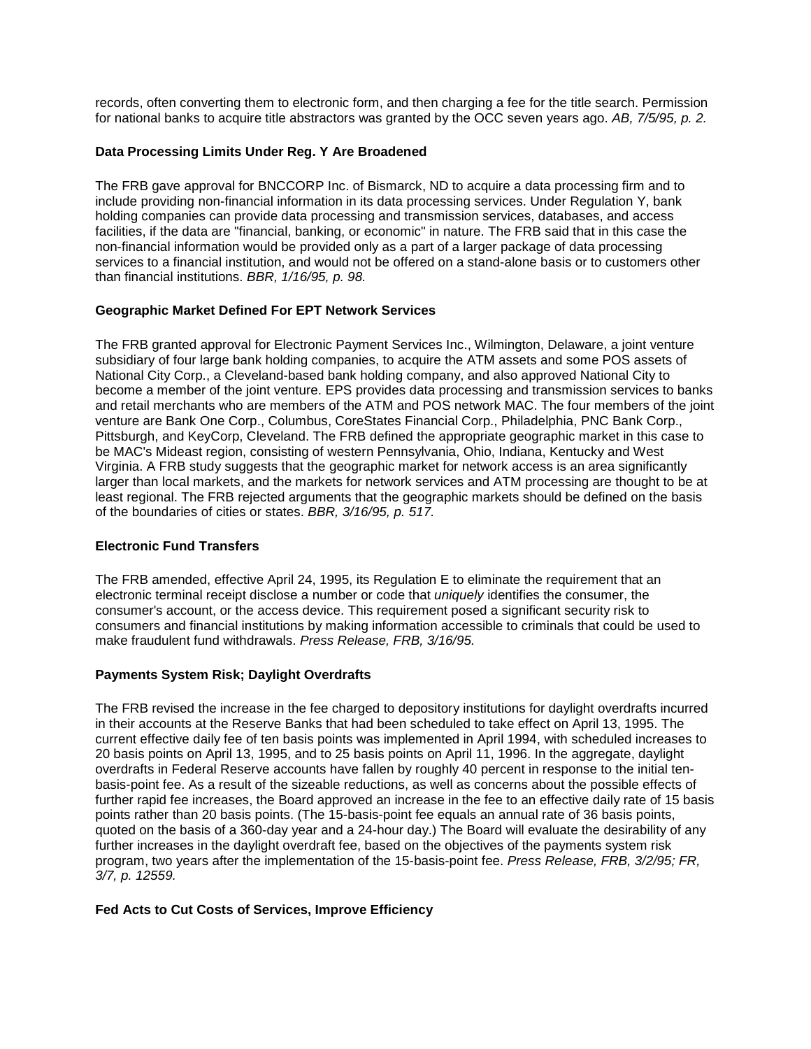records, often converting them to electronic form, and then charging a fee for the title search. Permission for national banks to acquire title abstractors was granted by the OCC seven years ago. *AB, 7/5/95, p. 2.*

**Data Processing Limits Under Reg. Y Are Broadened**

The FRB gave approval for BNCCORP Inc. of Bismarck, ND to acquire a data processing firm and to include providing non-financial information in its data processing services. Under Regulation Y, bank holding companies can provide data processing and transmission services, databases, and access facilities, if the data are "financial, banking, or economic" in nature. The FRB said that in this case the non-financial information would be provided only as a part of a larger package of data processing services to a financial institution, and would not be offered on a stand-alone basis or to customers other than financial institutions. *BBR, 1/16/95, p. 98.*

**Geographic Market Defined For EPT Network Services**

The FRB granted approval for Electronic Payment Services Inc., Wilmington, Delaware, a joint venture subsidiary of four large bank holding companies, to acquire the ATM assets and some POS assets of National City Corp., a Cleveland-based bank holding company, and also approved National City to become a member of the joint venture. EPS provides data processing and transmission services to banks and retail merchants who are members of the ATM and POS network MAC. The four members of the joint venture are Bank One Corp., Columbus, CoreStates Financial Corp., Philadelphia, PNC Bank Corp., Pittsburgh, and KeyCorp, Cleveland. The FRB defined the appropriate geographic market in this case to be MAC's Mideast region, consisting of western Pennsylvania, Ohio, Indiana, Kentucky and West Virginia. A FRB study suggests that the geographic market for network access is an area significantly larger than local markets, and the markets for network services and ATM processing are thought to be at least regional. The FRB rejected arguments that the geographic markets should be defined on the basis of the boundaries of cities or states. *BBR, 3/16/95, p. 517.*

**Electronic Fund Transfers**

The FRB amended, effective April 24, 1995, its Regulation E to eliminate the requirement that an electronic terminal receipt disclose a number or code that *uniquely* identifies the consumer, the consumer's account, or the access device. This requirement posed a significant security risk to consumers and financial institutions by making information accessible to criminals that could be used to make fraudulent fund withdrawals. *Press Release, FRB, 3/16/95.*

**Payments System Risk; Daylight Overdrafts**

The FRB revised the increase in the fee charged to depository institutions for daylight overdrafts incurred in their accounts at the Reserve Banks that had been scheduled to take effect on April 13, 1995. The current effective daily fee of ten basis points was implemented in April 1994, with scheduled increases to 20 basis points on April 13, 1995, and to 25 basis points on April 11, 1996. In the aggregate, daylight overdrafts in Federal Reserve accounts have fallen by roughly 40 percent in response to the initial ten-basis-point fee. As a result of the sizeable reductions, as well as concerns about the possible effects of further rapid fee increases, the Board approved an increase in the fee to an effective daily rate of 15 basis points rather than 20 basis points. (The 15-basis-point fee equals an annual rate of 36 basis points, quoted on the basis of a 360-day year and a 24-hour day.) The Board will evaluate the desirability of any further increases in the daylight overdraft fee, based on the objectives of the payments system risk program, two years after the implementation of the 15-basis-point fee. *Press Release, FRB, 3/2/95; FR, 3/7, p. 12559.*

**Fed Acts to Cut Costs of Services, Improve Efficiency**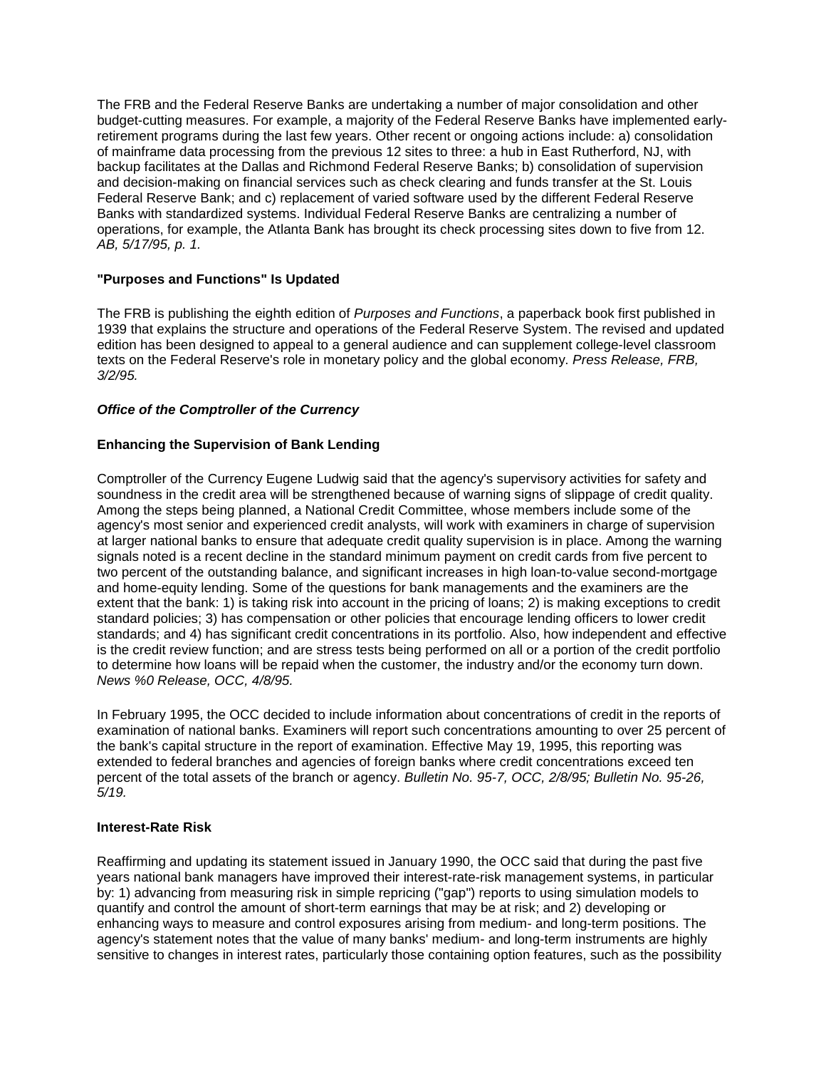The FRB and the Federal Reserve Banks are undertaking a number of major consolidation and other budget-cutting measures. For example, a majority of the Federal Reserve Banks have implemented early-retirement programs during the last few years. Other recent or ongoing actions include: a) consolidation of mainframe data processing from the previous 12 sites to three: a hub in East Rutherford, NJ, with backup facilitates at the Dallas and Richmond Federal Reserve Banks; b) consolidation of supervision and decision-making on financial services such as check clearing and funds transfer at the St. Louis Federal Reserve Bank; and c) replacement of varied software used by the different Federal Reserve Banks with standardized systems. Individual Federal Reserve Banks are centralizing a number of operations, for example, the Atlanta Bank has brought its check processing sites down to five from 12. *AB, 5/17/95, p. 1.*

**"Purposes and Functions" Is Updated**

The FRB is publishing the eighth edition of *Purposes and Functions*, a paperback book first published in 1939 that explains the structure and operations of the Federal Reserve System. The revised and updated edition has been designed to appeal to a general audience and can supplement college-level classroom texts on the Federal Reserve's role in monetary policy and the global economy. *Press Release, FRB, 3/2/95.*

***Office of the Comptroller of the Currency***

**Enhancing the Supervision of Bank Lending**

Comptroller of the Currency Eugene Ludwig said that the agency's supervisory activities for safety and soundness in the credit area will be strengthened because of warning signs of slippage of credit quality. Among the steps being planned, a National Credit Committee, whose members include some of the agency's most senior and experienced credit analysts, will work with examiners in charge of supervision at larger national banks to ensure that adequate credit quality supervision is in place. Among the warning signals noted is a recent decline in the standard minimum payment on credit cards from five percent to two percent of the outstanding balance, and significant increases in high loan-to-value second-mortgage and home-equity lending. Some of the questions for bank managements and the examiners are the extent that the bank: 1) is taking risk into account in the pricing of loans; 2) is making exceptions to credit standard policies; 3) has compensation or other policies that encourage lending officers to lower credit standards; and 4) has significant credit concentrations in its portfolio. Also, how independent and effective is the credit review function; and are stress tests being performed on all or a portion of the credit portfolio to determine how loans will be repaid when the customer, the industry and/or the economy turn down. *News %0 Release, OCC, 4/8/95.*

In February 1995, the OCC decided to include information about concentrations of credit in the reports of examination of national banks. Examiners will report such concentrations amounting to over 25 percent of the bank's capital structure in the report of examination. Effective May 19, 1995, this reporting was extended to federal branches and agencies of foreign banks where credit concentrations exceed ten percent of the total assets of the branch or agency. *Bulletin No. 95-7, OCC, 2/8/95; Bulletin No. 95-26, 5/19.*

**Interest-Rate Risk**

Reaffirming and updating its statement issued in January 1990, the OCC said that during the past five years national bank managers have improved their interest-rate-risk management systems, in particular by: 1) advancing from measuring risk in simple repricing ("gap") reports to using simulation models to quantify and control the amount of short-term earnings that may be at risk; and 2) developing or enhancing ways to measure and control exposures arising from medium- and long-term positions. The agency's statement notes that the value of many banks' medium- and long-term instruments are highly sensitive to changes in interest rates, particularly those containing option features, such as the possibility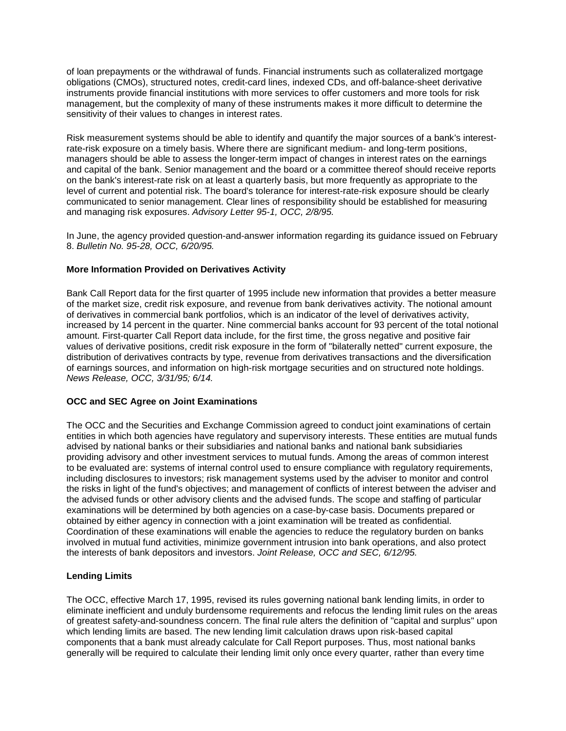of loan prepayments or the withdrawal of funds. Financial instruments such as collateralized mortgage obligations (CMOs), structured notes, credit-card lines, indexed CDs, and off-balance-sheet derivative instruments provide financial institutions with more services to offer customers and more tools for risk management, but the complexity of many of these instruments makes it more difficult to determine the sensitivity of their values to changes in interest rates.

Risk measurement systems should be able to identify and quantify the major sources of a bank's interest-rate-risk exposure on a timely basis. Where there are significant medium- and long-term positions, managers should be able to assess the longer-term impact of changes in interest rates on the earnings and capital of the bank. Senior management and the board or a committee thereof should receive reports on the bank's interest-rate risk on at least a quarterly basis, but more frequently as appropriate to the level of current and potential risk. The board's tolerance for interest-rate-risk exposure should be clearly communicated to senior management. Clear lines of responsibility should be established for measuring and managing risk exposures. *Advisory Letter 95-1, OCC, 2/8/95.*

In June, the agency provided question-and-answer information regarding its guidance issued on February 8. *Bulletin No. 95-28, OCC, 6/20/95.*

**More Information Provided on Derivatives Activity**

Bank Call Report data for the first quarter of 1995 include new information that provides a better measure of the market size, credit risk exposure, and revenue from bank derivatives activity. The notional amount of derivatives in commercial bank portfolios, which is an indicator of the level of derivatives activity, increased by 14 percent in the quarter. Nine commercial banks account for 93 percent of the total notional amount. First-quarter Call Report data include, for the first time, the gross negative and positive fair values of derivative positions, credit risk exposure in the form of "bilaterally netted" current exposure, the distribution of derivatives contracts by type, revenue from derivatives transactions and the diversification of earnings sources, and information on high-risk mortgage securities and on structured note holdings. *News Release, OCC, 3/31/95; 6/14.*

**OCC and SEC Agree on Joint Examinations**

The OCC and the Securities and Exchange Commission agreed to conduct joint examinations of certain entities in which both agencies have regulatory and supervisory interests. These entities are mutual funds advised by national banks or their subsidiaries and national banks and national bank subsidiaries providing advisory and other investment services to mutual funds. Among the areas of common interest to be evaluated are: systems of internal control used to ensure compliance with regulatory requirements, including disclosures to investors; risk management systems used by the adviser to monitor and control the risks in light of the fund's objectives; and management of conflicts of interest between the adviser and the advised funds or other advisory clients and the advised funds. The scope and staffing of particular examinations will be determined by both agencies on a case-by-case basis. Documents prepared or obtained by either agency in connection with a joint examination will be treated as confidential. Coordination of these examinations will enable the agencies to reduce the regulatory burden on banks involved in mutual fund activities, minimize government intrusion into bank operations, and also protect the interests of bank depositors and investors. *Joint Release, OCC and SEC, 6/12/95.*

**Lending Limits**

The OCC, effective March 17, 1995, revised its rules governing national bank lending limits, in order to eliminate inefficient and unduly burdensome requirements and refocus the lending limit rules on the areas of greatest safety-and-soundness concern. The final rule alters the definition of "capital and surplus" upon which lending limits are based. The new lending limit calculation draws upon risk-based capital components that a bank must already calculate for Call Report purposes. Thus, most national banks generally will be required to calculate their lending limit only once every quarter, rather than every time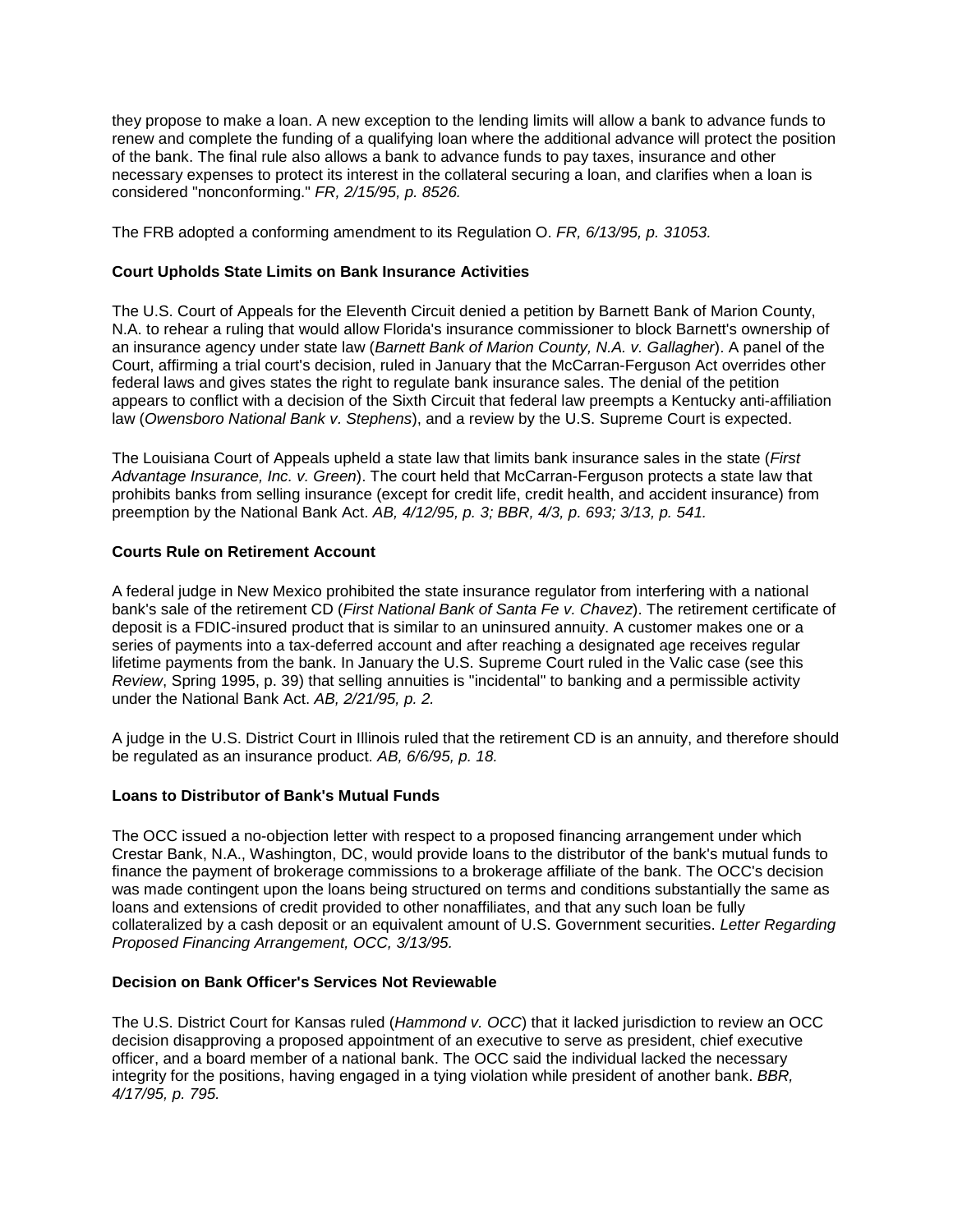they propose to make a loan. A new exception to the lending limits will allow a bank to advance funds to renew and complete the funding of a qualifying loan where the additional advance will protect the position of the bank. The final rule also allows a bank to advance funds to pay taxes, insurance and other necessary expenses to protect its interest in the collateral securing a loan, and clarifies when a loan is considered "nonconforming." *FR, 2/15/95, p. 8526.*

The FRB adopted a conforming amendment to its Regulation O. *FR, 6/13/95, p. 31053.*

**Court Upholds State Limits on Bank Insurance Activities**

The U.S. Court of Appeals for the Eleventh Circuit denied a petition by Barnett Bank of Marion County, N.A. to rehear a ruling that would allow Florida's insurance commissioner to block Barnett's ownership of an insurance agency under state law (*Barnett Bank of Marion County, N.A. v. Gallagher*). A panel of the Court, affirming a trial court's decision, ruled in January that the McCarran-Ferguson Act overrides other federal laws and gives states the right to regulate bank insurance sales. The denial of the petition appears to conflict with a decision of the Sixth Circuit that federal law preempts a Kentucky anti-affiliation law (*Owensboro National Bank v. Stephens*), and a review by the U.S. Supreme Court is expected.

The Louisiana Court of Appeals upheld a state law that limits bank insurance sales in the state (*First Advantage Insurance, Inc. v. Green*). The court held that McCarran-Ferguson protects a state law that prohibits banks from selling insurance (except for credit life, credit health, and accident insurance) from preemption by the National Bank Act. *AB, 4/12/95, p. 3; BBR, 4/3, p. 693; 3/13, p. 541.*

**Courts Rule on Retirement Account**

A federal judge in New Mexico prohibited the state insurance regulator from interfering with a national bank's sale of the retirement CD (*First National Bank of Santa Fe v. Chavez*). The retirement certificate of deposit is a FDIC-insured product that is similar to an uninsured annuity. A customer makes one or a series of payments into a tax-deferred account and after reaching a designated age receives regular lifetime payments from the bank. In January the U.S. Supreme Court ruled in the Valic case (see this *Review*, Spring 1995, p. 39) that selling annuities is "incidental" to banking and a permissible activity under the National Bank Act. *AB, 2/21/95, p. 2.*

A judge in the U.S. District Court in Illinois ruled that the retirement CD is an annuity, and therefore should be regulated as an insurance product. *AB, 6/6/95, p. 18.*

**Loans to Distributor of Bank's Mutual Funds**

The OCC issued a no-objection letter with respect to a proposed financing arrangement under which Crestar Bank, N.A., Washington, DC, would provide loans to the distributor of the bank's mutual funds to finance the payment of brokerage commissions to a brokerage affiliate of the bank. The OCC's decision was made contingent upon the loans being structured on terms and conditions substantially the same as loans and extensions of credit provided to other nonaffiliates, and that any such loan be fully collateralized by a cash deposit or an equivalent amount of U.S. Government securities. *Letter Regarding Proposed Financing Arrangement, OCC, 3/13/95.*

**Decision on Bank Officer's Services Not Reviewable**

The U.S. District Court for Kansas ruled (*Hammond v. OCC*) that it lacked jurisdiction to review an OCC decision disapproving a proposed appointment of an executive to serve as president, chief executive officer, and a board member of a national bank. The OCC said the individual lacked the necessary integrity for the positions, having engaged in a tying violation while president of another bank. *BBR, 4/17/95, p. 795.*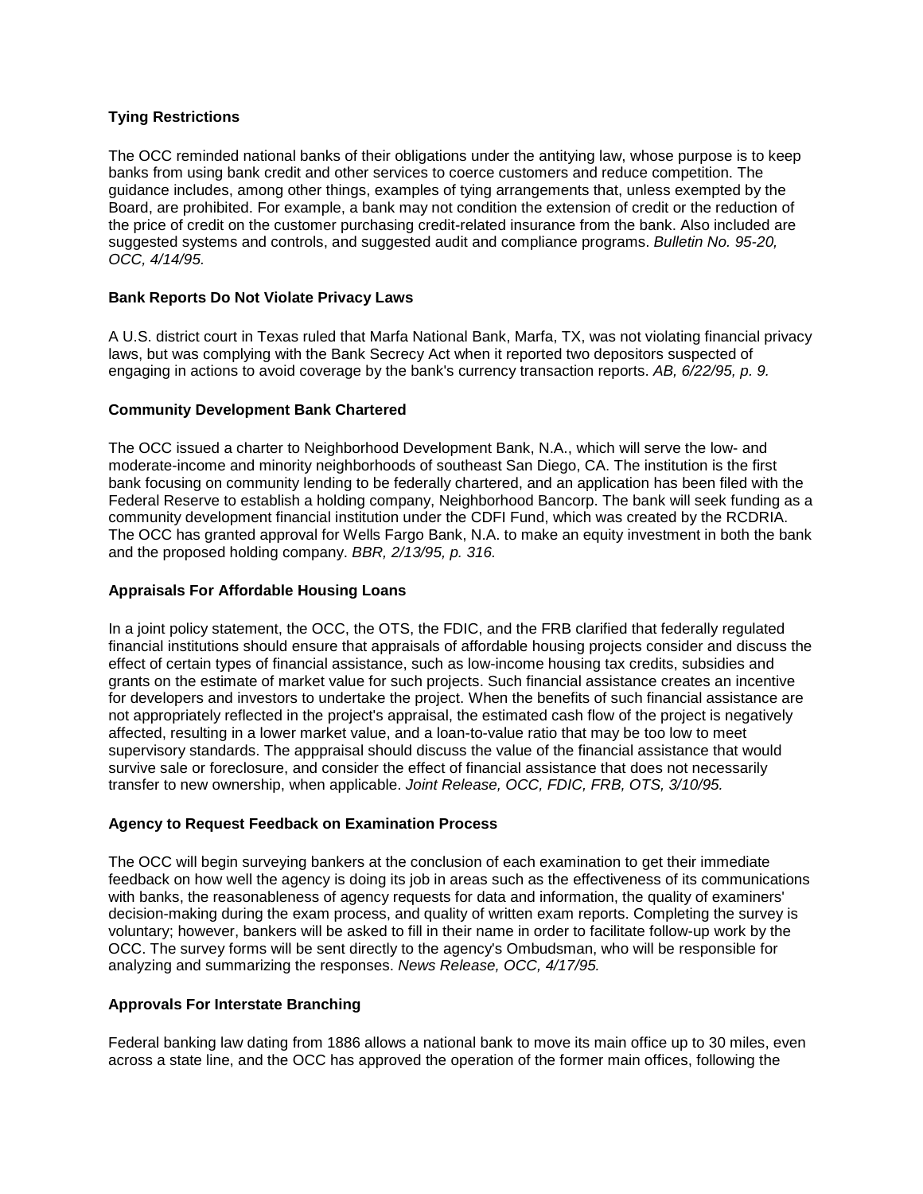**Tying Restrictions**

The OCC reminded national banks of their obligations under the antitying law, whose purpose is to keep banks from using bank credit and other services to coerce customers and reduce competition. The guidance includes, among other things, examples of tying arrangements that, unless exempted by the Board, are prohibited. For example, a bank may not condition the extension of credit or the reduction of the price of credit on the customer purchasing credit-related insurance from the bank. Also included are suggested systems and controls, and suggested audit and compliance programs. *Bulletin No. 95-20, OCC, 4/14/95.*

**Bank Reports Do Not Violate Privacy Laws**

A U.S. district court in Texas ruled that Marfa National Bank, Marfa, TX, was not violating financial privacy laws, but was complying with the Bank Secrecy Act when it reported two depositors suspected of engaging in actions to avoid coverage by the bank's currency transaction reports. *AB, 6/22/95, p. 9.*

**Community Development Bank Chartered**

The OCC issued a charter to Neighborhood Development Bank, N.A., which will serve the low- and moderate-income and minority neighborhoods of southeast San Diego, CA. The institution is the first bank focusing on community lending to be federally chartered, and an application has been filed with the Federal Reserve to establish a holding company, Neighborhood Bancorp. The bank will seek funding as a community development financial institution under the CDFI Fund, which was created by the RCDRIA. The OCC has granted approval for Wells Fargo Bank, N.A. to make an equity investment in both the bank and the proposed holding company. *BBR, 2/13/95, p. 316.*

**Appraisals For Affordable Housing Loans**

In a joint policy statement, the OCC, the OTS, the FDIC, and the FRB clarified that federally regulated financial institutions should ensure that appraisals of affordable housing projects consider and discuss the effect of certain types of financial assistance, such as low-income housing tax credits, subsidies and grants on the estimate of market value for such projects. Such financial assistance creates an incentive for developers and investors to undertake the project. When the benefits of such financial assistance are not appropriately reflected in the project's appraisal, the estimated cash flow of the project is negatively affected, resulting in a lower market value, and a loan-to-value ratio that may be too low to meet supervisory standards. The apppraisal should discuss the value of the financial assistance that would survive sale or foreclosure, and consider the effect of financial assistance that does not necessarily transfer to new ownership, when applicable. *Joint Release, OCC, FDIC, FRB, OTS, 3/10/95.*

**Agency to Request Feedback on Examination Process**

The OCC will begin surveying bankers at the conclusion of each examination to get their immediate feedback on how well the agency is doing its job in areas such as the effectiveness of its communications with banks, the reasonableness of agency requests for data and information, the quality of examiners' decision-making during the exam process, and quality of written exam reports. Completing the survey is voluntary; however, bankers will be asked to fill in their name in order to facilitate follow-up work by the OCC. The survey forms will be sent directly to the agency's Ombudsman, who will be responsible for analyzing and summarizing the responses. *News Release, OCC, 4/17/95.*

**Approvals For Interstate Branching**

Federal banking law dating from 1886 allows a national bank to move its main office up to 30 miles, even across a state line, and the OCC has approved the operation of the former main offices, following the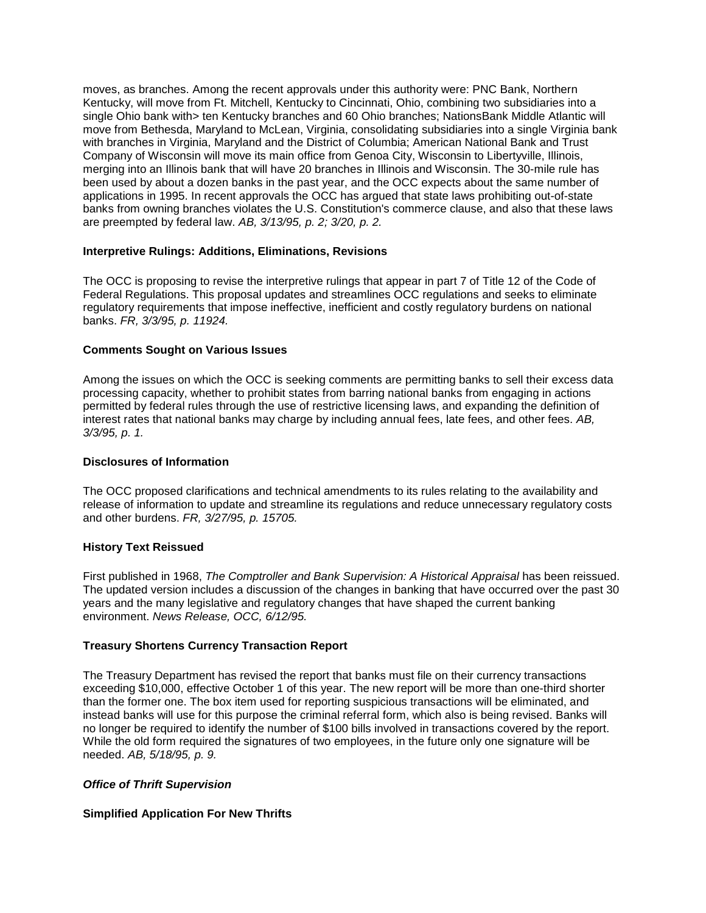moves, as branches. Among the recent approvals under this authority were: PNC Bank, Northern Kentucky, will move from Ft. Mitchell, Kentucky to Cincinnati, Ohio, combining two subsidiaries into a single Ohio bank with> ten Kentucky branches and 60 Ohio branches; NationsBank Middle Atlantic will move from Bethesda, Maryland to McLean, Virginia, consolidating subsidiaries into a single Virginia bank with branches in Virginia, Maryland and the District of Columbia; American National Bank and Trust Company of Wisconsin will move its main office from Genoa City, Wisconsin to Libertyville, Illinois, merging into an Illinois bank that will have 20 branches in Illinois and Wisconsin. The 30-mile rule has been used by about a dozen banks in the past year, and the OCC expects about the same number of applications in 1995. In recent approvals the OCC has argued that state laws prohibiting out-of-state banks from owning branches violates the U.S. Constitution's commerce clause, and also that these laws are preempted by federal law. *AB, 3/13/95, p. 2; 3/20, p. 2.*

**Interpretive Rulings: Additions, Eliminations, Revisions**

The OCC is proposing to revise the interpretive rulings that appear in part 7 of Title 12 of the Code of Federal Regulations. This proposal updates and streamlines OCC regulations and seeks to eliminate regulatory requirements that impose ineffective, inefficient and costly regulatory burdens on national banks. *FR, 3/3/95, p. 11924.*

**Comments Sought on Various Issues**

Among the issues on which the OCC is seeking comments are permitting banks to sell their excess data processing capacity, whether to prohibit states from barring national banks from engaging in actions permitted by federal rules through the use of restrictive licensing laws, and expanding the definition of interest rates that national banks may charge by including annual fees, late fees, and other fees. *AB, 3/3/95, p. 1.*

**Disclosures of Information**

The OCC proposed clarifications and technical amendments to its rules relating to the availability and release of information to update and streamline its regulations and reduce unnecessary regulatory costs and other burdens. *FR, 3/27/95, p. 15705.*

**History Text Reissued**

First published in 1968, *The Comptroller and Bank Supervision: A Historical Appraisal* has been reissued. The updated version includes a discussion of the changes in banking that have occurred over the past 30 years and the many legislative and regulatory changes that have shaped the current banking environment. *News Release, OCC, 6/12/95.*

**Treasury Shortens Currency Transaction Report**

The Treasury Department has revised the report that banks must file on their currency transactions exceeding $10,000, effective October 1 of this year. The new report will be more than one-third shorter than the former one. The box item used for reporting suspicious transactions will be eliminated, and instead banks will use for this purpose the criminal referral form, which also is being revised. Banks will no longer be required to identify the number of $100 bills involved in transactions covered by the report. While the old form required the signatures of two employees, in the future only one signature will be needed. *AB, 5/18/95, p. 9.*

***Office of Thrift Supervision***

**Simplified Application For New Thrifts**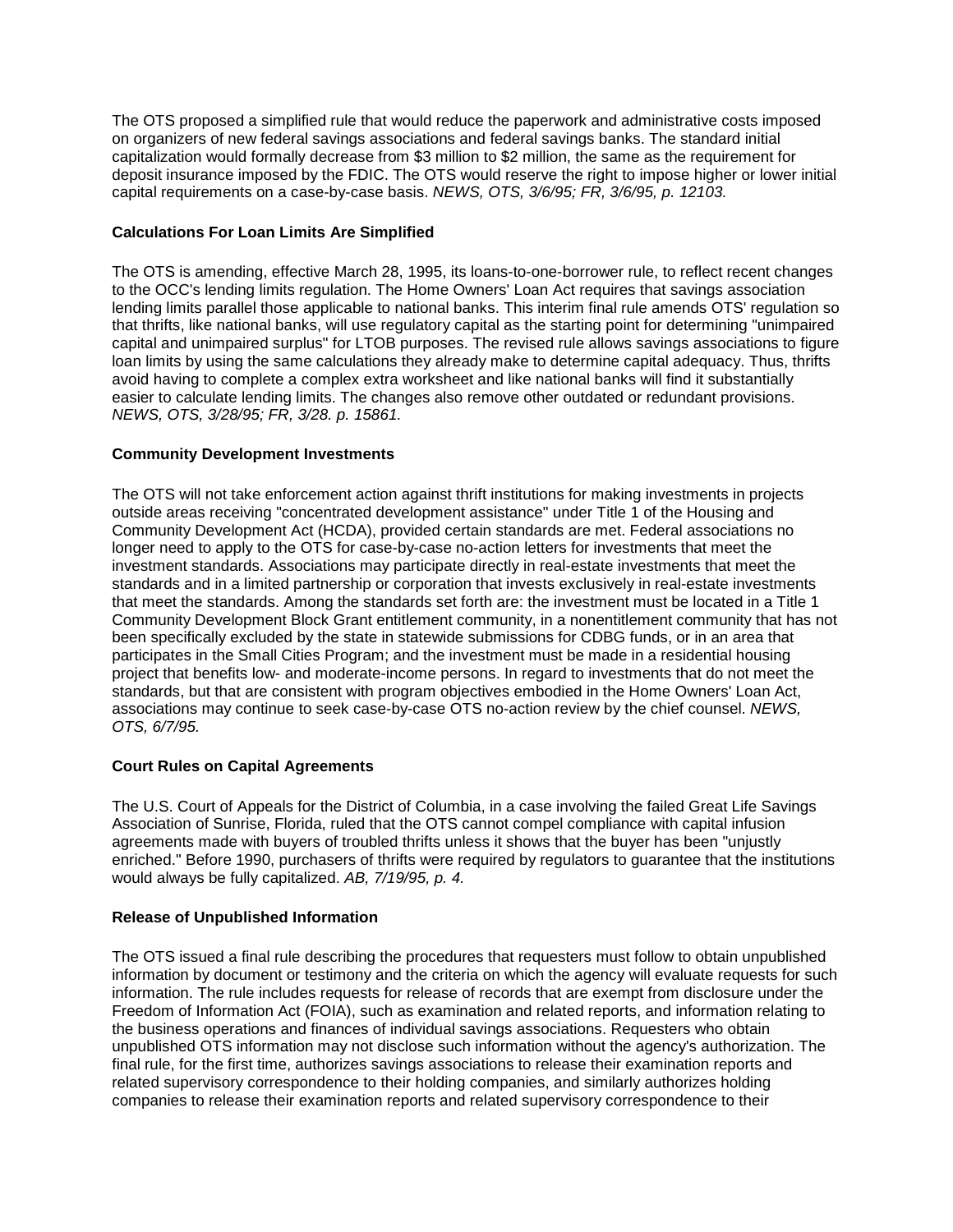The OTS proposed a simplified rule that would reduce the paperwork and administrative costs imposed on organizers of new federal savings associations and federal savings banks. The standard initial capitalization would formally decrease from $3 million to $2 million, the same as the requirement for deposit insurance imposed by the FDIC. The OTS would reserve the right to impose higher or lower initial capital requirements on a case-by-case basis. *NEWS, OTS, 3/6/95; FR, 3/6/95, p. 12103.*

**Calculations For Loan Limits Are Simplified**

The OTS is amending, effective March 28, 1995, its loans-to-one-borrower rule, to reflect recent changes to the OCC's lending limits regulation. The Home Owners' Loan Act requires that savings association lending limits parallel those applicable to national banks. This interim final rule amends OTS' regulation so that thrifts, like national banks, will use regulatory capital as the starting point for determining "unimpaired capital and unimpaired surplus" for LTOB purposes. The revised rule allows savings associations to figure loan limits by using the same calculations they already make to determine capital adequacy. Thus, thrifts avoid having to complete a complex extra worksheet and like national banks will find it substantially easier to calculate lending limits. The changes also remove other outdated or redundant provisions. *NEWS, OTS, 3/28/95; FR, 3/28. p. 15861.*

**Community Development Investments**

The OTS will not take enforcement action against thrift institutions for making investments in projects outside areas receiving "concentrated development assistance" under Title 1 of the Housing and Community Development Act (HCDA), provided certain standards are met. Federal associations no longer need to apply to the OTS for case-by-case no-action letters for investments that meet the investment standards. Associations may participate directly in real-estate investments that meet the standards and in a limited partnership or corporation that invests exclusively in real-estate investments that meet the standards. Among the standards set forth are: the investment must be located in a Title 1 Community Development Block Grant entitlement community, in a nonentitlement community that has not been specifically excluded by the state in statewide submissions for CDBG funds, or in an area that participates in the Small Cities Program; and the investment must be made in a residential housing project that benefits low- and moderate-income persons. In regard to investments that do not meet the standards, but that are consistent with program objectives embodied in the Home Owners' Loan Act, associations may continue to seek case-by-case OTS no-action review by the chief counsel. *NEWS, OTS, 6/7/95.*

**Court Rules on Capital Agreements**

The U.S. Court of Appeals for the District of Columbia, in a case involving the failed Great Life Savings Association of Sunrise, Florida, ruled that the OTS cannot compel compliance with capital infusion agreements made with buyers of troubled thrifts unless it shows that the buyer has been "unjustly enriched." Before 1990, purchasers of thrifts were required by regulators to guarantee that the institutions would always be fully capitalized. *AB, 7/19/95, p. 4.*

**Release of Unpublished Information**

The OTS issued a final rule describing the procedures that requesters must follow to obtain unpublished information by document or testimony and the criteria on which the agency will evaluate requests for such information. The rule includes requests for release of records that are exempt from disclosure under the Freedom of Information Act (FOIA), such as examination and related reports, and information relating to the business operations and finances of individual savings associations. Requesters who obtain unpublished OTS information may not disclose such information without the agency's authorization. The final rule, for the first time, authorizes savings associations to release their examination reports and related supervisory correspondence to their holding companies, and similarly authorizes holding companies to release their examination reports and related supervisory correspondence to their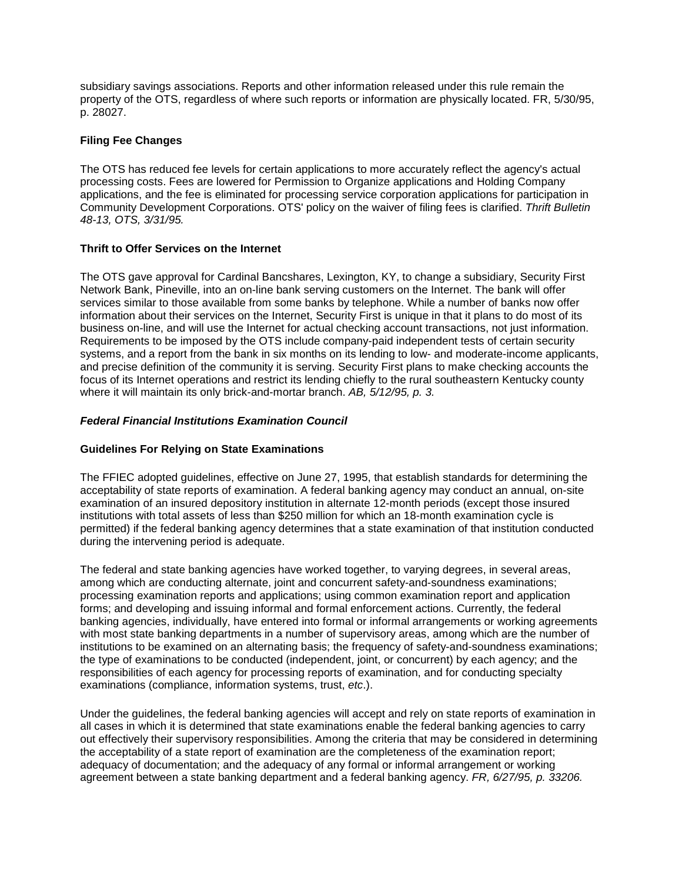subsidiary savings associations. Reports and other information released under this rule remain the property of the OTS, regardless of where such reports or information are physically located. FR, 5/30/95, p. 28027.

**Filing Fee Changes**

The OTS has reduced fee levels for certain applications to more accurately reflect the agency's actual processing costs. Fees are lowered for Permission to Organize applications and Holding Company applications, and the fee is eliminated for processing service corporation applications for participation in Community Development Corporations. OTS' policy on the waiver of filing fees is clarified. *Thrift Bulletin 48-13, OTS, 3/31/95.*

**Thrift to Offer Services on the Internet**

The OTS gave approval for Cardinal Bancshares, Lexington, KY, to change a subsidiary, Security First Network Bank, Pineville, into an on-line bank serving customers on the Internet. The bank will offer services similar to those available from some banks by telephone. While a number of banks now offer information about their services on the Internet, Security First is unique in that it plans to do most of its business on-line, and will use the Internet for actual checking account transactions, not just information. Requirements to be imposed by the OTS include company-paid independent tests of certain security systems, and a report from the bank in six months on its lending to low- and moderate-income applicants, and precise definition of the community it is serving. Security First plans to make checking accounts the focus of its Internet operations and restrict its lending chiefly to the rural southeastern Kentucky county where it will maintain its only brick-and-mortar branch. *AB, 5/12/95, p. 3.*

***Federal Financial Institutions Examination Council***

**Guidelines For Relying on State Examinations**

The FFIEC adopted guidelines, effective on June 27, 1995, that establish standards for determining the acceptability of state reports of examination. A federal banking agency may conduct an annual, on-site examination of an insured depository institution in alternate 12-month periods (except those insured institutions with total assets of less than $250 million for which an 18-month examination cycle is permitted) if the federal banking agency determines that a state examination of that institution conducted during the intervening period is adequate.

The federal and state banking agencies have worked together, to varying degrees, in several areas, among which are conducting alternate, joint and concurrent safety-and-soundness examinations; processing examination reports and applications; using common examination report and application forms; and developing and issuing informal and formal enforcement actions. Currently, the federal banking agencies, individually, have entered into formal or informal arrangements or working agreements with most state banking departments in a number of supervisory areas, among which are the number of institutions to be examined on an alternating basis; the frequency of safety-and-soundness examinations; the type of examinations to be conducted (independent, joint, or concurrent) by each agency; and the responsibilities of each agency for processing reports of examination, and for conducting specialty examinations (compliance, information systems, trust, *etc*.).

Under the guidelines, the federal banking agencies will accept and rely on state reports of examination in all cases in which it is determined that state examinations enable the federal banking agencies to carry out effectively their supervisory responsibilities. Among the criteria that may be considered in determining the acceptability of a state report of examination are the completeness of the examination report; adequacy of documentation; and the adequacy of any formal or informal arrangement or working agreement between a state banking department and a federal banking agency. *FR, 6/27/95, p. 33206.*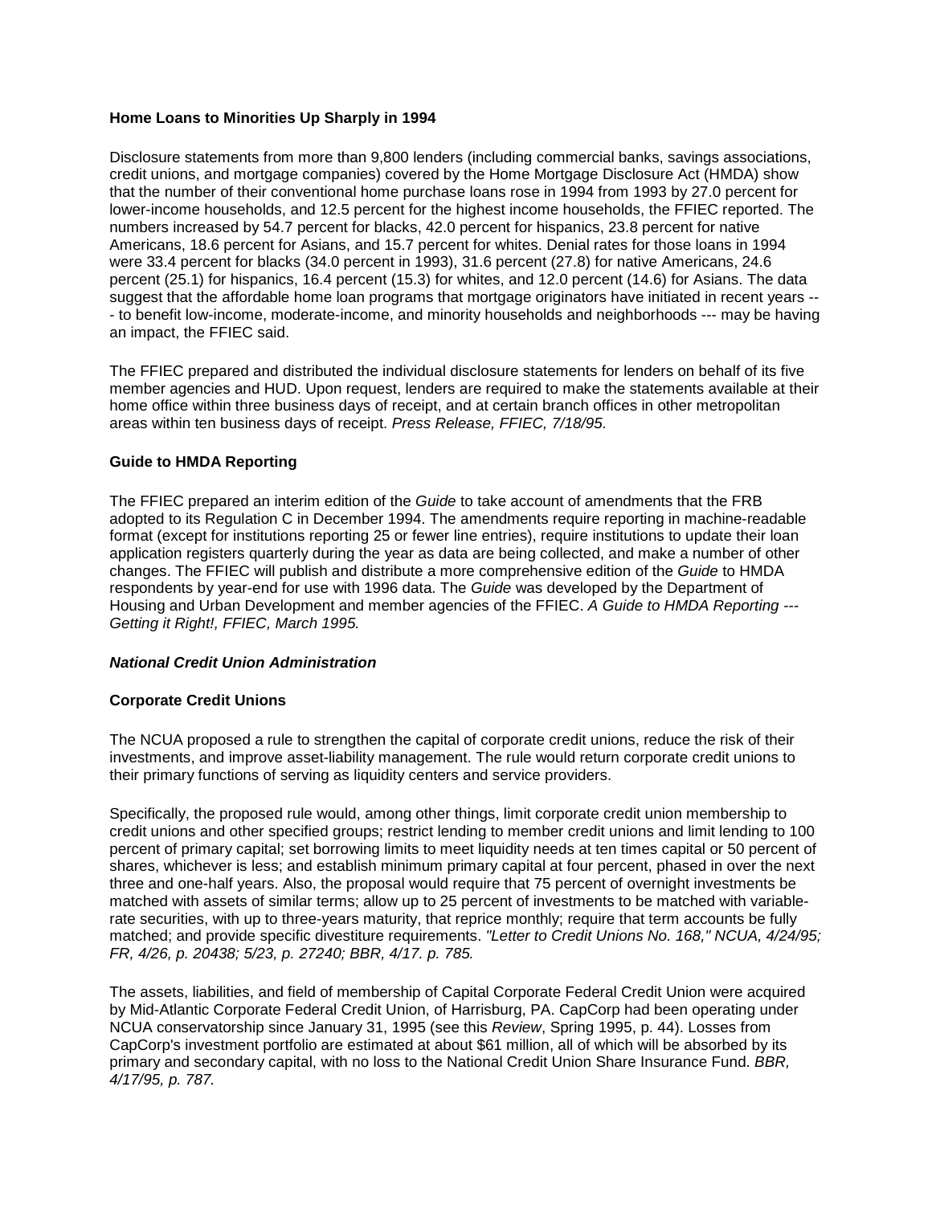**Home Loans to Minorities Up Sharply in 1994**

Disclosure statements from more than 9,800 lenders (including commercial banks, savings associations, credit unions, and mortgage companies) covered by the Home Mortgage Disclosure Act (HMDA) show that the number of their conventional home purchase loans rose in 1994 from 1993 by 27.0 percent for lower-income households, and 12.5 percent for the highest income households, the FFIEC reported. The numbers increased by 54.7 percent for blacks, 42.0 percent for hispanics, 23.8 percent for native Americans, 18.6 percent for Asians, and 15.7 percent for whites. Denial rates for those loans in 1994 were 33.4 percent for blacks (34.0 percent in 1993), 31.6 percent (27.8) for native Americans, 24.6 percent (25.1) for hispanics, 16.4 percent (15.3) for whites, and 12.0 percent (14.6) for Asians. The data suggest that the affordable home loan programs that mortgage originators have initiated in recent years --- to benefit low-income, moderate-income, and minority households and neighborhoods --- may be having an impact, the FFIEC said.

The FFIEC prepared and distributed the individual disclosure statements for lenders on behalf of its five member agencies and HUD. Upon request, lenders are required to make the statements available at their home office within three business days of receipt, and at certain branch offices in other metropolitan areas within ten business days of receipt. *Press Release, FFIEC, 7/18/95.*

**Guide to HMDA Reporting**

The FFIEC prepared an interim edition of the *Guide* to take account of amendments that the FRB adopted to its Regulation C in December 1994. The amendments require reporting in machine-readable format (except for institutions reporting 25 or fewer line entries), require institutions to update their loan application registers quarterly during the year as data are being collected, and make a number of other changes. The FFIEC will publish and distribute a more comprehensive edition of the *Guide* to HMDA respondents by year-end for use with 1996 data. The *Guide* was developed by the Department of Housing and Urban Development and member agencies of the FFIEC. *A Guide to HMDA Reporting --- Getting it Right!, FFIEC, March 1995.*

***National Credit Union Administration***

**Corporate Credit Unions**

The NCUA proposed a rule to strengthen the capital of corporate credit unions, reduce the risk of their investments, and improve asset-liability management. The rule would return corporate credit unions to their primary functions of serving as liquidity centers and service providers.

Specifically, the proposed rule would, among other things, limit corporate credit union membership to credit unions and other specified groups; restrict lending to member credit unions and limit lending to 100 percent of primary capital; set borrowing limits to meet liquidity needs at ten times capital or 50 percent of shares, whichever is less; and establish minimum primary capital at four percent, phased in over the next three and one-half years. Also, the proposal would require that 75 percent of overnight investments be matched with assets of similar terms; allow up to 25 percent of investments to be matched with variable-rate securities, with up to three-years maturity, that reprice monthly; require that term accounts be fully matched; and provide specific divestiture requirements. *"Letter to Credit Unions No. 168," NCUA, 4/24/95; FR, 4/26, p. 20438; 5/23, p. 27240; BBR, 4/17. p. 785.*

The assets, liabilities, and field of membership of Capital Corporate Federal Credit Union were acquired by Mid-Atlantic Corporate Federal Credit Union, of Harrisburg, PA. CapCorp had been operating under NCUA conservatorship since January 31, 1995 (see this *Review*, Spring 1995, p. 44). Losses from CapCorp's investment portfolio are estimated at about $61 million, all of which will be absorbed by its primary and secondary capital, with no loss to the National Credit Union Share Insurance Fund. *BBR, 4/17/95, p. 787.*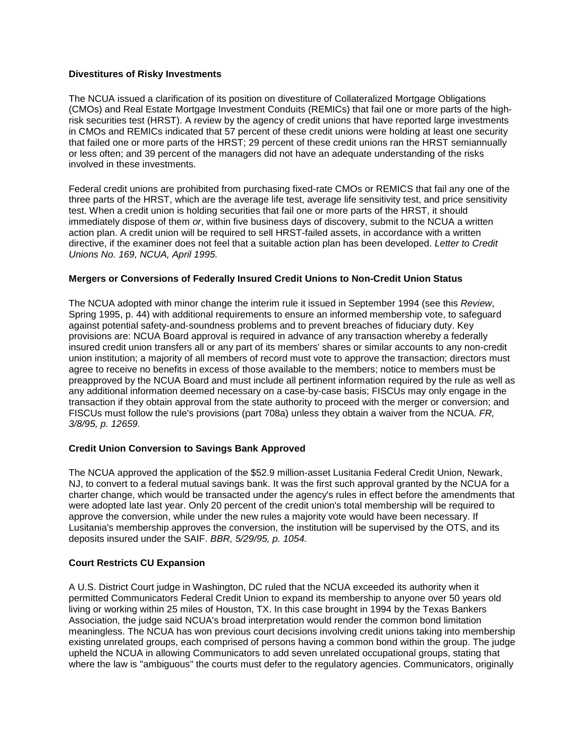**Divestitures of Risky Investments**

The NCUA issued a clarification of its position on divestiture of Collateralized Mortgage Obligations (CMOs) and Real Estate Mortgage Investment Conduits (REMICs) that fail one or more parts of the high-risk securities test (HRST). A review by the agency of credit unions that have reported large investments in CMOs and REMICs indicated that 57 percent of these credit unions were holding at least one security that failed one or more parts of the HRST; 29 percent of these credit unions ran the HRST semiannually or less often; and 39 percent of the managers did not have an adequate understanding of the risks involved in these investments.

Federal credit unions are prohibited from purchasing fixed-rate CMOs or REMICS that fail any one of the three parts of the HRST, which are the average life test, average life sensitivity test, and price sensitivity test. When a credit union is holding securities that fail one or more parts of the HRST, it should immediately dispose of them *or*, within five business days of discovery, submit to the NCUA a written action plan. A credit union will be required to sell HRST-failed assets, in accordance with a written directive, if the examiner does not feel that a suitable action plan has been developed. *Letter to Credit Unions No. 169, NCUA, April 1995.*

**Mergers or Conversions of Federally Insured Credit Unions to Non-Credit Union Status**

The NCUA adopted with minor change the interim rule it issued in September 1994 (see this *Review*, Spring 1995, p. 44) with additional requirements to ensure an informed membership vote, to safeguard against potential safety-and-soundness problems and to prevent breaches of fiduciary duty. Key provisions are: NCUA Board approval is required in advance of any transaction whereby a federally insured credit union transfers all or any part of its members' shares or similar accounts to any non-credit union institution; a majority of all members of record must vote to approve the transaction; directors must agree to receive no benefits in excess of those available to the members; notice to members must be preapproved by the NCUA Board and must include all pertinent information required by the rule as well as any additional information deemed necessary on a case-by-case basis; FISCUs may only engage in the transaction if they obtain approval from the state authority to proceed with the merger or conversion; and FISCUs must follow the rule's provisions (part 708a) unless they obtain a waiver from the NCUA. *FR, 3/8/95, p. 12659.*

**Credit Union Conversion to Savings Bank Approved**

The NCUA approved the application of the $52.9 million-asset Lusitania Federal Credit Union, Newark, NJ, to convert to a federal mutual savings bank. It was the first such approval granted by the NCUA for a charter change, which would be transacted under the agency's rules in effect before the amendments that were adopted late last year. Only 20 percent of the credit union's total membership will be required to approve the conversion, while under the new rules a majority vote would have been necessary. If Lusitania's membership approves the conversion, the institution will be supervised by the OTS, and its deposits insured under the SAIF. *BBR, 5/29/95, p. 1054.*

**Court Restricts CU Expansion**

A U.S. District Court judge in Washington, DC ruled that the NCUA exceeded its authority when it permitted Communicators Federal Credit Union to expand its membership to anyone over 50 years old living or working within 25 miles of Houston, TX. In this case brought in 1994 by the Texas Bankers Association, the judge said NCUA's broad interpretation would render the common bond limitation meaningless. The NCUA has won previous court decisions involving credit unions taking into membership existing unrelated groups, each comprised of persons having a common bond within the group. The judge upheld the NCUA in allowing Communicators to add seven unrelated occupational groups, stating that where the law is "ambiguous" the courts must defer to the regulatory agencies. Communicators, originally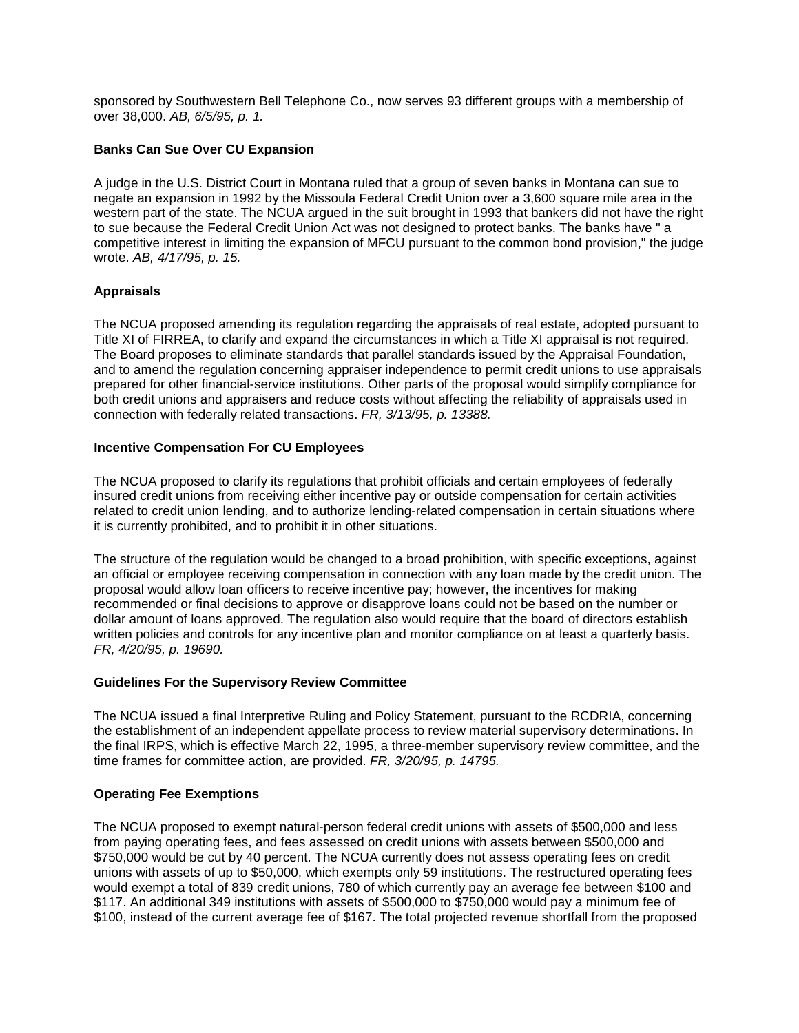sponsored by Southwestern Bell Telephone Co., now serves 93 different groups with a membership of over 38,000. *AB, 6/5/95, p. 1.*

**Banks Can Sue Over CU Expansion**

A judge in the U.S. District Court in Montana ruled that a group of seven banks in Montana can sue to negate an expansion in 1992 by the Missoula Federal Credit Union over a 3,600 square mile area in the western part of the state. The NCUA argued in the suit brought in 1993 that bankers did not have the right to sue because the Federal Credit Union Act was not designed to protect banks. The banks have " a competitive interest in limiting the expansion of MFCU pursuant to the common bond provision," the judge wrote. *AB, 4/17/95, p. 15.*

**Appraisals**

The NCUA proposed amending its regulation regarding the appraisals of real estate, adopted pursuant to Title XI of FIRREA, to clarify and expand the circumstances in which a Title XI appraisal is not required. The Board proposes to eliminate standards that parallel standards issued by the Appraisal Foundation, and to amend the regulation concerning appraiser independence to permit credit unions to use appraisals prepared for other financial-service institutions. Other parts of the proposal would simplify compliance for both credit unions and appraisers and reduce costs without affecting the reliability of appraisals used in connection with federally related transactions. *FR, 3/13/95, p. 13388.*

**Incentive Compensation For CU Employees**

The NCUA proposed to clarify its regulations that prohibit officials and certain employees of federally insured credit unions from receiving either incentive pay or outside compensation for certain activities related to credit union lending, and to authorize lending-related compensation in certain situations where it is currently prohibited, and to prohibit it in other situations.

The structure of the regulation would be changed to a broad prohibition, with specific exceptions, against an official or employee receiving compensation in connection with any loan made by the credit union. The proposal would allow loan officers to receive incentive pay; however, the incentives for making recommended or final decisions to approve or disapprove loans could not be based on the number or dollar amount of loans approved. The regulation also would require that the board of directors establish written policies and controls for any incentive plan and monitor compliance on at least a quarterly basis. *FR, 4/20/95, p. 19690.*

**Guidelines For the Supervisory Review Committee**

The NCUA issued a final Interpretive Ruling and Policy Statement, pursuant to the RCDRIA, concerning the establishment of an independent appellate process to review material supervisory determinations. In the final IRPS, which is effective March 22, 1995, a three-member supervisory review committee, and the time frames for committee action, are provided. *FR, 3/20/95, p. 14795.*

**Operating Fee Exemptions**

The NCUA proposed to exempt natural-person federal credit unions with assets of $500,000 and less from paying operating fees, and fees assessed on credit unions with assets between $500,000 and $750,000 would be cut by 40 percent. The NCUA currently does not assess operating fees on credit unions with assets of up to $50,000, which exempts only 59 institutions. The restructured operating fees would exempt a total of 839 credit unions, 780 of which currently pay an average fee between $100 and $117. An additional 349 institutions with assets of $500,000 to $750,000 would pay a minimum fee of $100, instead of the current average fee of $167. The total projected revenue shortfall from the proposed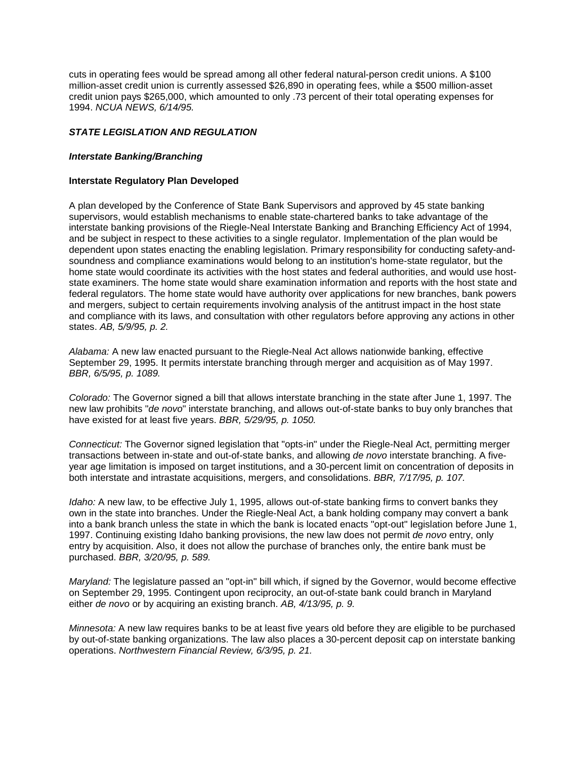cuts in operating fees would be spread among all other federal natural-person credit unions. A $100 million-asset credit union is currently assessed $26,890 in operating fees, while a $500 million-asset credit union pays $265,000, which amounted to only .73 percent of their total operating expenses for 1994. *NCUA NEWS, 6/14/95.*

## *STATE LEGISLATION AND REGULATION*

### *Interstate Banking/Branching*

#### Interstate Regulatory Plan Developed

A plan developed by the Conference of State Bank Supervisors and approved by 45 state banking supervisors, would establish mechanisms to enable state-chartered banks to take advantage of the interstate banking provisions of the Riegle-Neal Interstate Banking and Branching Efficiency Act of 1994, and be subject in respect to these activities to a single regulator. Implementation of the plan would be dependent upon states enacting the enabling legislation. Primary responsibility for conducting safety-and-soundness and compliance examinations would belong to an institution's home-state regulator, but the home state would coordinate its activities with the host states and federal authorities, and would use host-state examiners. The home state would share examination information and reports with the host state and federal regulators. The home state would have authority over applications for new branches, bank powers and mergers, subject to certain requirements involving analysis of the antitrust impact in the host state and compliance with its laws, and consultation with other regulators before approving any actions in other states. *AB, 5/9/95, p. 2.*

*Alabama:* A new law enacted pursuant to the Riegle-Neal Act allows nationwide banking, effective September 29, 1995. It permits interstate branching through merger and acquisition as of May 1997. *BBR, 6/5/95, p. 1089.*

*Colorado:* The Governor signed a bill that allows interstate branching in the state after June 1, 1997. The new law prohibits "*de novo*" interstate branching, and allows out-of-state banks to buy only branches that have existed for at least five years. *BBR, 5/29/95, p. 1050.*

*Connecticut:* The Governor signed legislation that "opts-in" under the Riegle-Neal Act, permitting merger transactions between in-state and out-of-state banks, and allowing *de novo* interstate branching. A five-year age limitation is imposed on target institutions, and a 30-percent limit on concentration of deposits in both interstate and intrastate acquisitions, mergers, and consolidations. *BBR, 7/17/95, p. 107.*

*Idaho:* A new law, to be effective July 1, 1995, allows out-of-state banking firms to convert banks they own in the state into branches. Under the Riegle-Neal Act, a bank holding company may convert a bank into a bank branch unless the state in which the bank is located enacts "opt-out" legislation before June 1, 1997. Continuing existing Idaho banking provisions, the new law does not permit *de novo* entry, only entry by acquisition. Also, it does not allow the purchase of branches only, the entire bank must be purchased. *BBR, 3/20/95, p. 589.*

*Maryland:* The legislature passed an "opt-in" bill which, if signed by the Governor, would become effective on September 29, 1995. Contingent upon reciprocity, an out-of-state bank could branch in Maryland either *de novo* or by acquiring an existing branch. *AB, 4/13/95, p. 9.*

*Minnesota:* A new law requires banks to be at least five years old before they are eligible to be purchased by out-of-state banking organizations. The law also places a 30-percent deposit cap on interstate banking operations. *Northwestern Financial Review, 6/3/95, p. 21.*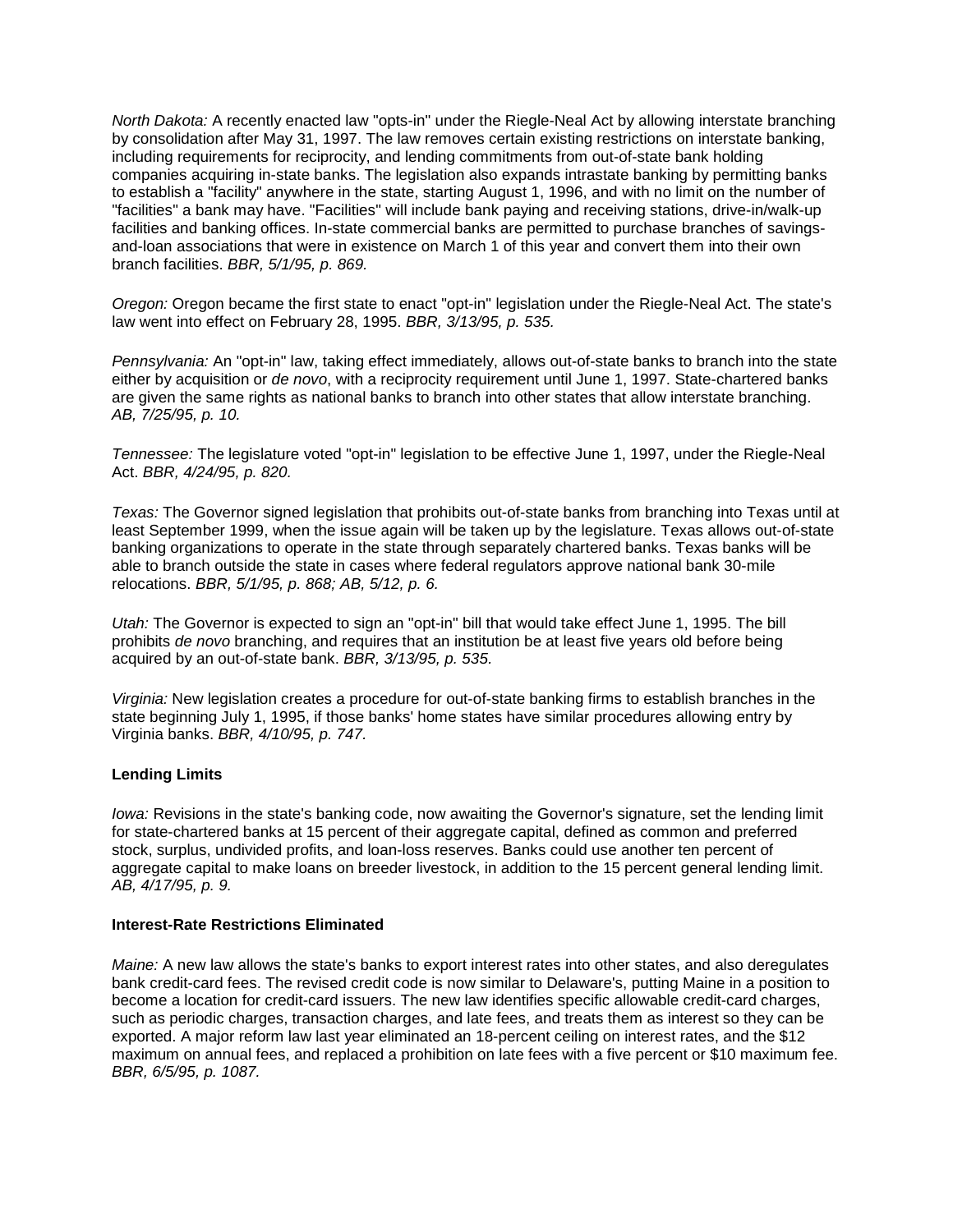*North Dakota:* A recently enacted law "opts-in" under the Riegle-Neal Act by allowing interstate branching by consolidation after May 31, 1997. The law removes certain existing restrictions on interstate banking, including requirements for reciprocity, and lending commitments from out-of-state bank holding companies acquiring in-state banks. The legislation also expands intrastate banking by permitting banks to establish a "facility" anywhere in the state, starting August 1, 1996, and with no limit on the number of "facilities" a bank may have. "Facilities" will include bank paying and receiving stations, drive-in/walk-up facilities and banking offices. In-state commercial banks are permitted to purchase branches of savings-and-loan associations that were in existence on March 1 of this year and convert them into their own branch facilities. *BBR, 5/1/95, p. 869.*

*Oregon:* Oregon became the first state to enact "opt-in" legislation under the Riegle-Neal Act. The state's law went into effect on February 28, 1995. *BBR, 3/13/95, p. 535.*

*Pennsylvania:* An "opt-in" law, taking effect immediately, allows out-of-state banks to branch into the state either by acquisition or *de novo*, with a reciprocity requirement until June 1, 1997. State-chartered banks are given the same rights as national banks to branch into other states that allow interstate branching. *AB, 7/25/95, p. 10.*

*Tennessee:* The legislature voted "opt-in" legislation to be effective June 1, 1997, under the Riegle-Neal Act. *BBR, 4/24/95, p. 820.*

*Texas:* The Governor signed legislation that prohibits out-of-state banks from branching into Texas until at least September 1999, when the issue again will be taken up by the legislature. Texas allows out-of-state banking organizations to operate in the state through separately chartered banks. Texas banks will be able to branch outside the state in cases where federal regulators approve national bank 30-mile relocations. *BBR, 5/1/95, p. 868; AB, 5/12, p. 6.*

*Utah:* The Governor is expected to sign an "opt-in" bill that would take effect June 1, 1995. The bill prohibits *de novo* branching, and requires that an institution be at least five years old before being acquired by an out-of-state bank. *BBR, 3/13/95, p. 535.*

*Virginia:* New legislation creates a procedure for out-of-state banking firms to establish branches in the state beginning July 1, 1995, if those banks' home states have similar procedures allowing entry by Virginia banks. *BBR, 4/10/95, p. 747.*

**Lending Limits**

*Iowa:* Revisions in the state's banking code, now awaiting the Governor's signature, set the lending limit for state-chartered banks at 15 percent of their aggregate capital, defined as common and preferred stock, surplus, undivided profits, and loan-loss reserves. Banks could use another ten percent of aggregate capital to make loans on breeder livestock, in addition to the 15 percent general lending limit. *AB, 4/17/95, p. 9.*

**Interest-Rate Restrictions Eliminated**

*Maine:* A new law allows the state's banks to export interest rates into other states, and also deregulates bank credit-card fees. The revised credit code is now similar to Delaware's, putting Maine in a position to become a location for credit-card issuers. The new law identifies specific allowable credit-card charges, such as periodic charges, transaction charges, and late fees, and treats them as interest so they can be exported. A major reform law last year eliminated an 18-percent ceiling on interest rates, and the $12 maximum on annual fees, and replaced a prohibition on late fees with a five percent or $10 maximum fee. *BBR, 6/5/95, p. 1087.*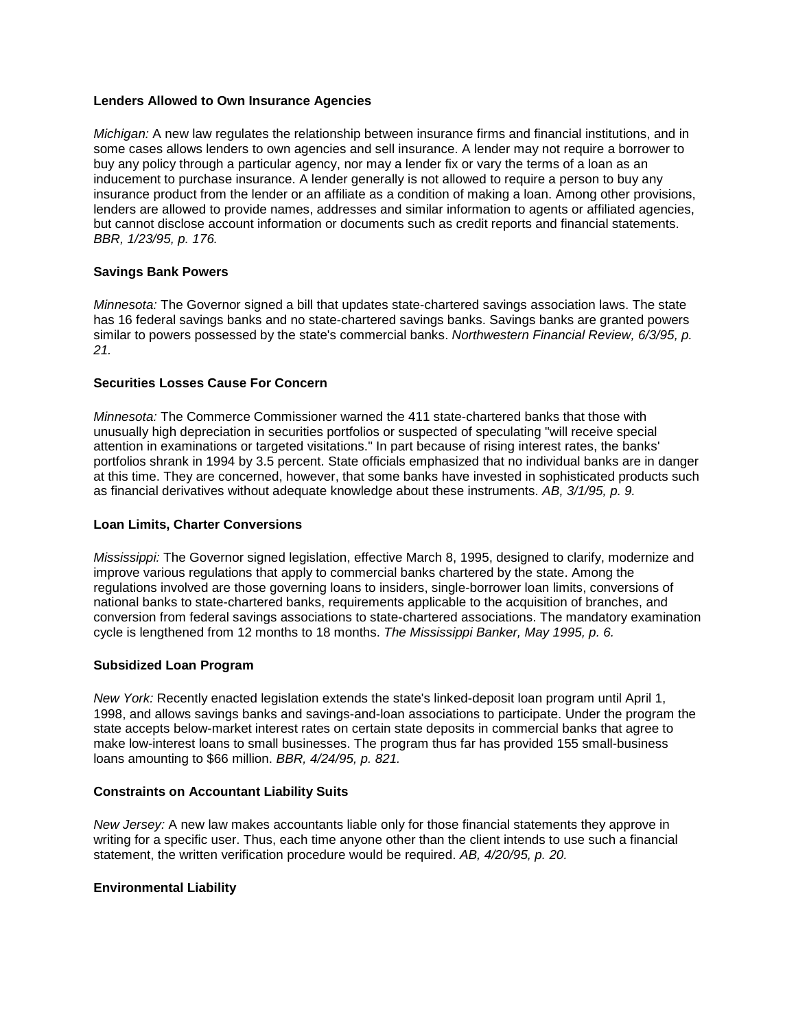### Lenders Allowed to Own Insurance Agencies

*Michigan:* A new law regulates the relationship between insurance firms and financial institutions, and in some cases allows lenders to own agencies and sell insurance. A lender may not require a borrower to buy any policy through a particular agency, nor may a lender fix or vary the terms of a loan as an inducement to purchase insurance. A lender generally is not allowed to require a person to buy any insurance product from the lender or an affiliate as a condition of making a loan. Among other provisions, lenders are allowed to provide names, addresses and similar information to agents or affiliated agencies, but cannot disclose account information or documents such as credit reports and financial statements. *BBR, 1/23/95, p. 176.*

### Savings Bank Powers

*Minnesota:* The Governor signed a bill that updates state-chartered savings association laws. The state has 16 federal savings banks and no state-chartered savings banks. Savings banks are granted powers similar to powers possessed by the state's commercial banks. *Northwestern Financial Review, 6/3/95, p. 21.*

### Securities Losses Cause For Concern

*Minnesota:* The Commerce Commissioner warned the 411 state-chartered banks that those with unusually high depreciation in securities portfolios or suspected of speculating "will receive special attention in examinations or targeted visitations." In part because of rising interest rates, the banks' portfolios shrank in 1994 by 3.5 percent. State officials emphasized that no individual banks are in danger at this time. They are concerned, however, that some banks have invested in sophisticated products such as financial derivatives without adequate knowledge about these instruments. *AB, 3/1/95, p. 9.*

### Loan Limits, Charter Conversions

*Mississippi:* The Governor signed legislation, effective March 8, 1995, designed to clarify, modernize and improve various regulations that apply to commercial banks chartered by the state. Among the regulations involved are those governing loans to insiders, single-borrower loan limits, conversions of national banks to state-chartered banks, requirements applicable to the acquisition of branches, and conversion from federal savings associations to state-chartered associations. The mandatory examination cycle is lengthened from 12 months to 18 months. *The Mississippi Banker, May 1995, p. 6.*

### Subsidized Loan Program

*New York:* Recently enacted legislation extends the state's linked-deposit loan program until April 1, 1998, and allows savings banks and savings-and-loan associations to participate. Under the program the state accepts below-market interest rates on certain state deposits in commercial banks that agree to make low-interest loans to small businesses. The program thus far has provided 155 small-business loans amounting to $66 million. *BBR, 4/24/95, p. 821.*

### Constraints on Accountant Liability Suits

*New Jersey:* A new law makes accountants liable only for those financial statements they approve in writing for a specific user. Thus, each time anyone other than the client intends to use such a financial statement, the written verification procedure would be required. *AB, 4/20/95, p. 20.*

### Environmental Liability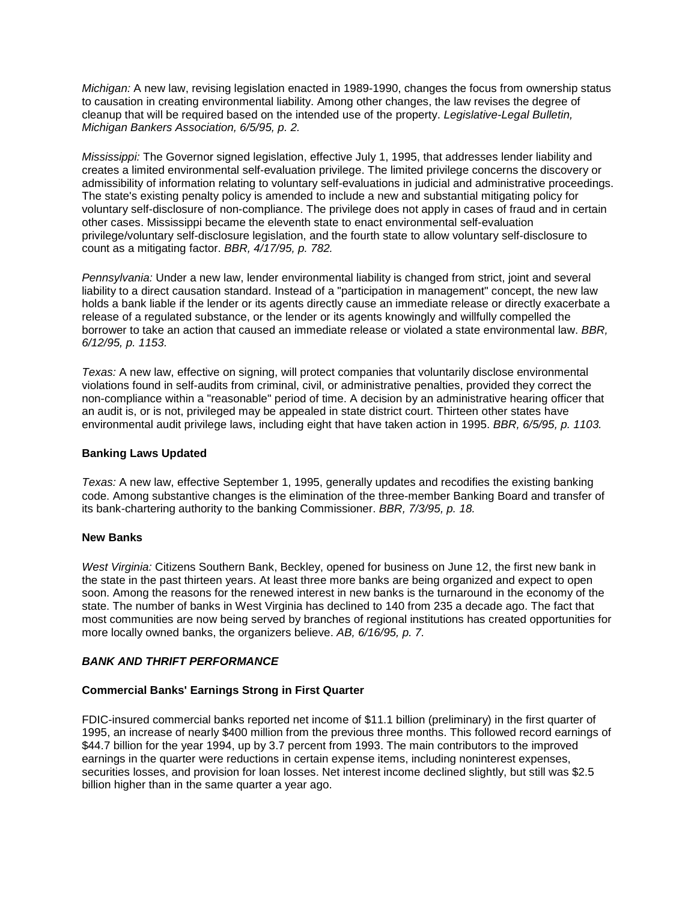*Michigan:* A new law, revising legislation enacted in 1989-1990, changes the focus from ownership status to causation in creating environmental liability. Among other changes, the law revises the degree of cleanup that will be required based on the intended use of the property. *Legislative-Legal Bulletin, Michigan Bankers Association, 6/5/95, p. 2.*

*Mississippi:* The Governor signed legislation, effective July 1, 1995, that addresses lender liability and creates a limited environmental self-evaluation privilege. The limited privilege concerns the discovery or admissibility of information relating to voluntary self-evaluations in judicial and administrative proceedings. The state's existing penalty policy is amended to include a new and substantial mitigating policy for voluntary self-disclosure of non-compliance. The privilege does not apply in cases of fraud and in certain other cases. Mississippi became the eleventh state to enact environmental self-evaluation privilege/voluntary self-disclosure legislation, and the fourth state to allow voluntary self-disclosure to count as a mitigating factor. *BBR, 4/17/95, p. 782.*

*Pennsylvania:* Under a new law, lender environmental liability is changed from strict, joint and several liability to a direct causation standard. Instead of a "participation in management" concept, the new law holds a bank liable if the lender or its agents directly cause an immediate release or directly exacerbate a release of a regulated substance, or the lender or its agents knowingly and willfully compelled the borrower to take an action that caused an immediate release or violated a state environmental law. *BBR, 6/12/95, p. 1153.*

*Texas:* A new law, effective on signing, will protect companies that voluntarily disclose environmental violations found in self-audits from criminal, civil, or administrative penalties, provided they correct the non-compliance within a "reasonable" period of time. A decision by an administrative hearing officer that an audit is, or is not, privileged may be appealed in state district court. Thirteen other states have environmental audit privilege laws, including eight that have taken action in 1995. *BBR, 6/5/95, p. 1103.*

**Banking Laws Updated**

*Texas:* A new law, effective September 1, 1995, generally updates and recodifies the existing banking code. Among substantive changes is the elimination of the three-member Banking Board and transfer of its bank-chartering authority to the banking Commissioner. *BBR, 7/3/95, p. 18.*

**New Banks**

*West Virginia:* Citizens Southern Bank, Beckley, opened for business on June 12, the first new bank in the state in the past thirteen years. At least three more banks are being organized and expect to open soon. Among the reasons for the renewed interest in new banks is the turnaround in the economy of the state. The number of banks in West Virginia has declined to 140 from 235 a decade ago. The fact that most communities are now being served by branches of regional institutions has created opportunities for more locally owned banks, the organizers believe. *AB, 6/16/95, p. 7.*

***BANK AND THRIFT PERFORMANCE***

**Commercial Banks' Earnings Strong in First Quarter**

FDIC-insured commercial banks reported net income of $11.1 billion (preliminary) in the first quarter of 1995, an increase of nearly $400 million from the previous three months. This followed record earnings of $44.7 billion for the year 1994, up by 3.7 percent from 1993. The main contributors to the improved earnings in the quarter were reductions in certain expense items, including noninterest expenses, securities losses, and provision for loan losses. Net interest income declined slightly, but still was $2.5 billion higher than in the same quarter a year ago.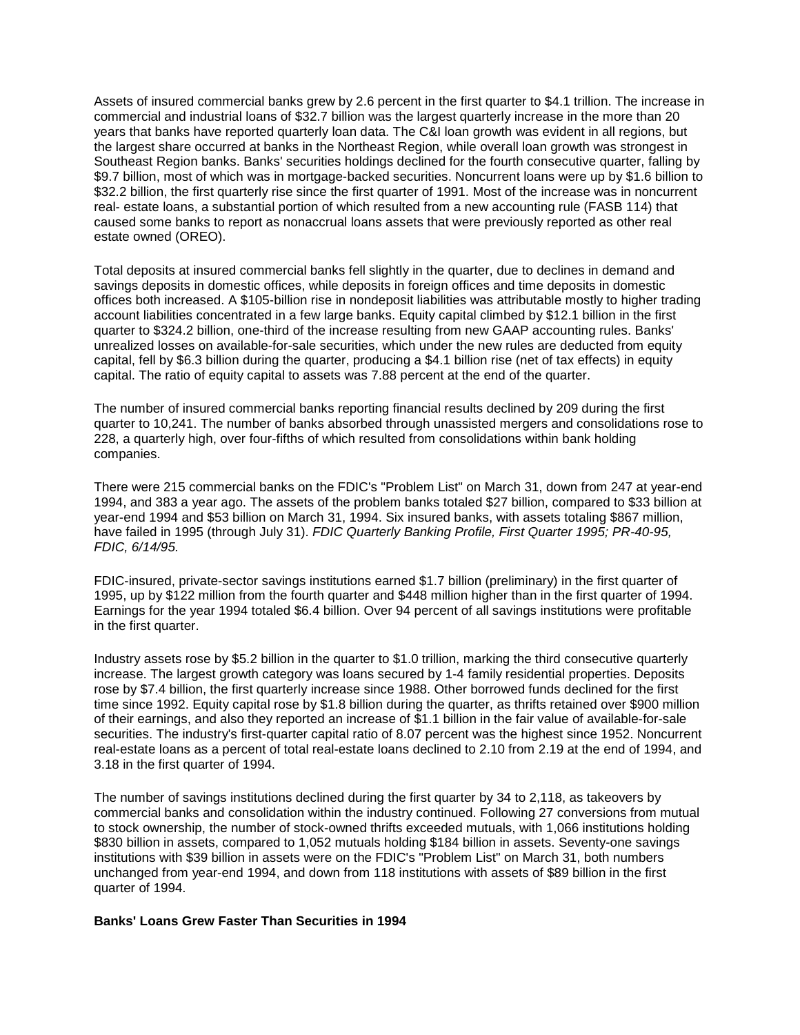Assets of insured commercial banks grew by 2.6 percent in the first quarter to $4.1 trillion. The increase in commercial and industrial loans of $32.7 billion was the largest quarterly increase in the more than 20 years that banks have reported quarterly loan data. The C&I loan growth was evident in all regions, but the largest share occurred at banks in the Northeast Region, while overall loan growth was strongest in Southeast Region banks. Banks' securities holdings declined for the fourth consecutive quarter, falling by $9.7 billion, most of which was in mortgage-backed securities. Noncurrent loans were up by $1.6 billion to $32.2 billion, the first quarterly rise since the first quarter of 1991. Most of the increase was in noncurrent real- estate loans, a substantial portion of which resulted from a new accounting rule (FASB 114) that caused some banks to report as nonaccrual loans assets that were previously reported as other real estate owned (OREO).

Total deposits at insured commercial banks fell slightly in the quarter, due to declines in demand and savings deposits in domestic offices, while deposits in foreign offices and time deposits in domestic offices both increased. A $105-billion rise in nondeposit liabilities was attributable mostly to higher trading account liabilities concentrated in a few large banks. Equity capital climbed by $12.1 billion in the first quarter to $324.2 billion, one-third of the increase resulting from new GAAP accounting rules. Banks' unrealized losses on available-for-sale securities, which under the new rules are deducted from equity capital, fell by $6.3 billion during the quarter, producing a $4.1 billion rise (net of tax effects) in equity capital. The ratio of equity capital to assets was 7.88 percent at the end of the quarter.

The number of insured commercial banks reporting financial results declined by 209 during the first quarter to 10,241. The number of banks absorbed through unassisted mergers and consolidations rose to 228, a quarterly high, over four-fifths of which resulted from consolidations within bank holding companies.

There were 215 commercial banks on the FDIC's "Problem List" on March 31, down from 247 at year-end 1994, and 383 a year ago. The assets of the problem banks totaled $27 billion, compared to $33 billion at year-end 1994 and $53 billion on March 31, 1994. Six insured banks, with assets totaling $867 million, have failed in 1995 (through July 31). *FDIC Quarterly Banking Profile, First Quarter 1995; PR-40-95, FDIC, 6/14/95.*

FDIC-insured, private-sector savings institutions earned $1.7 billion (preliminary) in the first quarter of 1995, up by $122 million from the fourth quarter and $448 million higher than in the first quarter of 1994. Earnings for the year 1994 totaled $6.4 billion. Over 94 percent of all savings institutions were profitable in the first quarter.

Industry assets rose by $5.2 billion in the quarter to $1.0 trillion, marking the third consecutive quarterly increase. The largest growth category was loans secured by 1-4 family residential properties. Deposits rose by $7.4 billion, the first quarterly increase since 1988. Other borrowed funds declined for the first time since 1992. Equity capital rose by $1.8 billion during the quarter, as thrifts retained over $900 million of their earnings, and also they reported an increase of $1.1 billion in the fair value of available-for-sale securities. The industry's first-quarter capital ratio of 8.07 percent was the highest since 1952. Noncurrent real-estate loans as a percent of total real-estate loans declined to 2.10 from 2.19 at the end of 1994, and 3.18 in the first quarter of 1994.

The number of savings institutions declined during the first quarter by 34 to 2,118, as takeovers by commercial banks and consolidation within the industry continued. Following 27 conversions from mutual to stock ownership, the number of stock-owned thrifts exceeded mutuals, with 1,066 institutions holding $830 billion in assets, compared to 1,052 mutuals holding $184 billion in assets. Seventy-one savings institutions with $39 billion in assets were on the FDIC's "Problem List" on March 31, both numbers unchanged from year-end 1994, and down from 118 institutions with assets of $89 billion in the first quarter of 1994.

**Banks' Loans Grew Faster Than Securities in 1994**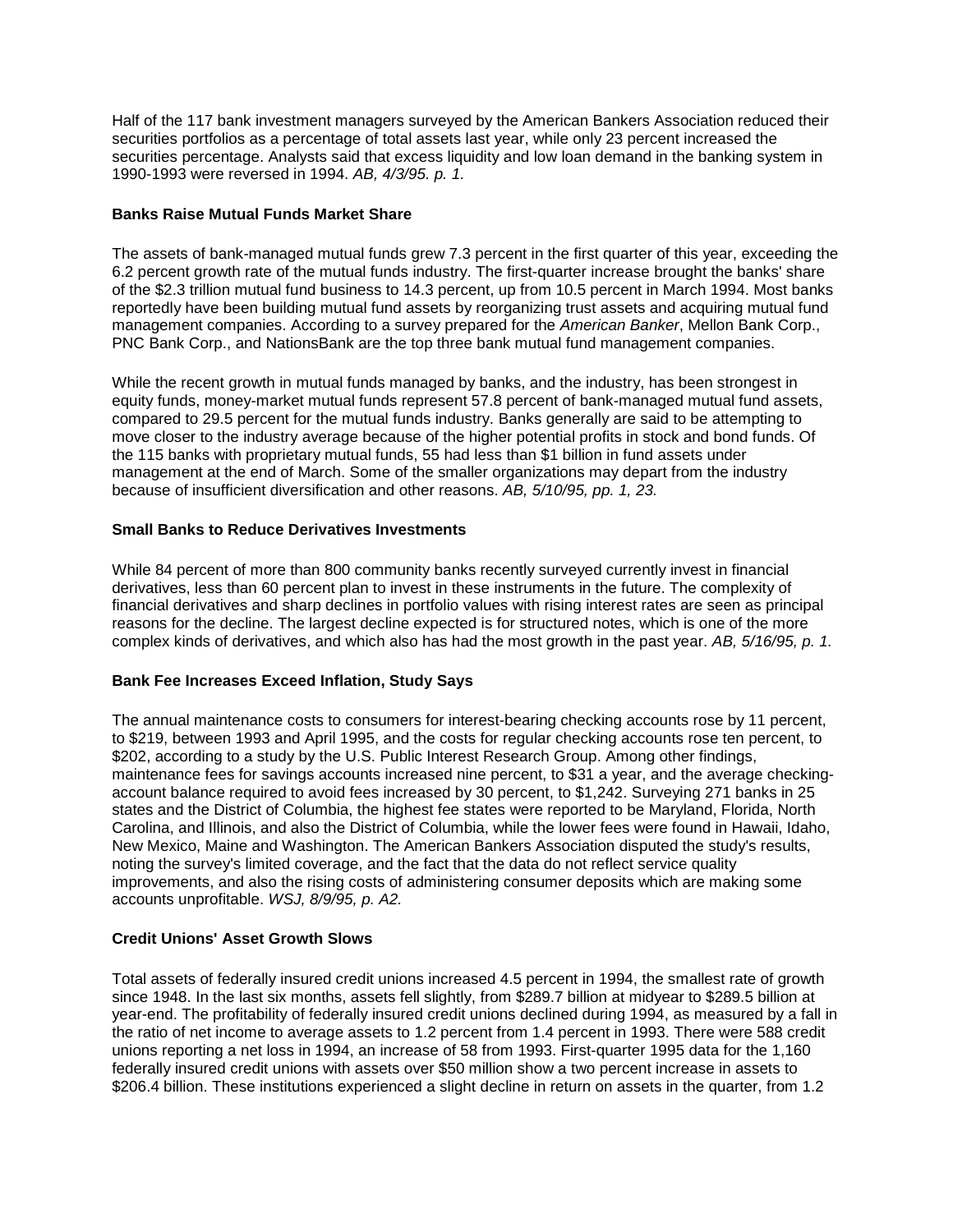Half of the 117 bank investment managers surveyed by the American Bankers Association reduced their securities portfolios as a percentage of total assets last year, while only 23 percent increased the securities percentage. Analysts said that excess liquidity and low loan demand in the banking system in 1990-1993 were reversed in 1994. *AB, 4/3/95. p. 1.*

**Banks Raise Mutual Funds Market Share**

The assets of bank-managed mutual funds grew 7.3 percent in the first quarter of this year, exceeding the 6.2 percent growth rate of the mutual funds industry. The first-quarter increase brought the banks' share of the $2.3 trillion mutual fund business to 14.3 percent, up from 10.5 percent in March 1994. Most banks reportedly have been building mutual fund assets by reorganizing trust assets and acquiring mutual fund management companies. According to a survey prepared for the *American Banker*, Mellon Bank Corp., PNC Bank Corp., and NationsBank are the top three bank mutual fund management companies.

While the recent growth in mutual funds managed by banks, and the industry, has been strongest in equity funds, money-market mutual funds represent 57.8 percent of bank-managed mutual fund assets, compared to 29.5 percent for the mutual funds industry. Banks generally are said to be attempting to move closer to the industry average because of the higher potential profits in stock and bond funds. Of the 115 banks with proprietary mutual funds, 55 had less than $1 billion in fund assets under management at the end of March. Some of the smaller organizations may depart from the industry because of insufficient diversification and other reasons. *AB, 5/10/95, pp. 1, 23.*

**Small Banks to Reduce Derivatives Investments**

While 84 percent of more than 800 community banks recently surveyed currently invest in financial derivatives, less than 60 percent plan to invest in these instruments in the future. The complexity of financial derivatives and sharp declines in portfolio values with rising interest rates are seen as principal reasons for the decline. The largest decline expected is for structured notes, which is one of the more complex kinds of derivatives, and which also has had the most growth in the past year. *AB, 5/16/95, p. 1.*

**Bank Fee Increases Exceed Inflation, Study Says**

The annual maintenance costs to consumers for interest-bearing checking accounts rose by 11 percent, to $219, between 1993 and April 1995, and the costs for regular checking accounts rose ten percent, to $202, according to a study by the U.S. Public Interest Research Group. Among other findings, maintenance fees for savings accounts increased nine percent, to $31 a year, and the average checking-account balance required to avoid fees increased by 30 percent, to $1,242. Surveying 271 banks in 25 states and the District of Columbia, the highest fee states were reported to be Maryland, Florida, North Carolina, and Illinois, and also the District of Columbia, while the lower fees were found in Hawaii, Idaho, New Mexico, Maine and Washington. The American Bankers Association disputed the study's results, noting the survey's limited coverage, and the fact that the data do not reflect service quality improvements, and also the rising costs of administering consumer deposits which are making some accounts unprofitable. *WSJ, 8/9/95, p. A2.*

**Credit Unions' Asset Growth Slows**

Total assets of federally insured credit unions increased 4.5 percent in 1994, the smallest rate of growth since 1948. In the last six months, assets fell slightly, from $289.7 billion at midyear to $289.5 billion at year-end. The profitability of federally insured credit unions declined during 1994, as measured by a fall in the ratio of net income to average assets to 1.2 percent from 1.4 percent in 1993. There were 588 credit unions reporting a net loss in 1994, an increase of 58 from 1993. First-quarter 1995 data for the 1,160 federally insured credit unions with assets over $50 million show a two percent increase in assets to $206.4 billion. These institutions experienced a slight decline in return on assets in the quarter, from 1.2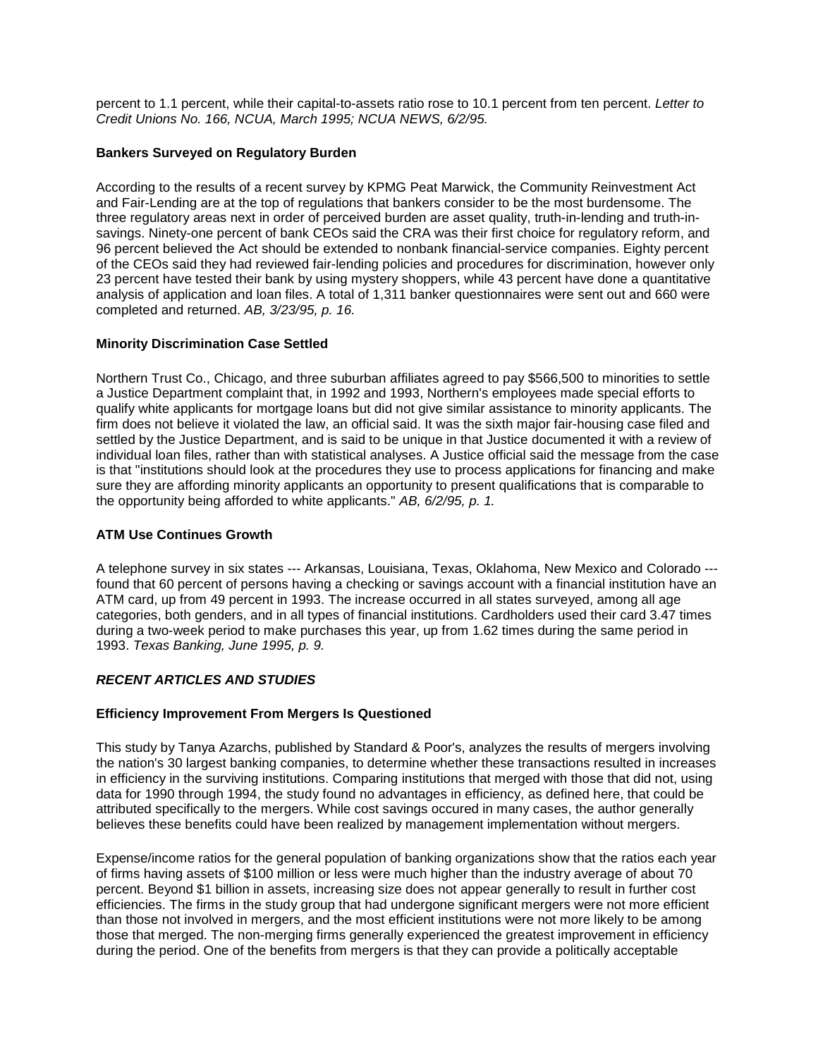percent to 1.1 percent, while their capital-to-assets ratio rose to 10.1 percent from ten percent. *Letter to Credit Unions No. 166, NCUA, March 1995; NCUA NEWS, 6/2/95.*

### Bankers Surveyed on Regulatory Burden

According to the results of a recent survey by KPMG Peat Marwick, the Community Reinvestment Act and Fair-Lending are at the top of regulations that bankers consider to be the most burdensome. The three regulatory areas next in order of perceived burden are asset quality, truth-in-lending and truth-in-savings. Ninety-one percent of bank CEOs said the CRA was their first choice for regulatory reform, and 96 percent believed the Act should be extended to nonbank financial-service companies. Eighty percent of the CEOs said they had reviewed fair-lending policies and procedures for discrimination, however only 23 percent have tested their bank by using mystery shoppers, while 43 percent have done a quantitative analysis of application and loan files. A total of 1,311 banker questionnaires were sent out and 660 were completed and returned. *AB, 3/23/95, p. 16.*

### Minority Discrimination Case Settled

Northern Trust Co., Chicago, and three suburban affiliates agreed to pay $566,500 to minorities to settle a Justice Department complaint that, in 1992 and 1993, Northern's employees made special efforts to qualify white applicants for mortgage loans but did not give similar assistance to minority applicants. The firm does not believe it violated the law, an official said. It was the sixth major fair-housing case filed and settled by the Justice Department, and is said to be unique in that Justice documented it with a review of individual loan files, rather than with statistical analyses. A Justice official said the message from the case is that "institutions should look at the procedures they use to process applications for financing and make sure they are affording minority applicants an opportunity to present qualifications that is comparable to the opportunity being afforded to white applicants." *AB, 6/2/95, p. 1.*

### ATM Use Continues Growth

A telephone survey in six states --- Arkansas, Louisiana, Texas, Oklahoma, New Mexico and Colorado --- found that 60 percent of persons having a checking or savings account with a financial institution have an ATM card, up from 49 percent in 1993. The increase occurred in all states surveyed, among all age categories, both genders, and in all types of financial institutions. Cardholders used their card 3.47 times during a two-week period to make purchases this year, up from 1.62 times during the same period in 1993. *Texas Banking, June 1995, p. 9.*

## *RECENT ARTICLES AND STUDIES*

### Efficiency Improvement From Mergers Is Questioned

This study by Tanya Azarchs, published by Standard & Poor's, analyzes the results of mergers involving the nation's 30 largest banking companies, to determine whether these transactions resulted in increases in efficiency in the surviving institutions. Comparing institutions that merged with those that did not, using data for 1990 through 1994, the study found no advantages in efficiency, as defined here, that could be attributed specifically to the mergers. While cost savings occured in many cases, the author generally believes these benefits could have been realized by management implementation without mergers.

Expense/income ratios for the general population of banking organizations show that the ratios each year of firms having assets of $100 million or less were much higher than the industry average of about 70 percent. Beyond $1 billion in assets, increasing size does not appear generally to result in further cost efficiencies. The firms in the study group that had undergone significant mergers were not more efficient than those not involved in mergers, and the most efficient institutions were not more likely to be among those that merged. The non-merging firms generally experienced the greatest improvement in efficiency during the period. One of the benefits from mergers is that they can provide a politically acceptable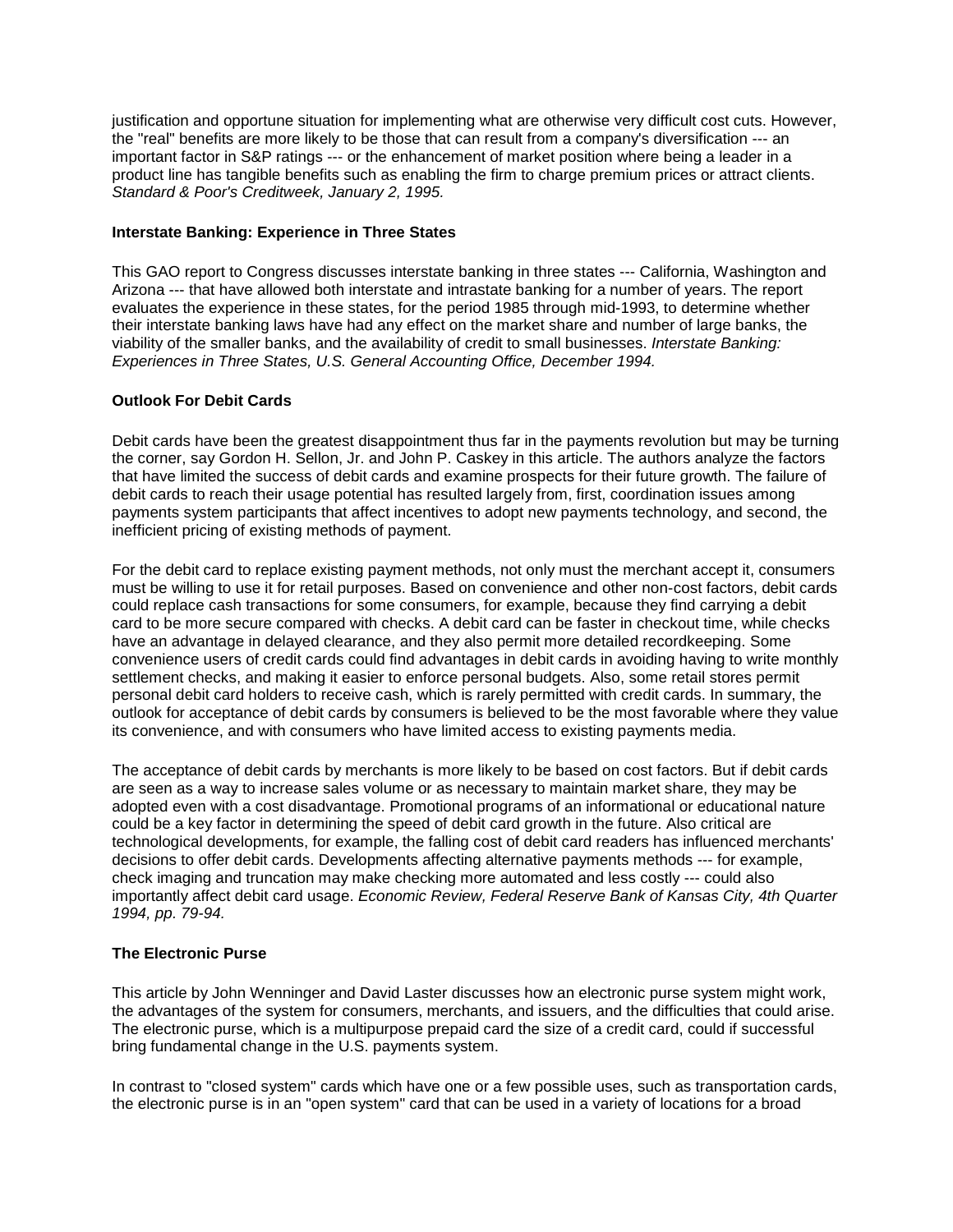justification and opportune situation for implementing what are otherwise very difficult cost cuts. However, the "real" benefits are more likely to be those that can result from a company's diversification --- an important factor in S&P ratings --- or the enhancement of market position where being a leader in a product line has tangible benefits such as enabling the firm to charge premium prices or attract clients. *Standard & Poor's Creditweek, January 2, 1995.*

**Interstate Banking: Experience in Three States**

This GAO report to Congress discusses interstate banking in three states --- California, Washington and Arizona --- that have allowed both interstate and intrastate banking for a number of years. The report evaluates the experience in these states, for the period 1985 through mid-1993, to determine whether their interstate banking laws have had any effect on the market share and number of large banks, the viability of the smaller banks, and the availability of credit to small businesses. *Interstate Banking: Experiences in Three States, U.S. General Accounting Office, December 1994.*

**Outlook For Debit Cards**

Debit cards have been the greatest disappointment thus far in the payments revolution but may be turning the corner, say Gordon H. Sellon, Jr. and John P. Caskey in this article. The authors analyze the factors that have limited the success of debit cards and examine prospects for their future growth. The failure of debit cards to reach their usage potential has resulted largely from, first, coordination issues among payments system participants that affect incentives to adopt new payments technology, and second, the inefficient pricing of existing methods of payment.

For the debit card to replace existing payment methods, not only must the merchant accept it, consumers must be willing to use it for retail purposes. Based on convenience and other non-cost factors, debit cards could replace cash transactions for some consumers, for example, because they find carrying a debit card to be more secure compared with checks. A debit card can be faster in checkout time, while checks have an advantage in delayed clearance, and they also permit more detailed recordkeeping. Some convenience users of credit cards could find advantages in debit cards in avoiding having to write monthly settlement checks, and making it easier to enforce personal budgets. Also, some retail stores permit personal debit card holders to receive cash, which is rarely permitted with credit cards. In summary, the outlook for acceptance of debit cards by consumers is believed to be the most favorable where they value its convenience, and with consumers who have limited access to existing payments media.

The acceptance of debit cards by merchants is more likely to be based on cost factors. But if debit cards are seen as a way to increase sales volume or as necessary to maintain market share, they may be adopted even with a cost disadvantage. Promotional programs of an informational or educational nature could be a key factor in determining the speed of debit card growth in the future. Also critical are technological developments, for example, the falling cost of debit card readers has influenced merchants' decisions to offer debit cards. Developments affecting alternative payments methods --- for example, check imaging and truncation may make checking more automated and less costly --- could also importantly affect debit card usage. *Economic Review, Federal Reserve Bank of Kansas City, 4th Quarter 1994, pp. 79-94.*

**The Electronic Purse**

This article by John Wenninger and David Laster discusses how an electronic purse system might work, the advantages of the system for consumers, merchants, and issuers, and the difficulties that could arise. The electronic purse, which is a multipurpose prepaid card the size of a credit card, could if successful bring fundamental change in the U.S. payments system.

In contrast to "closed system" cards which have one or a few possible uses, such as transportation cards, the electronic purse is in an "open system" card that can be used in a variety of locations for a broad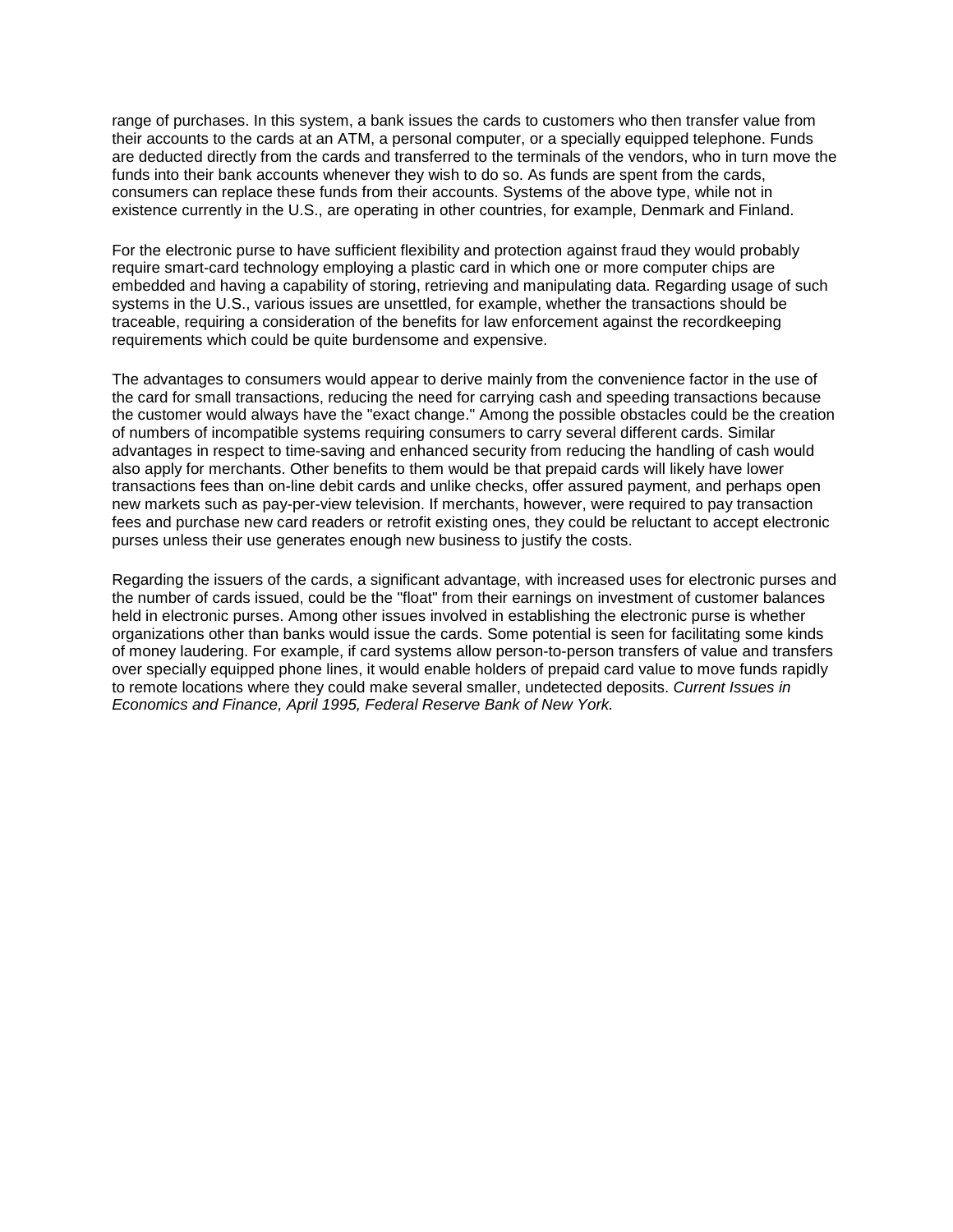range of purchases. In this system, a bank issues the cards to customers who then transfer value from their accounts to the cards at an ATM, a personal computer, or a specially equipped telephone. Funds are deducted directly from the cards and transferred to the terminals of the vendors, who in turn move the funds into their bank accounts whenever they wish to do so. As funds are spent from the cards, consumers can replace these funds from their accounts. Systems of the above type, while not in existence currently in the U.S., are operating in other countries, for example, Denmark and Finland.

For the electronic purse to have sufficient flexibility and protection against fraud they would probably require smart-card technology employing a plastic card in which one or more computer chips are embedded and having a capability of storing, retrieving and manipulating data. Regarding usage of such systems in the U.S., various issues are unsettled, for example, whether the transactions should be traceable, requiring a consideration of the benefits for law enforcement against the recordkeeping requirements which could be quite burdensome and expensive.

The advantages to consumers would appear to derive mainly from the convenience factor in the use of the card for small transactions, reducing the need for carrying cash and speeding transactions because the customer would always have the "exact change." Among the possible obstacles could be the creation of numbers of incompatible systems requiring consumers to carry several different cards. Similar advantages in respect to time-saving and enhanced security from reducing the handling of cash would also apply for merchants. Other benefits to them would be that prepaid cards will likely have lower transactions fees than on-line debit cards and unlike checks, offer assured payment, and perhaps open new markets such as pay-per-view television. If merchants, however, were required to pay transaction fees and purchase new card readers or retrofit existing ones, they could be reluctant to accept electronic purses unless their use generates enough new business to justify the costs.

Regarding the issuers of the cards, a significant advantage, with increased uses for electronic purses and the number of cards issued, could be the "float" from their earnings on investment of customer balances held in electronic purses. Among other issues involved in establishing the electronic purse is whether organizations other than banks would issue the cards. Some potential is seen for facilitating some kinds of money laudering. For example, if card systems allow person-to-person transfers of value and transfers over specially equipped phone lines, it would enable holders of prepaid card value to move funds rapidly to remote locations where they could make several smaller, undetected deposits. *Current Issues in Economics and Finance, April 1995, Federal Reserve Bank of New York.*